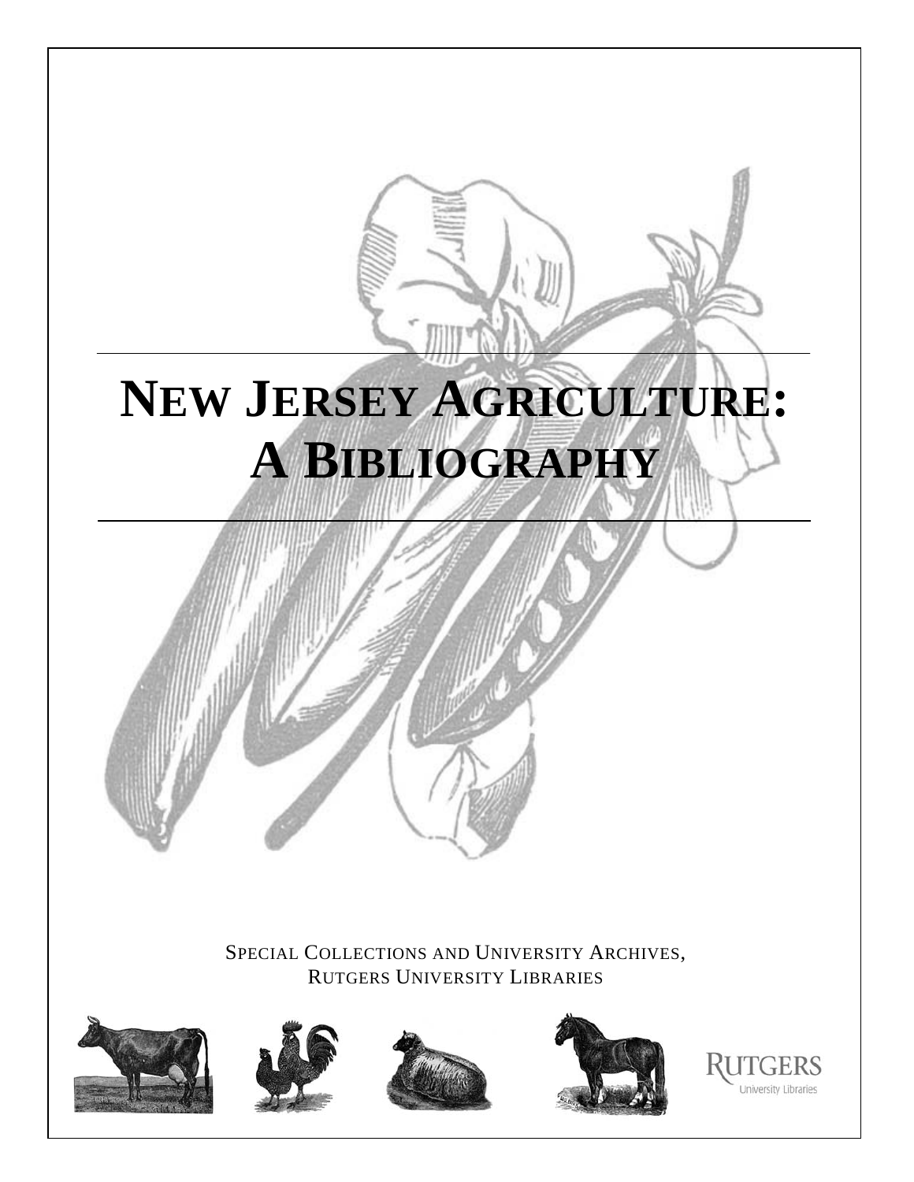# NEW JERSEY AGRICULTURE: A BIBLIOGRAPHY

SPECIAL COLLECTIONS AND UNIVERSITY ARCHIVES,
RUTGERS UNIVERSITY LIBRARIES

RUTGERS
University Libraries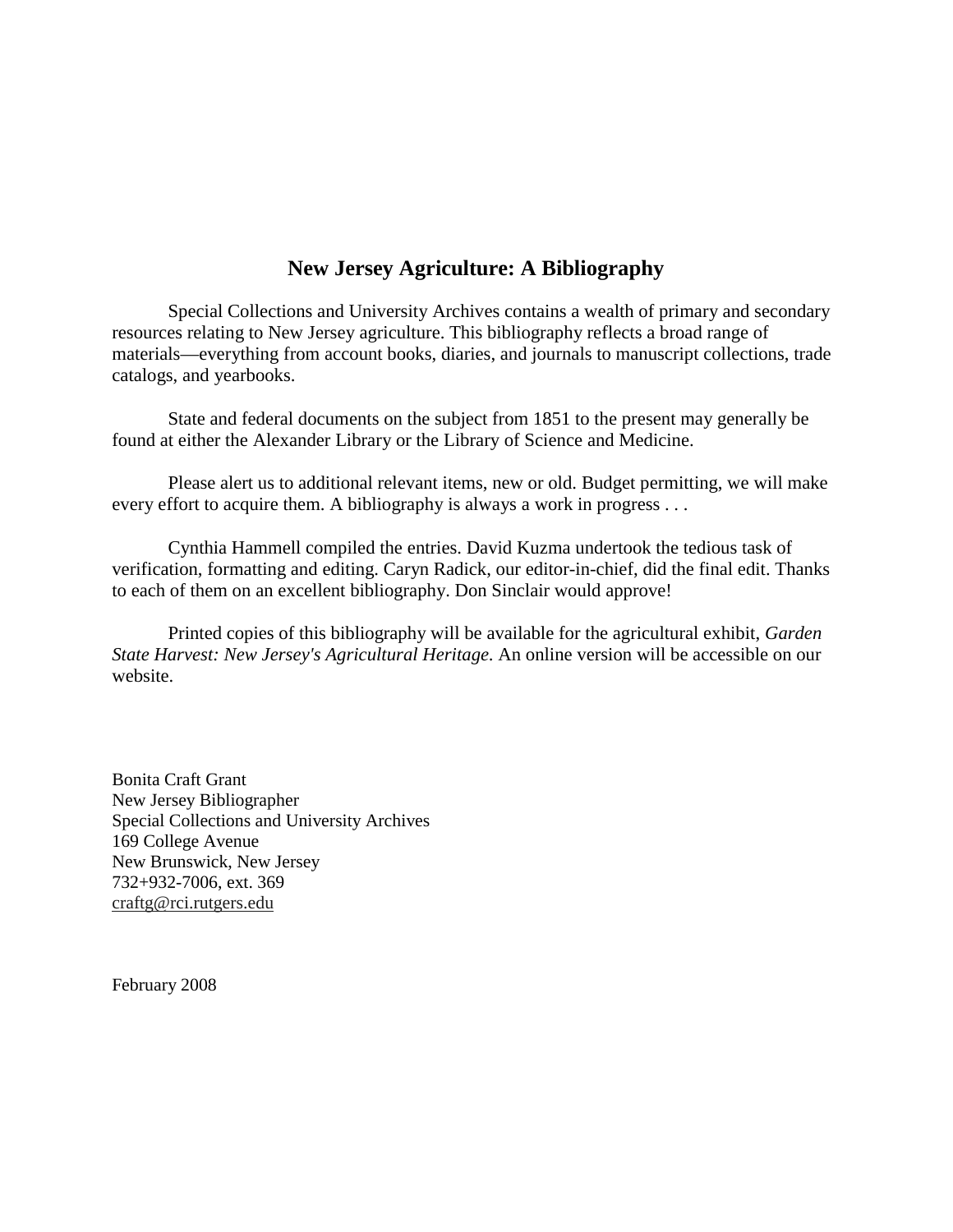# New Jersey Agriculture: A Bibliography

Special Collections and University Archives contains a wealth of primary and secondary resources relating to New Jersey agriculture. This bibliography reflects a broad range of materials—everything from account books, diaries, and journals to manuscript collections, trade catalogs, and yearbooks.

State and federal documents on the subject from 1851 to the present may generally be found at either the Alexander Library or the Library of Science and Medicine.

Please alert us to additional relevant items, new or old. Budget permitting, we will make every effort to acquire them. A bibliography is always a work in progress . . .

Cynthia Hammell compiled the entries. David Kuzma undertook the tedious task of verification, formatting and editing. Caryn Radick, our editor-in-chief, did the final edit. Thanks to each of them on an excellent bibliography. Don Sinclair would approve!

Printed copies of this bibliography will be available for the agricultural exhibit, *Garden State Harvest: New Jersey's Agricultural Heritage.* An online version will be accessible on our website.

Bonita Craft Grant
New Jersey Bibliographer
Special Collections and University Archives
169 College Avenue
New Brunswick, New Jersey
732+932-7006, ext. 369
craftg@rci.rutgers.edu

February 2008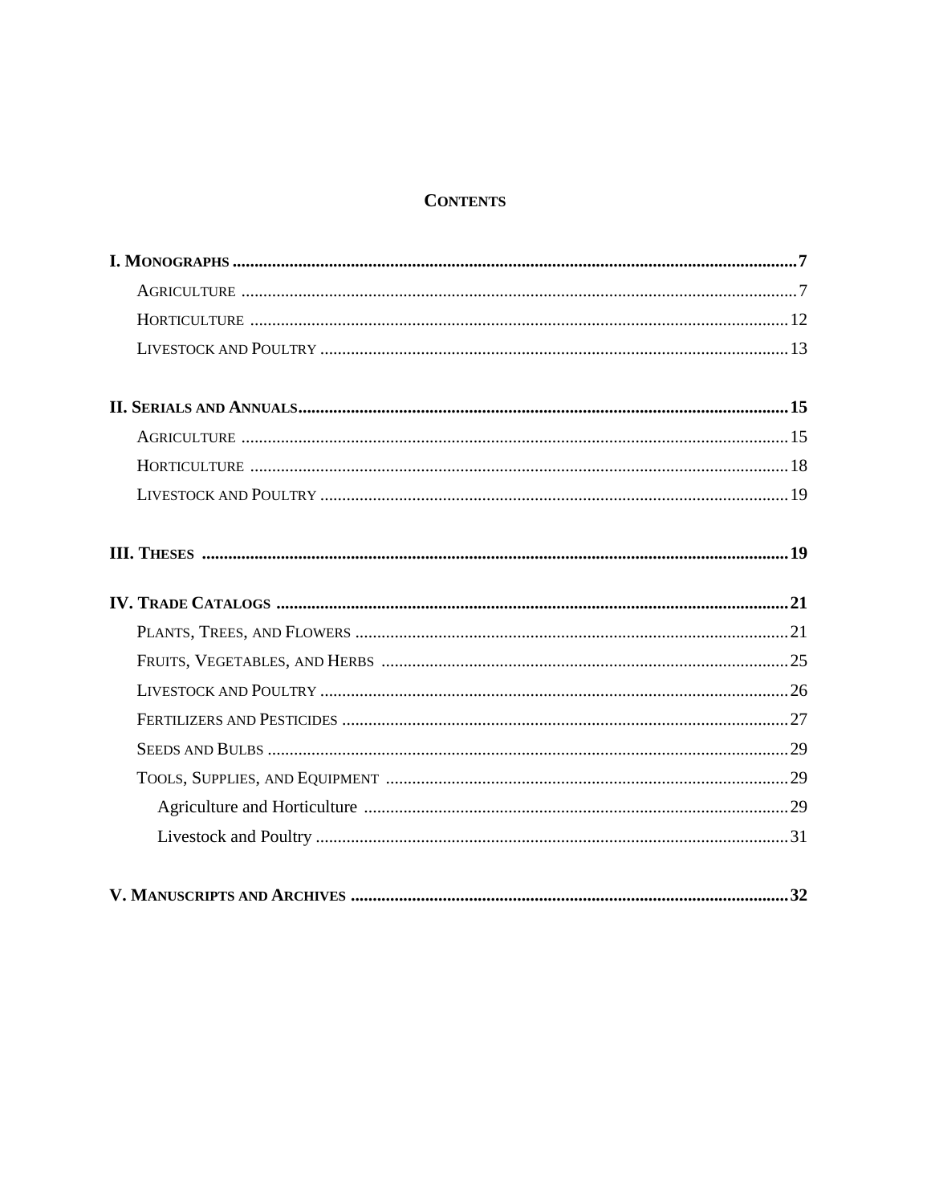# Contents

**I. Monographs** ... **7**

- Agriculture ... 7
- Horticulture ... 12
- Livestock and Poultry ... 13

**II. Serials and Annuals** ... **15**

- Agriculture ... 15
- Horticulture ... 18
- Livestock and Poultry ... 19

**III. Theses** ... **19**

**IV. Trade Catalogs** ... **21**

- Plants, Trees, and Flowers ... 21
- Fruits, Vegetables, and Herbs ... 25
- Livestock and Poultry ... 26
- Fertilizers and Pesticides ... 27
- Seeds and Bulbs ... 29
- Tools, Supplies, and Equipment ... 29
  - Agriculture and Horticulture ... 29
  - Livestock and Poultry ... 31

**V. Manuscripts and Archives** ... **32**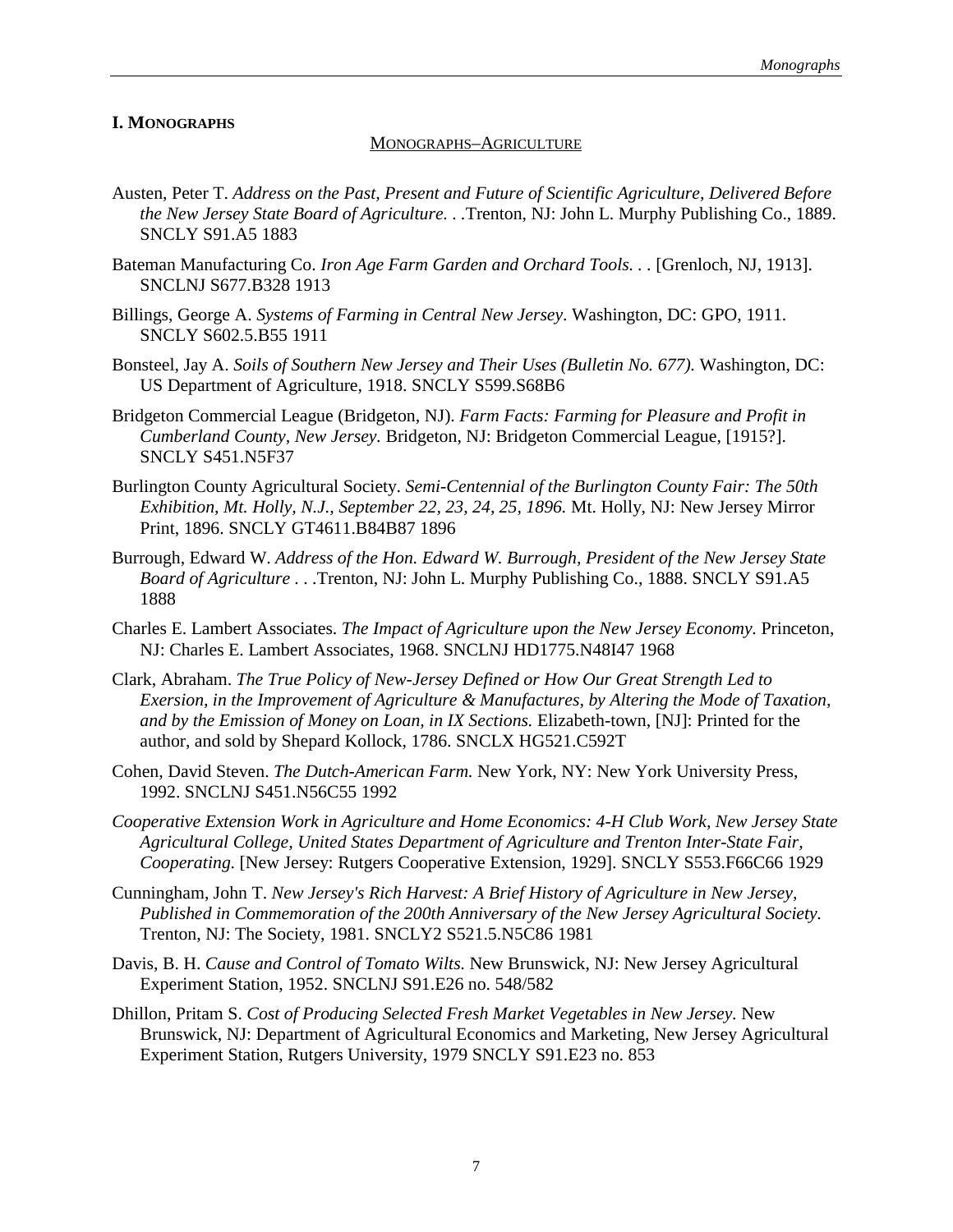## I. MONOGRAPHS

### MONOGRAPHS–AGRICULTURE

Austen, Peter T. *Address on the Past, Present and Future of Scientific Agriculture, Delivered Before the New Jersey State Board of Agriculture. . .*Trenton, NJ: John L. Murphy Publishing Co., 1889. SNCLY S91.A5 1883

Bateman Manufacturing Co. *Iron Age Farm Garden and Orchard Tools. . .* [Grenloch, NJ, 1913]. SNCLNJ S677.B328 1913

Billings, George A. *Systems of Farming in Central New Jersey*. Washington, DC: GPO, 1911. SNCLY S602.5.B55 1911

Bonsteel, Jay A. *Soils of Southern New Jersey and Their Uses (Bulletin No. 677).* Washington, DC: US Department of Agriculture, 1918. SNCLY S599.S68B6

Bridgeton Commercial League (Bridgeton, NJ). *Farm Facts: Farming for Pleasure and Profit in Cumberland County, New Jersey.* Bridgeton, NJ: Bridgeton Commercial League, [1915?]. SNCLY S451.N5F37

Burlington County Agricultural Society. *Semi-Centennial of the Burlington County Fair: The 50th Exhibition, Mt. Holly, N.J., September 22, 23, 24, 25, 1896.* Mt. Holly, NJ: New Jersey Mirror Print, 1896. SNCLY GT4611.B84B87 1896

Burrough, Edward W. *Address of the Hon. Edward W. Burrough, President of the New Jersey State Board of Agriculture . . .*Trenton, NJ: John L. Murphy Publishing Co., 1888. SNCLY S91.A5 1888

Charles E. Lambert Associates. *The Impact of Agriculture upon the New Jersey Economy.* Princeton, NJ: Charles E. Lambert Associates, 1968. SNCLNJ HD1775.N48I47 1968

Clark, Abraham. *The True Policy of New-Jersey Defined or How Our Great Strength Led to Exersion, in the Improvement of Agriculture & Manufactures, by Altering the Mode of Taxation, and by the Emission of Money on Loan, in IX Sections.* Elizabeth-town, [NJ]: Printed for the author, and sold by Shepard Kollock, 1786. SNCLX HG521.C592T

Cohen, David Steven. *The Dutch-American Farm.* New York, NY: New York University Press, 1992. SNCLNJ S451.N56C55 1992

*Cooperative Extension Work in Agriculture and Home Economics: 4-H Club Work, New Jersey State Agricultural College, United States Department of Agriculture and Trenton Inter-State Fair, Cooperating.* [New Jersey: Rutgers Cooperative Extension, 1929]. SNCLY S553.F66C66 1929

Cunningham, John T. *New Jersey's Rich Harvest: A Brief History of Agriculture in New Jersey, Published in Commemoration of the 200th Anniversary of the New Jersey Agricultural Society.* Trenton, NJ: The Society, 1981. SNCLY2 S521.5.N5C86 1981

Davis, B. H. *Cause and Control of Tomato Wilts.* New Brunswick, NJ: New Jersey Agricultural Experiment Station, 1952. SNCLNJ S91.E26 no. 548/582

Dhillon, Pritam S. *Cost of Producing Selected Fresh Market Vegetables in New Jersey.* New Brunswick, NJ: Department of Agricultural Economics and Marketing, New Jersey Agricultural Experiment Station, Rutgers University, 1979 SNCLY S91.E23 no. 853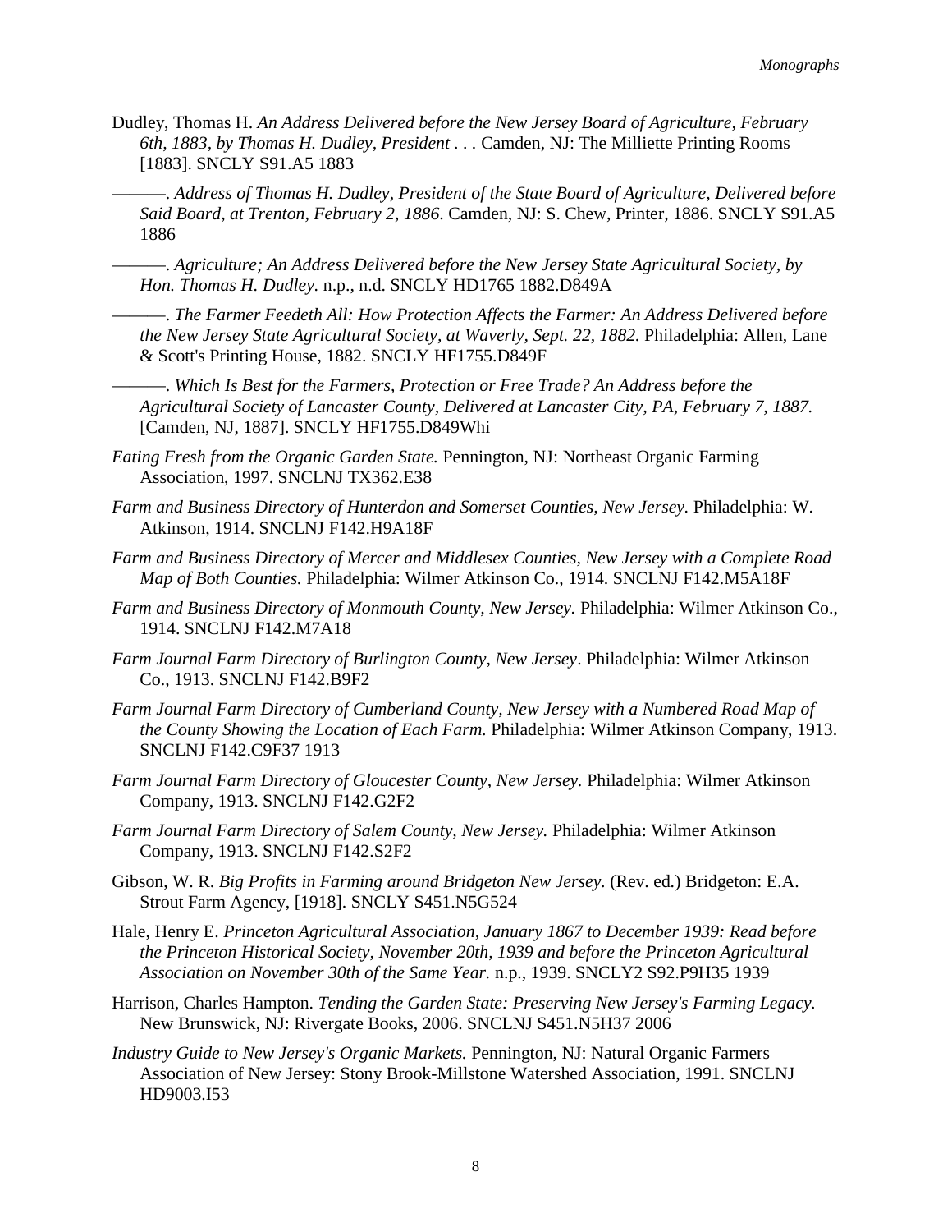Dudley, Thomas H. *An Address Delivered before the New Jersey Board of Agriculture, February 6th, 1883, by Thomas H. Dudley, President* . . . Camden, NJ: The Milliette Printing Rooms [1883]. SNCLY S91.A5 1883

———. *Address of Thomas H. Dudley, President of the State Board of Agriculture, Delivered before Said Board, at Trenton, February 2, 1886*. Camden, NJ: S. Chew, Printer, 1886. SNCLY S91.A5 1886

———. *Agriculture; An Address Delivered before the New Jersey State Agricultural Society, by Hon. Thomas H. Dudley*. n.p., n.d. SNCLY HD1765 1882.D849A

———. *The Farmer Feedeth All: How Protection Affects the Farmer: An Address Delivered before the New Jersey State Agricultural Society, at Waverly, Sept. 22, 1882.* Philadelphia: Allen, Lane & Scott's Printing House, 1882. SNCLY HF1755.D849F

———. *Which Is Best for the Farmers, Protection or Free Trade? An Address before the Agricultural Society of Lancaster County, Delivered at Lancaster City, PA, February 7, 1887.* [Camden, NJ, 1887]. SNCLY HF1755.D849Whi

*Eating Fresh from the Organic Garden State.* Pennington, NJ: Northeast Organic Farming Association, 1997. SNCLNJ TX362.E38

*Farm and Business Directory of Hunterdon and Somerset Counties, New Jersey.* Philadelphia: W. Atkinson, 1914. SNCLNJ F142.H9A18F

*Farm and Business Directory of Mercer and Middlesex Counties, New Jersey with a Complete Road Map of Both Counties.* Philadelphia: Wilmer Atkinson Co., 1914. SNCLNJ F142.M5A18F

*Farm and Business Directory of Monmouth County, New Jersey.* Philadelphia: Wilmer Atkinson Co., 1914. SNCLNJ F142.M7A18

*Farm Journal Farm Directory of Burlington County, New Jersey*. Philadelphia: Wilmer Atkinson Co., 1913. SNCLNJ F142.B9F2

*Farm Journal Farm Directory of Cumberland County, New Jersey with a Numbered Road Map of the County Showing the Location of Each Farm.* Philadelphia: Wilmer Atkinson Company, 1913. SNCLNJ F142.C9F37 1913

*Farm Journal Farm Directory of Gloucester County, New Jersey.* Philadelphia: Wilmer Atkinson Company, 1913. SNCLNJ F142.G2F2

*Farm Journal Farm Directory of Salem County, New Jersey.* Philadelphia: Wilmer Atkinson Company, 1913. SNCLNJ F142.S2F2

Gibson, W. R. *Big Profits in Farming around Bridgeton New Jersey.* (Rev. ed.) Bridgeton: E.A. Strout Farm Agency, [1918]. SNCLY S451.N5G524

Hale, Henry E. *Princeton Agricultural Association, January 1867 to December 1939: Read before the Princeton Historical Society, November 20th, 1939 and before the Princeton Agricultural Association on November 30th of the Same Year.* n.p., 1939. SNCLY2 S92.P9H35 1939

Harrison, Charles Hampton. *Tending the Garden State: Preserving New Jersey's Farming Legacy.* New Brunswick, NJ: Rivergate Books, 2006. SNCLNJ S451.N5H37 2006

*Industry Guide to New Jersey's Organic Markets.* Pennington, NJ: Natural Organic Farmers Association of New Jersey: Stony Brook-Millstone Watershed Association, 1991. SNCLNJ HD9003.I53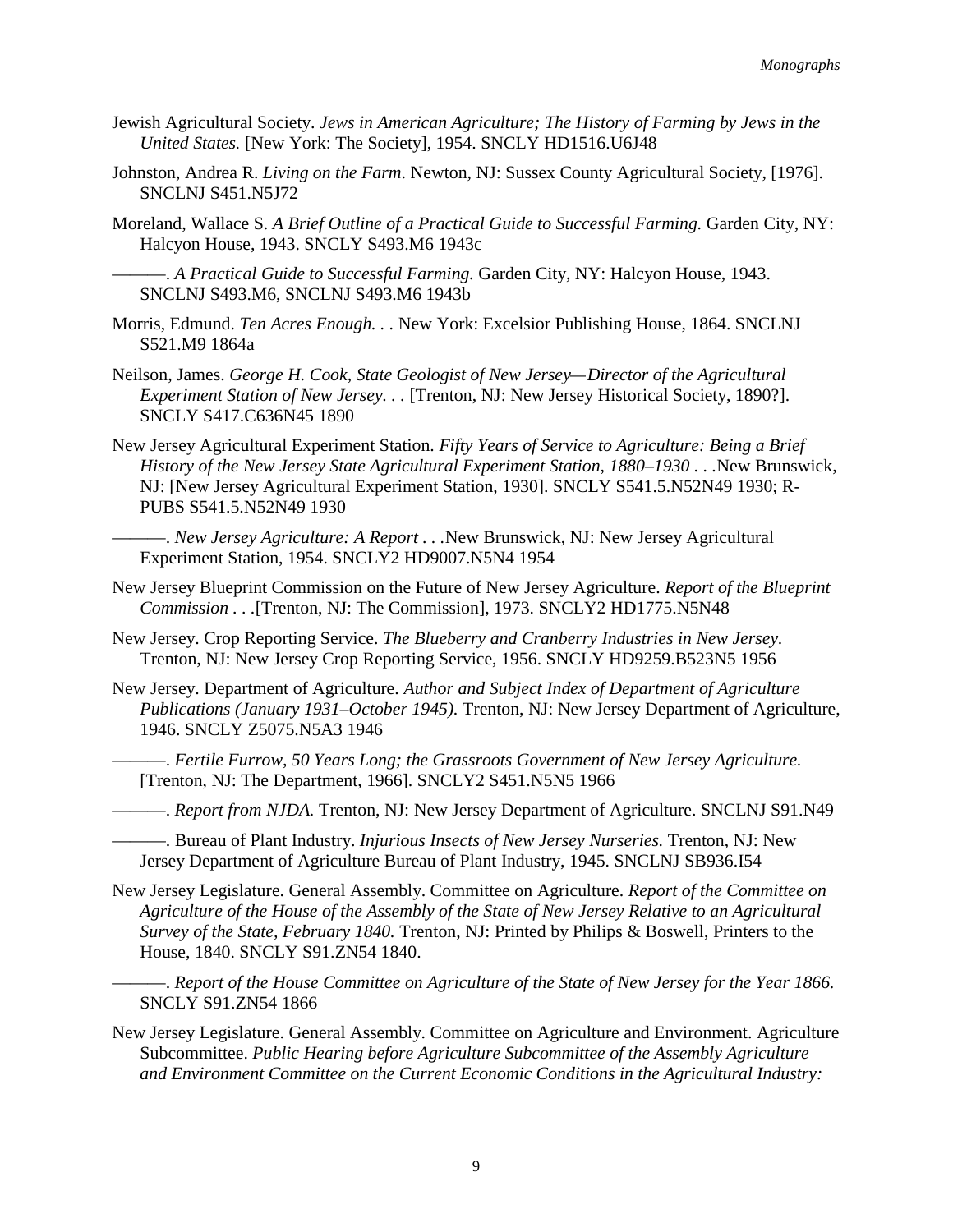Jewish Agricultural Society. *Jews in American Agriculture; The History of Farming by Jews in the United States.* [New York: The Society], 1954. SNCLY HD1516.U6J48

Johnston, Andrea R. *Living on the Farm*. Newton, NJ: Sussex County Agricultural Society, [1976]. SNCLNJ S451.N5J72

Moreland, Wallace S. *A Brief Outline of a Practical Guide to Successful Farming.* Garden City, NY: Halcyon House, 1943. SNCLY S493.M6 1943c

———. *A Practical Guide to Successful Farming.* Garden City, NY: Halcyon House, 1943. SNCLNJ S493.M6, SNCLNJ S493.M6 1943b

Morris, Edmund. *Ten Acres Enough. . .* New York: Excelsior Publishing House, 1864. SNCLNJ S521.M9 1864a

Neilson, James. *George H. Cook, State Geologist of New Jersey—Director of the Agricultural Experiment Station of New Jersey. . .* [Trenton, NJ: New Jersey Historical Society, 1890?]. SNCLY S417.C636N45 1890

New Jersey Agricultural Experiment Station. *Fifty Years of Service to Agriculture: Being a Brief History of the New Jersey State Agricultural Experiment Station, 1880–1930 . . .*New Brunswick, NJ: [New Jersey Agricultural Experiment Station, 1930]. SNCLY S541.5.N52N49 1930; R-PUBS S541.5.N52N49 1930

———. *New Jersey Agriculture: A Report . . .*New Brunswick, NJ: New Jersey Agricultural Experiment Station, 1954. SNCLY2 HD9007.N5N4 1954

New Jersey Blueprint Commission on the Future of New Jersey Agriculture. *Report of the Blueprint Commission . . .*[Trenton, NJ: The Commission], 1973. SNCLY2 HD1775.N5N48

New Jersey. Crop Reporting Service. *The Blueberry and Cranberry Industries in New Jersey.* Trenton, NJ: New Jersey Crop Reporting Service, 1956. SNCLY HD9259.B523N5 1956

New Jersey. Department of Agriculture. *Author and Subject Index of Department of Agriculture Publications (January 1931–October 1945).* Trenton, NJ: New Jersey Department of Agriculture, 1946. SNCLY Z5075.N5A3 1946

———. *Fertile Furrow, 50 Years Long; the Grassroots Government of New Jersey Agriculture.* [Trenton, NJ: The Department, 1966]. SNCLY2 S451.N5N5 1966

———. *Report from NJDA.* Trenton, NJ: New Jersey Department of Agriculture. SNCLNJ S91.N49

———. Bureau of Plant Industry. *Injurious Insects of New Jersey Nurseries.* Trenton, NJ: New Jersey Department of Agriculture Bureau of Plant Industry, 1945. SNCLNJ SB936.I54

New Jersey Legislature. General Assembly. Committee on Agriculture. *Report of the Committee on Agriculture of the House of the Assembly of the State of New Jersey Relative to an Agricultural Survey of the State, February 1840.* Trenton, NJ: Printed by Philips & Boswell, Printers to the House, 1840. SNCLY S91.ZN54 1840.

———. *Report of the House Committee on Agriculture of the State of New Jersey for the Year 1866.* SNCLY S91.ZN54 1866

New Jersey Legislature. General Assembly. Committee on Agriculture and Environment. Agriculture Subcommittee. *Public Hearing before Agriculture Subcommittee of the Assembly Agriculture and Environment Committee on the Current Economic Conditions in the Agricultural Industry:*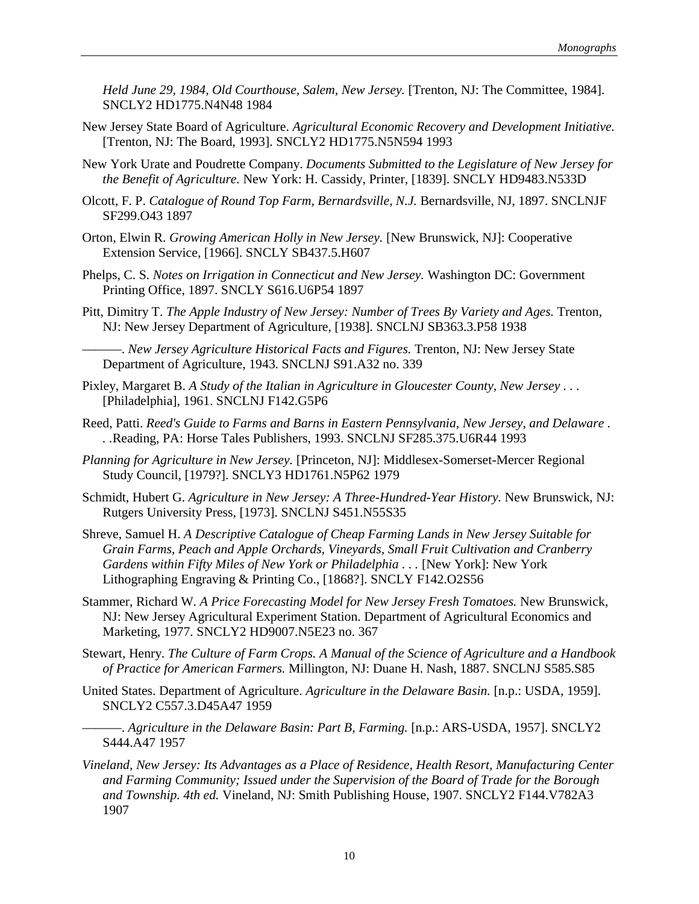*Held June 29, 1984, Old Courthouse, Salem, New Jersey.* [Trenton, NJ: The Committee, 1984]. SNCLY2 HD1775.N4N48 1984

New Jersey State Board of Agriculture. *Agricultural Economic Recovery and Development Initiative.* [Trenton, NJ: The Board, 1993]. SNCLY2 HD1775.N5N594 1993

New York Urate and Poudrette Company. *Documents Submitted to the Legislature of New Jersey for the Benefit of Agriculture.* New York: H. Cassidy, Printer, [1839]. SNCLY HD9483.N533D

Olcott, F. P. *Catalogue of Round Top Farm, Bernardsville, N.J.* Bernardsville, NJ, 1897. SNCLNJF SF299.O43 1897

Orton, Elwin R. *Growing American Holly in New Jersey.* [New Brunswick, NJ]: Cooperative Extension Service, [1966]. SNCLY SB437.5.H607

Phelps, C. S. *Notes on Irrigation in Connecticut and New Jersey.* Washington DC: Government Printing Office, 1897. SNCLY S616.U6P54 1897

Pitt, Dimitry T. *The Apple Industry of New Jersey: Number of Trees By Variety and Ages.* Trenton, NJ: New Jersey Department of Agriculture, [1938]. SNCLNJ SB363.3.P58 1938

———. *New Jersey Agriculture Historical Facts and Figures.* Trenton, NJ: New Jersey State Department of Agriculture, 1943. SNCLNJ S91.A32 no. 339

Pixley, Margaret B. *A Study of the Italian in Agriculture in Gloucester County, New Jersey . . .* [Philadelphia], 1961. SNCLNJ F142.G5P6

Reed, Patti. *Reed's Guide to Farms and Barns in Eastern Pennsylvania, New Jersey, and Delaware . . .*Reading, PA: Horse Tales Publishers, 1993. SNCLNJ SF285.375.U6R44 1993

*Planning for Agriculture in New Jersey.* [Princeton, NJ]: Middlesex-Somerset-Mercer Regional Study Council, [1979?]. SNCLY3 HD1761.N5P62 1979

Schmidt, Hubert G. *Agriculture in New Jersey: A Three-Hundred-Year History.* New Brunswick, NJ: Rutgers University Press, [1973]. SNCLNJ S451.N55S35

Shreve, Samuel H. *A Descriptive Catalogue of Cheap Farming Lands in New Jersey Suitable for Grain Farms, Peach and Apple Orchards, Vineyards, Small Fruit Cultivation and Cranberry Gardens within Fifty Miles of New York or Philadelphia . . .* [New York]: New York Lithographing Engraving & Printing Co., [1868?]. SNCLY F142.O2S56

Stammer, Richard W. *A Price Forecasting Model for New Jersey Fresh Tomatoes.* New Brunswick, NJ: New Jersey Agricultural Experiment Station. Department of Agricultural Economics and Marketing, 1977. SNCLY2 HD9007.N5E23 no. 367

Stewart, Henry. *The Culture of Farm Crops. A Manual of the Science of Agriculture and a Handbook of Practice for American Farmers.* Millington, NJ: Duane H. Nash, 1887. SNCLNJ S585.S85

United States. Department of Agriculture. *Agriculture in the Delaware Basin.* [n.p.: USDA, 1959]. SNCLY2 C557.3.D45A47 1959

———. *Agriculture in the Delaware Basin: Part B, Farming.* [n.p.: ARS-USDA, 1957]. SNCLY2 S444.A47 1957

*Vineland, New Jersey: Its Advantages as a Place of Residence, Health Resort, Manufacturing Center and Farming Community; Issued under the Supervision of the Board of Trade for the Borough and Township. 4th ed.* Vineland, NJ: Smith Publishing House, 1907. SNCLY2 F144.V782A3 1907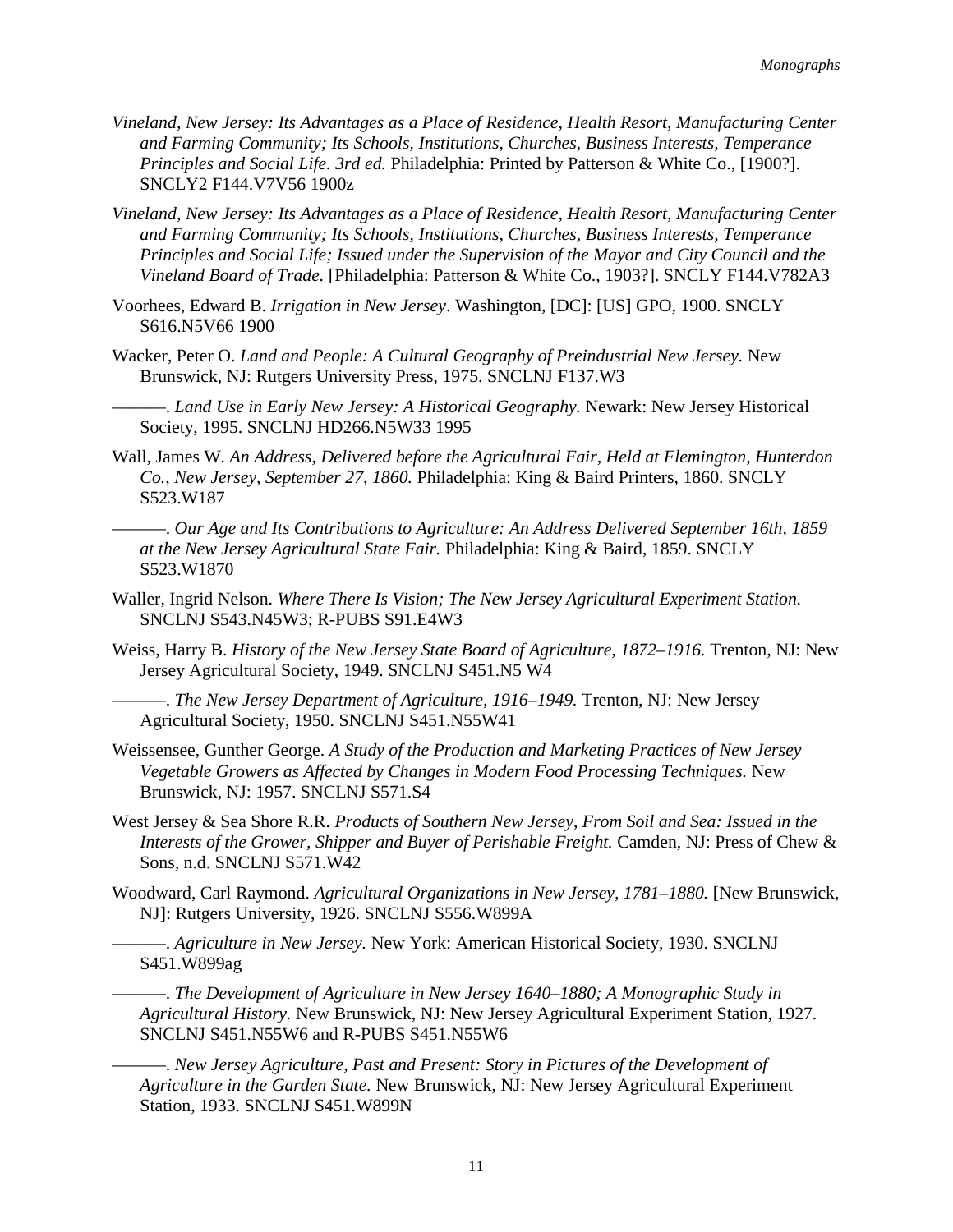*Vineland, New Jersey: Its Advantages as a Place of Residence, Health Resort, Manufacturing Center and Farming Community; Its Schools, Institutions, Churches, Business Interests, Temperance Principles and Social Life. 3rd ed.* Philadelphia: Printed by Patterson & White Co., [1900?]. SNCLY2 F144.V7V56 1900z

*Vineland, New Jersey: Its Advantages as a Place of Residence, Health Resort, Manufacturing Center and Farming Community; Its Schools, Institutions, Churches, Business Interests, Temperance Principles and Social Life; Issued under the Supervision of the Mayor and City Council and the Vineland Board of Trade.* [Philadelphia: Patterson & White Co., 1903?]. SNCLY F144.V782A3

Voorhees, Edward B. *Irrigation in New Jersey*. Washington, [DC]: [US] GPO, 1900. SNCLY S616.N5V66 1900

Wacker, Peter O. *Land and People: A Cultural Geography of Preindustrial New Jersey.* New Brunswick, NJ: Rutgers University Press, 1975. SNCLNJ F137.W3

———. *Land Use in Early New Jersey: A Historical Geography.* Newark: New Jersey Historical Society, 1995. SNCLNJ HD266.N5W33 1995

Wall, James W. *An Address, Delivered before the Agricultural Fair, Held at Flemington, Hunterdon Co., New Jersey, September 27, 1860.* Philadelphia: King & Baird Printers, 1860. SNCLY S523.W187

———. *Our Age and Its Contributions to Agriculture: An Address Delivered September 16th, 1859 at the New Jersey Agricultural State Fair.* Philadelphia: King & Baird, 1859. SNCLY S523.W1870

Waller, Ingrid Nelson. *Where There Is Vision; The New Jersey Agricultural Experiment Station.* SNCLNJ S543.N45W3; R-PUBS S91.E4W3

Weiss, Harry B. *History of the New Jersey State Board of Agriculture, 1872–1916.* Trenton, NJ: New Jersey Agricultural Society, 1949. SNCLNJ S451.N5 W4

———. *The New Jersey Department of Agriculture, 1916–1949.* Trenton, NJ: New Jersey Agricultural Society, 1950. SNCLNJ S451.N55W41

Weissensee, Gunther George. *A Study of the Production and Marketing Practices of New Jersey Vegetable Growers as Affected by Changes in Modern Food Processing Techniques.* New Brunswick, NJ: 1957. SNCLNJ S571.S4

West Jersey & Sea Shore R.R. *Products of Southern New Jersey, From Soil and Sea: Issued in the Interests of the Grower, Shipper and Buyer of Perishable Freight.* Camden, NJ: Press of Chew & Sons, n.d. SNCLNJ S571.W42

Woodward, Carl Raymond. *Agricultural Organizations in New Jersey, 1781–1880.* [New Brunswick, NJ]: Rutgers University, 1926. SNCLNJ S556.W899A

———. *Agriculture in New Jersey.* New York: American Historical Society, 1930. SNCLNJ S451.W899ag

———. *The Development of Agriculture in New Jersey 1640–1880; A Monographic Study in Agricultural History.* New Brunswick, NJ: New Jersey Agricultural Experiment Station, 1927. SNCLNJ S451.N55W6 and R-PUBS S451.N55W6

———. *New Jersey Agriculture, Past and Present: Story in Pictures of the Development of Agriculture in the Garden State.* New Brunswick, NJ: New Jersey Agricultural Experiment Station, 1933. SNCLNJ S451.W899N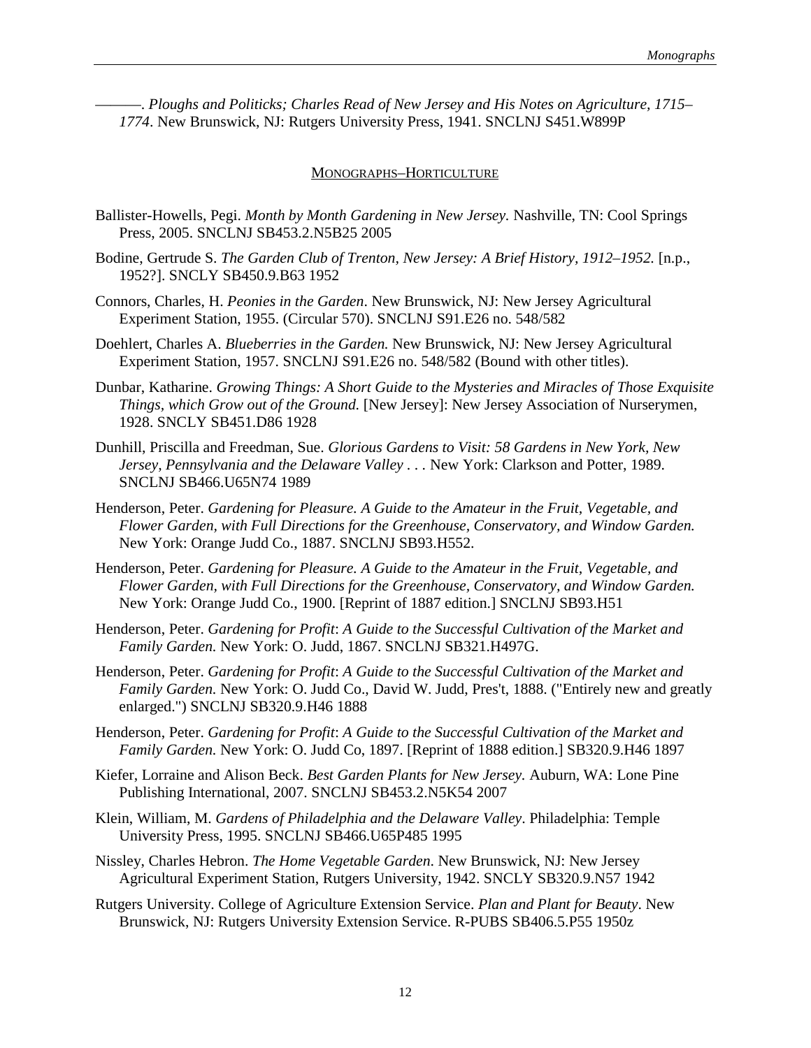———. *Ploughs and Politicks; Charles Read of New Jersey and His Notes on Agriculture, 1715–1774*. New Brunswick, NJ: Rutgers University Press, 1941. SNCLNJ S451.W899P

## MONOGRAPHS–HORTICULTURE

Ballister-Howells, Pegi. *Month by Month Gardening in New Jersey.* Nashville, TN: Cool Springs Press, 2005. SNCLNJ SB453.2.N5B25 2005

Bodine, Gertrude S. *The Garden Club of Trenton, New Jersey: A Brief History, 1912–1952.* [n.p., 1952?]. SNCLY SB450.9.B63 1952

Connors, Charles, H. *Peonies in the Garden*. New Brunswick, NJ: New Jersey Agricultural Experiment Station, 1955. (Circular 570). SNCLNJ S91.E26 no. 548/582

Doehlert, Charles A. *Blueberries in the Garden.* New Brunswick, NJ: New Jersey Agricultural Experiment Station, 1957. SNCLNJ S91.E26 no. 548/582 (Bound with other titles).

Dunbar, Katharine. *Growing Things: A Short Guide to the Mysteries and Miracles of Those Exquisite Things, which Grow out of the Ground.* [New Jersey]: New Jersey Association of Nurserymen, 1928. SNCLY SB451.D86 1928

Dunhill, Priscilla and Freedman, Sue. *Glorious Gardens to Visit: 58 Gardens in New York, New Jersey, Pennsylvania and the Delaware Valley* . . . New York: Clarkson and Potter, 1989. SNCLNJ SB466.U65N74 1989

Henderson, Peter. *Gardening for Pleasure. A Guide to the Amateur in the Fruit, Vegetable, and Flower Garden, with Full Directions for the Greenhouse, Conservatory, and Window Garden.* New York: Orange Judd Co., 1887. SNCLNJ SB93.H552.

Henderson, Peter. *Gardening for Pleasure. A Guide to the Amateur in the Fruit, Vegetable, and Flower Garden, with Full Directions for the Greenhouse, Conservatory, and Window Garden.* New York: Orange Judd Co., 1900. [Reprint of 1887 edition.] SNCLNJ SB93.H51

Henderson, Peter. *Gardening for Profit*: *A Guide to the Successful Cultivation of the Market and Family Garden.* New York: O. Judd, 1867. SNCLNJ SB321.H497G.

Henderson, Peter. *Gardening for Profit*: *A Guide to the Successful Cultivation of the Market and Family Garden.* New York: O. Judd Co., David W. Judd, Pres't, 1888. ("Entirely new and greatly enlarged.") SNCLNJ SB320.9.H46 1888

Henderson, Peter. *Gardening for Profit*: *A Guide to the Successful Cultivation of the Market and Family Garden.* New York: O. Judd Co, 1897. [Reprint of 1888 edition.] SB320.9.H46 1897

Kiefer, Lorraine and Alison Beck. *Best Garden Plants for New Jersey.* Auburn, WA: Lone Pine Publishing International, 2007. SNCLNJ SB453.2.N5K54 2007

Klein, William, M. *Gardens of Philadelphia and the Delaware Valley*. Philadelphia: Temple University Press, 1995. SNCLNJ SB466.U65P485 1995

Nissley, Charles Hebron. *The Home Vegetable Garden*. New Brunswick, NJ: New Jersey Agricultural Experiment Station, Rutgers University, 1942. SNCLY SB320.9.N57 1942

Rutgers University. College of Agriculture Extension Service. *Plan and Plant for Beauty*. New Brunswick, NJ: Rutgers University Extension Service. R-PUBS SB406.5.P55 1950z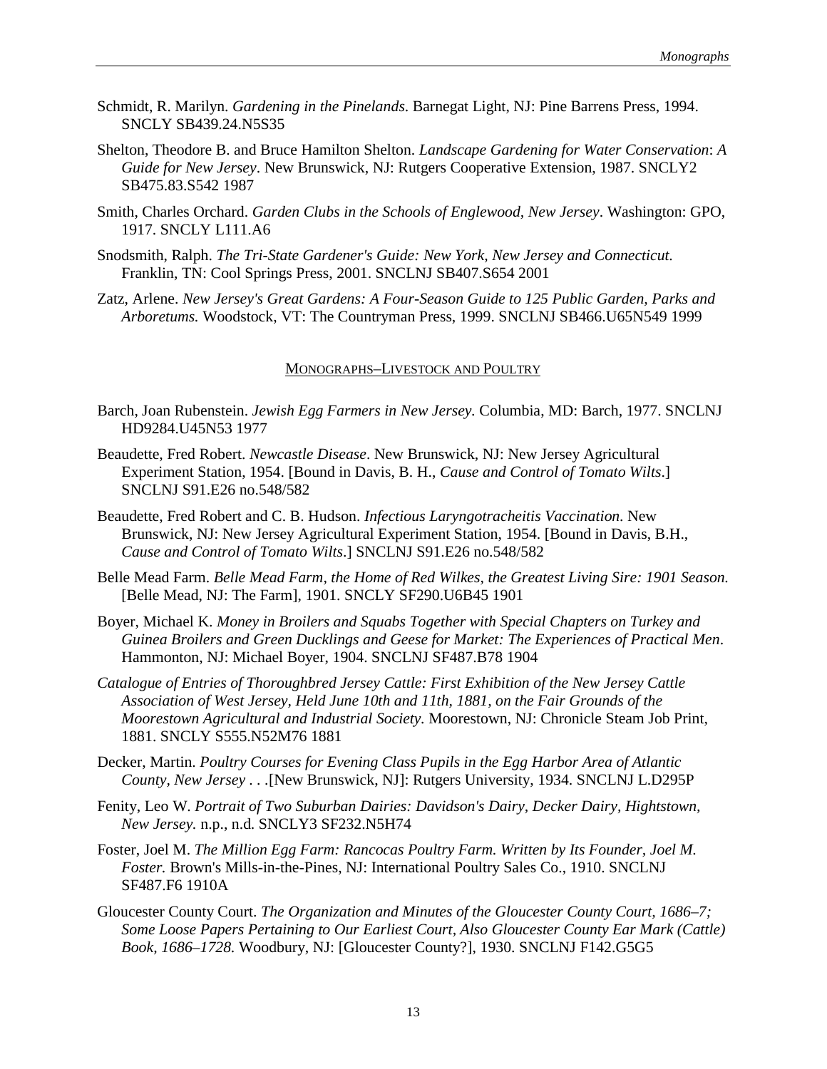Schmidt, R. Marilyn. *Gardening in the Pinelands*. Barnegat Light, NJ: Pine Barrens Press, 1994. SNCLY SB439.24.N5S35

Shelton, Theodore B. and Bruce Hamilton Shelton. *Landscape Gardening for Water Conservation*: *A Guide for New Jersey*. New Brunswick, NJ: Rutgers Cooperative Extension, 1987. SNCLY2 SB475.83.S542 1987

Smith, Charles Orchard. *Garden Clubs in the Schools of Englewood, New Jersey*. Washington: GPO, 1917. SNCLY L111.A6

Snodsmith, Ralph. *The Tri-State Gardener's Guide: New York, New Jersey and Connecticut.* Franklin, TN: Cool Springs Press, 2001. SNCLNJ SB407.S654 2001

Zatz, Arlene. *New Jersey's Great Gardens: A Four-Season Guide to 125 Public Garden, Parks and Arboretums.* Woodstock, VT: The Countryman Press, 1999. SNCLNJ SB466.U65N549 1999

## MONOGRAPHS–LIVESTOCK AND POULTRY

Barch, Joan Rubenstein. *Jewish Egg Farmers in New Jersey.* Columbia, MD: Barch, 1977. SNCLNJ HD9284.U45N53 1977

Beaudette, Fred Robert. *Newcastle Disease*. New Brunswick, NJ: New Jersey Agricultural Experiment Station, 1954. [Bound in Davis, B. H., *Cause and Control of Tomato Wilts*.] SNCLNJ S91.E26 no.548/582

Beaudette, Fred Robert and C. B. Hudson. *Infectious Laryngotracheitis Vaccination*. New Brunswick, NJ: New Jersey Agricultural Experiment Station, 1954. [Bound in Davis, B.H., *Cause and Control of Tomato Wilts*.] SNCLNJ S91.E26 no.548/582

Belle Mead Farm. *Belle Mead Farm, the Home of Red Wilkes, the Greatest Living Sire: 1901 Season.* [Belle Mead, NJ: The Farm], 1901. SNCLY SF290.U6B45 1901

Boyer, Michael K. *Money in Broilers and Squabs Together with Special Chapters on Turkey and Guinea Broilers and Green Ducklings and Geese for Market: The Experiences of Practical Men*. Hammonton, NJ: Michael Boyer, 1904. SNCLNJ SF487.B78 1904

*Catalogue of Entries of Thoroughbred Jersey Cattle: First Exhibition of the New Jersey Cattle Association of West Jersey, Held June 10th and 11th, 1881, on the Fair Grounds of the Moorestown Agricultural and Industrial Society.* Moorestown, NJ: Chronicle Steam Job Print, 1881. SNCLY S555.N52M76 1881

Decker, Martin. *Poultry Courses for Evening Class Pupils in the Egg Harbor Area of Atlantic County, New Jersey* . . .[New Brunswick, NJ]: Rutgers University, 1934. SNCLNJ L.D295P

Fenity, Leo W. *Portrait of Two Suburban Dairies: Davidson's Dairy, Decker Dairy, Hightstown, New Jersey.* n.p., n.d. SNCLY3 SF232.N5H74

Foster, Joel M. *The Million Egg Farm: Rancocas Poultry Farm. Written by Its Founder, Joel M. Foster.* Brown's Mills-in-the-Pines, NJ: International Poultry Sales Co., 1910. SNCLNJ SF487.F6 1910A

Gloucester County Court. *The Organization and Minutes of the Gloucester County Court, 1686–7; Some Loose Papers Pertaining to Our Earliest Court, Also Gloucester County Ear Mark (Cattle) Book, 1686–1728.* Woodbury, NJ: [Gloucester County?], 1930. SNCLNJ F142.G5G5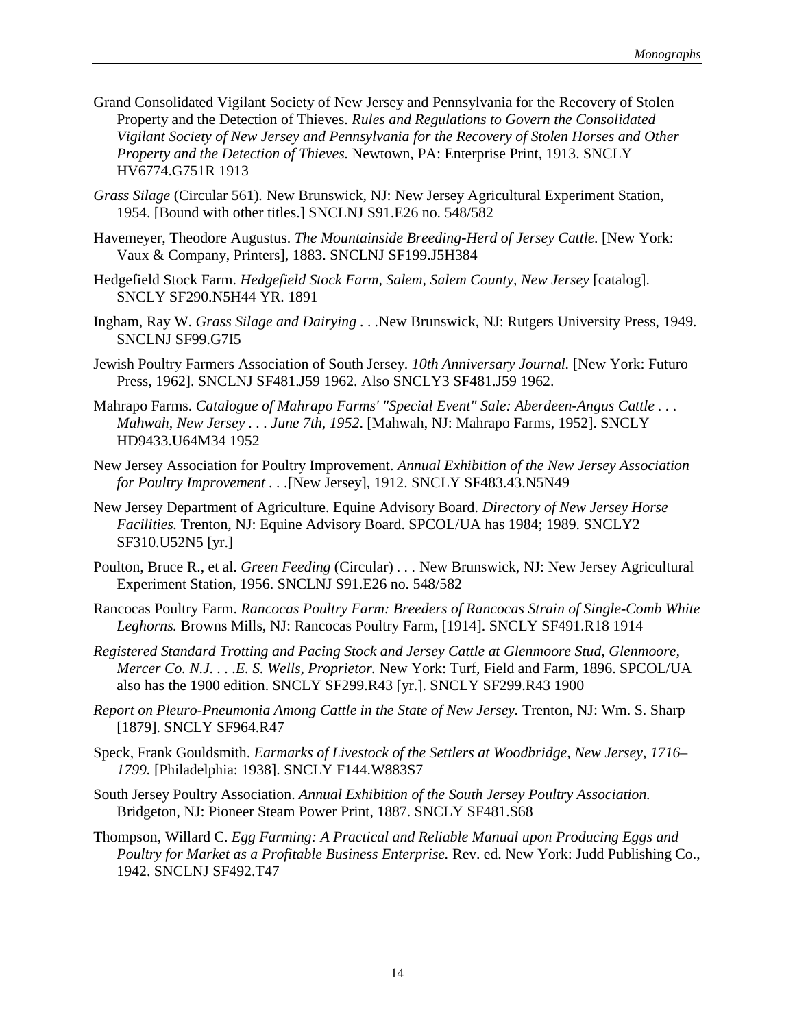Grand Consolidated Vigilant Society of New Jersey and Pennsylvania for the Recovery of Stolen Property and the Detection of Thieves. *Rules and Regulations to Govern the Consolidated Vigilant Society of New Jersey and Pennsylvania for the Recovery of Stolen Horses and Other Property and the Detection of Thieves.* Newtown, PA: Enterprise Print, 1913. SNCLY HV6774.G751R 1913

*Grass Silage* (Circular 561). New Brunswick, NJ: New Jersey Agricultural Experiment Station, 1954. [Bound with other titles.] SNCLNJ S91.E26 no. 548/582

Havemeyer, Theodore Augustus. *The Mountainside Breeding-Herd of Jersey Cattle.* [New York: Vaux & Company, Printers], 1883. SNCLNJ SF199.J5H384

Hedgefield Stock Farm. *Hedgefield Stock Farm, Salem, Salem County, New Jersey* [catalog]. SNCLY SF290.N5H44 YR. 1891

Ingham, Ray W. *Grass Silage and Dairying* . . .New Brunswick, NJ: Rutgers University Press, 1949. SNCLNJ SF99.G7I5

Jewish Poultry Farmers Association of South Jersey. *10th Anniversary Journal.* [New York: Futuro Press, 1962]. SNCLNJ SF481.J59 1962. Also SNCLY3 SF481.J59 1962.

Mahrapo Farms. *Catalogue of Mahrapo Farms' "Special Event" Sale: Aberdeen-Angus Cattle . . . Mahwah, New Jersey . . . June 7th, 1952*. [Mahwah, NJ: Mahrapo Farms, 1952]. SNCLY HD9433.U64M34 1952

New Jersey Association for Poultry Improvement. *Annual Exhibition of the New Jersey Association for Poultry Improvement* . . .[New Jersey], 1912. SNCLY SF483.43.N5N49

New Jersey Department of Agriculture. Equine Advisory Board. *Directory of New Jersey Horse Facilities.* Trenton, NJ: Equine Advisory Board. SPCOL/UA has 1984; 1989. SNCLY2 SF310.U52N5 [yr.]

Poulton, Bruce R., et al. *Green Feeding* (Circular) . . . New Brunswick, NJ: New Jersey Agricultural Experiment Station, 1956. SNCLNJ S91.E26 no. 548/582

Rancocas Poultry Farm. *Rancocas Poultry Farm: Breeders of Rancocas Strain of Single-Comb White Leghorns.* Browns Mills, NJ: Rancocas Poultry Farm, [1914]. SNCLY SF491.R18 1914

*Registered Standard Trotting and Pacing Stock and Jersey Cattle at Glenmoore Stud, Glenmoore, Mercer Co. N.J. . . .E. S. Wells, Proprietor.* New York: Turf, Field and Farm, 1896. SPCOL/UA also has the 1900 edition. SNCLY SF299.R43 [yr.]. SNCLY SF299.R43 1900

*Report on Pleuro-Pneumonia Among Cattle in the State of New Jersey.* Trenton, NJ: Wm. S. Sharp [1879]. SNCLY SF964.R47

Speck, Frank Gouldsmith. *Earmarks of Livestock of the Settlers at Woodbridge, New Jersey, 1716–1799.* [Philadelphia: 1938]. SNCLY F144.W883S7

South Jersey Poultry Association. *Annual Exhibition of the South Jersey Poultry Association.* Bridgeton, NJ: Pioneer Steam Power Print, 1887. SNCLY SF481.S68

Thompson, Willard C. *Egg Farming: A Practical and Reliable Manual upon Producing Eggs and Poultry for Market as a Profitable Business Enterprise.* Rev. ed. New York: Judd Publishing Co., 1942. SNCLNJ SF492.T47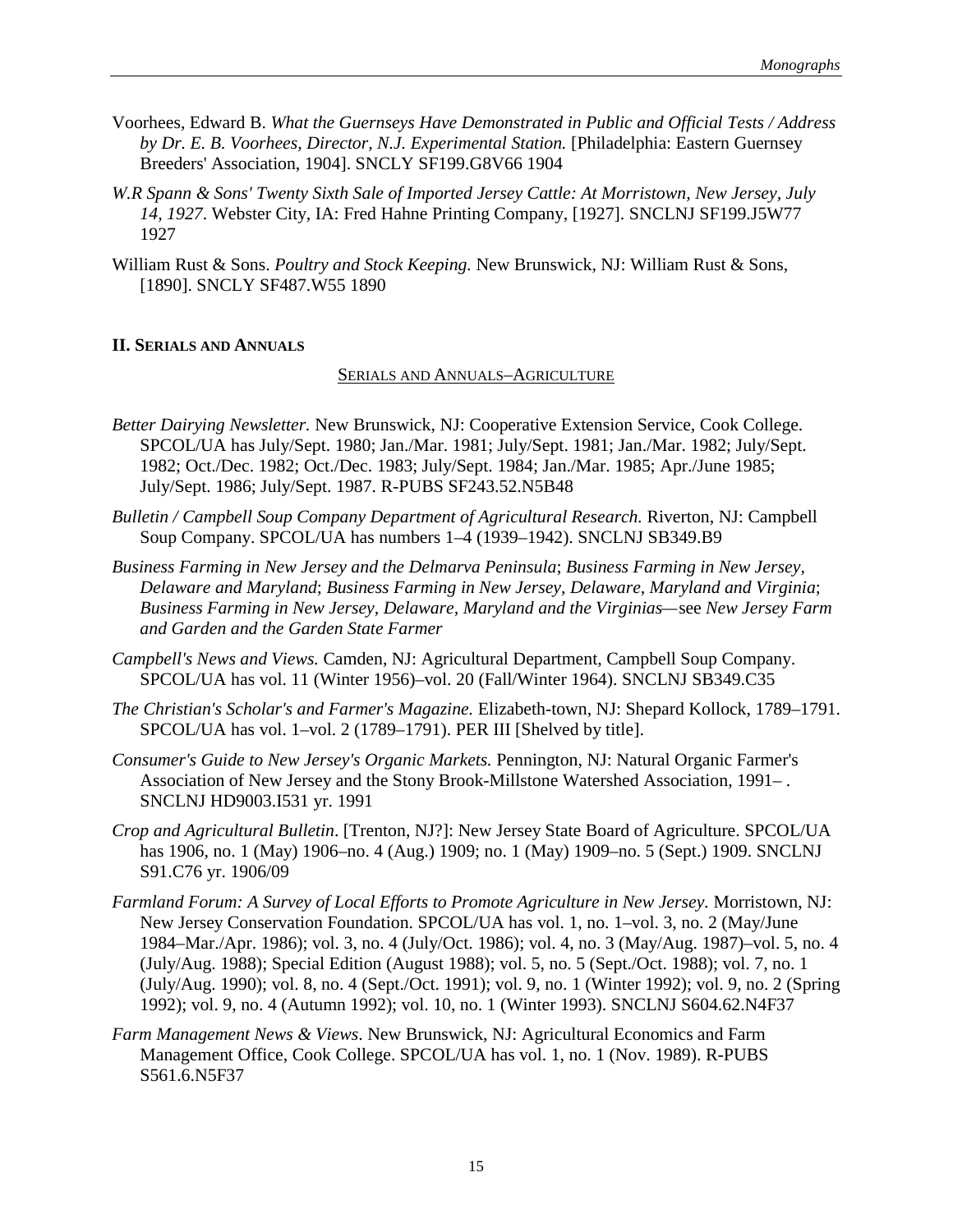Voorhees, Edward B. *What the Guernseys Have Demonstrated in Public and Official Tests / Address by Dr. E. B. Voorhees, Director, N.J. Experimental Station.* [Philadelphia: Eastern Guernsey Breeders' Association, 1904]. SNCLY SF199.G8V66 1904

*W.R Spann & Sons' Twenty Sixth Sale of Imported Jersey Cattle: At Morristown, New Jersey, July 14, 1927*. Webster City, IA: Fred Hahne Printing Company, [1927]. SNCLNJ SF199.J5W77 1927

William Rust & Sons. *Poultry and Stock Keeping.* New Brunswick, NJ: William Rust & Sons, [1890]. SNCLY SF487.W55 1890

## II. Serials and Annuals

### Serials and Annuals–Agriculture

*Better Dairying Newsletter.* New Brunswick, NJ: Cooperative Extension Service, Cook College. SPCOL/UA has July/Sept. 1980; Jan./Mar. 1981; July/Sept. 1981; Jan./Mar. 1982; July/Sept. 1982; Oct./Dec. 1982; Oct./Dec. 1983; July/Sept. 1984; Jan./Mar. 1985; Apr./June 1985; July/Sept. 1986; July/Sept. 1987. R-PUBS SF243.52.N5B48

*Bulletin / Campbell Soup Company Department of Agricultural Research.* Riverton, NJ: Campbell Soup Company. SPCOL/UA has numbers 1–4 (1939–1942). SNCLNJ SB349.B9

*Business Farming in New Jersey and the Delmarva Peninsula*; *Business Farming in New Jersey, Delaware and Maryland*; *Business Farming in New Jersey, Delaware, Maryland and Virginia*; *Business Farming in New Jersey, Delaware, Maryland and the Virginias*—see *New Jersey Farm and Garden and the Garden State Farmer*

*Campbell's News and Views.* Camden, NJ: Agricultural Department, Campbell Soup Company. SPCOL/UA has vol. 11 (Winter 1956)–vol. 20 (Fall/Winter 1964). SNCLNJ SB349.C35

*The Christian's Scholar's and Farmer's Magazine.* Elizabeth-town, NJ: Shepard Kollock, 1789–1791. SPCOL/UA has vol. 1–vol. 2 (1789–1791). PER III [Shelved by title].

*Consumer's Guide to New Jersey's Organic Markets.* Pennington, NJ: Natural Organic Farmer's Association of New Jersey and the Stony Brook-Millstone Watershed Association, 1991– . SNCLNJ HD9003.I531 yr. 1991

*Crop and Agricultural Bulletin*. [Trenton, NJ?]: New Jersey State Board of Agriculture. SPCOL/UA has 1906, no. 1 (May) 1906–no. 4 (Aug.) 1909; no. 1 (May) 1909–no. 5 (Sept.) 1909. SNCLNJ S91.C76 yr. 1906/09

*Farmland Forum: A Survey of Local Efforts to Promote Agriculture in New Jersey.* Morristown, NJ: New Jersey Conservation Foundation. SPCOL/UA has vol. 1, no. 1–vol. 3, no. 2 (May/June 1984–Mar./Apr. 1986); vol. 3, no. 4 (July/Oct. 1986); vol. 4, no. 3 (May/Aug. 1987)–vol. 5, no. 4 (July/Aug. 1988); Special Edition (August 1988); vol. 5, no. 5 (Sept./Oct. 1988); vol. 7, no. 1 (July/Aug. 1990); vol. 8, no. 4 (Sept./Oct. 1991); vol. 9, no. 1 (Winter 1992); vol. 9, no. 2 (Spring 1992); vol. 9, no. 4 (Autumn 1992); vol. 10, no. 1 (Winter 1993). SNCLNJ S604.62.N4F37

*Farm Management News & Views*. New Brunswick, NJ: Agricultural Economics and Farm Management Office, Cook College. SPCOL/UA has vol. 1, no. 1 (Nov. 1989). R-PUBS S561.6.N5F37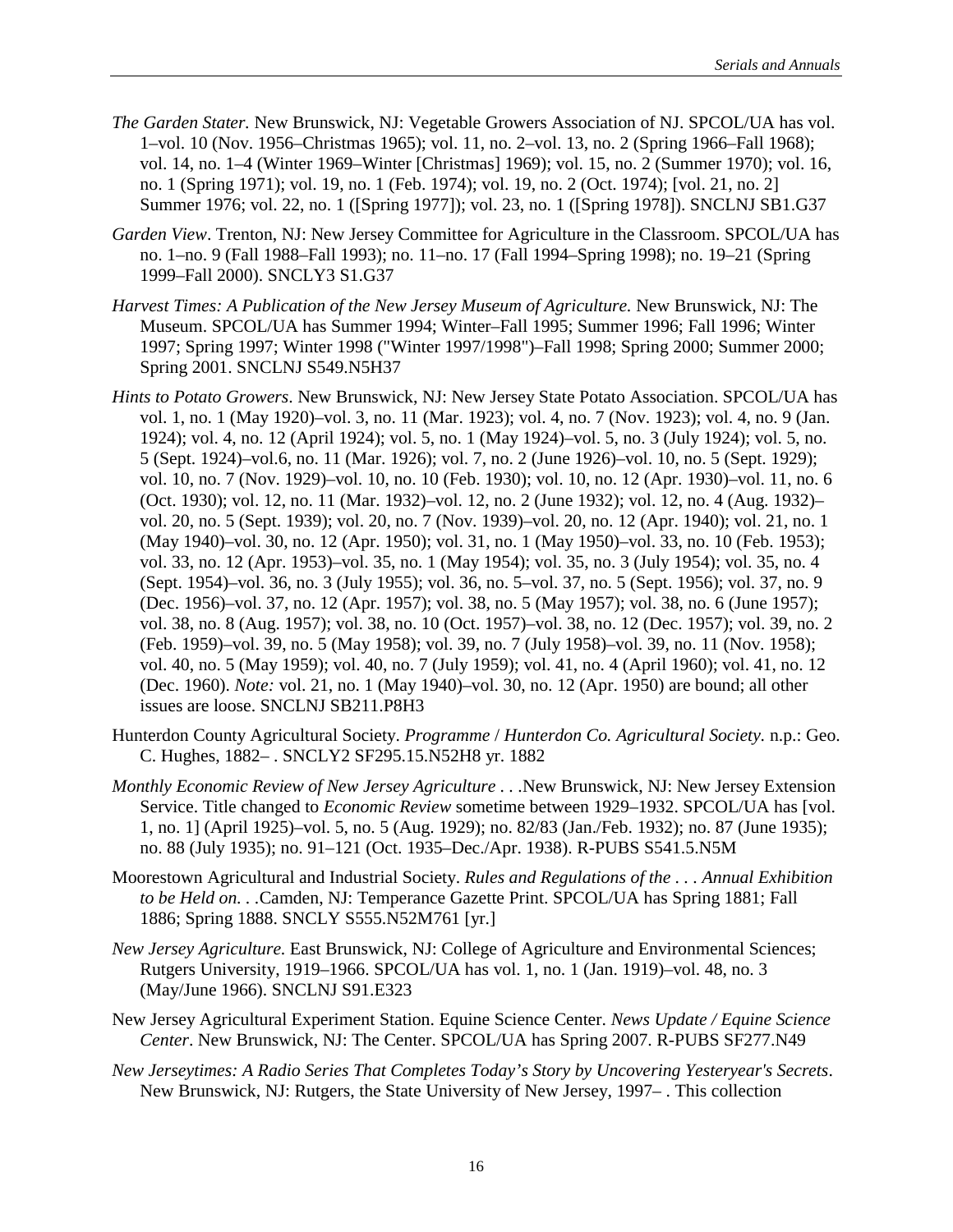*The Garden Stater.* New Brunswick, NJ: Vegetable Growers Association of NJ. SPCOL/UA has vol. 1–vol. 10 (Nov. 1956–Christmas 1965); vol. 11, no. 2–vol. 13, no. 2 (Spring 1966–Fall 1968); vol. 14, no. 1–4 (Winter 1969–Winter [Christmas] 1969); vol. 15, no. 2 (Summer 1970); vol. 16, no. 1 (Spring 1971); vol. 19, no. 1 (Feb. 1974); vol. 19, no. 2 (Oct. 1974); [vol. 21, no. 2] Summer 1976; vol. 22, no. 1 ([Spring 1977]); vol. 23, no. 1 ([Spring 1978]). SNCLNJ SB1.G37

*Garden View*. Trenton, NJ: New Jersey Committee for Agriculture in the Classroom. SPCOL/UA has no. 1–no. 9 (Fall 1988–Fall 1993); no. 11–no. 17 (Fall 1994–Spring 1998); no. 19–21 (Spring 1999–Fall 2000). SNCLY3 S1.G37

*Harvest Times: A Publication of the New Jersey Museum of Agriculture.* New Brunswick, NJ: The Museum. SPCOL/UA has Summer 1994; Winter–Fall 1995; Summer 1996; Fall 1996; Winter 1997; Spring 1997; Winter 1998 ("Winter 1997/1998")–Fall 1998; Spring 2000; Summer 2000; Spring 2001. SNCLNJ S549.N5H37

*Hints to Potato Growers*. New Brunswick, NJ: New Jersey State Potato Association. SPCOL/UA has vol. 1, no. 1 (May 1920)–vol. 3, no. 11 (Mar. 1923); vol. 4, no. 7 (Nov. 1923); vol. 4, no. 9 (Jan. 1924); vol. 4, no. 12 (April 1924); vol. 5, no. 1 (May 1924)–vol. 5, no. 3 (July 1924); vol. 5, no. 5 (Sept. 1924)–vol.6, no. 11 (Mar. 1926); vol. 7, no. 2 (June 1926)–vol. 10, no. 5 (Sept. 1929); vol. 10, no. 7 (Nov. 1929)–vol. 10, no. 10 (Feb. 1930); vol. 10, no. 12 (Apr. 1930)–vol. 11, no. 6 (Oct. 1930); vol. 12, no. 11 (Mar. 1932)–vol. 12, no. 2 (June 1932); vol. 12, no. 4 (Aug. 1932)–vol. 20, no. 5 (Sept. 1939); vol. 20, no. 7 (Nov. 1939)–vol. 20, no. 12 (Apr. 1940); vol. 21, no. 1 (May 1940)–vol. 30, no. 12 (Apr. 1950); vol. 31, no. 1 (May 1950)–vol. 33, no. 10 (Feb. 1953); vol. 33, no. 12 (Apr. 1953)–vol. 35, no. 1 (May 1954); vol. 35, no. 3 (July 1954); vol. 35, no. 4 (Sept. 1954)–vol. 36, no. 3 (July 1955); vol. 36, no. 5–vol. 37, no. 5 (Sept. 1956); vol. 37, no. 9 (Dec. 1956)–vol. 37, no. 12 (Apr. 1957); vol. 38, no. 5 (May 1957); vol. 38, no. 6 (June 1957); vol. 38, no. 8 (Aug. 1957); vol. 38, no. 10 (Oct. 1957)–vol. 38, no. 12 (Dec. 1957); vol. 39, no. 2 (Feb. 1959)–vol. 39, no. 5 (May 1958); vol. 39, no. 7 (July 1958)–vol. 39, no. 11 (Nov. 1958); vol. 40, no. 5 (May 1959); vol. 40, no. 7 (July 1959); vol. 41, no. 4 (April 1960); vol. 41, no. 12 (Dec. 1960). *Note:* vol. 21, no. 1 (May 1940)–vol. 30, no. 12 (Apr. 1950) are bound; all other issues are loose. SNCLNJ SB211.P8H3

Hunterdon County Agricultural Society. *Programme* / *Hunterdon Co. Agricultural Society.* n.p.: Geo. C. Hughes, 1882– . SNCLY2 SF295.15.N52H8 yr. 1882

*Monthly Economic Review of New Jersey Agriculture* . . .New Brunswick, NJ: New Jersey Extension Service. Title changed to *Economic Review* sometime between 1929–1932. SPCOL/UA has [vol. 1, no. 1] (April 1925)–vol. 5, no. 5 (Aug. 1929); no. 82/83 (Jan./Feb. 1932); no. 87 (June 1935); no. 88 (July 1935); no. 91–121 (Oct. 1935–Dec./Apr. 1938). R-PUBS S541.5.N5M

Moorestown Agricultural and Industrial Society. *Rules and Regulations of the . . . Annual Exhibition to be Held on. . .*Camden, NJ: Temperance Gazette Print. SPCOL/UA has Spring 1881; Fall 1886; Spring 1888. SNCLY S555.N52M761 [yr.]

*New Jersey Agriculture.* East Brunswick, NJ: College of Agriculture and Environmental Sciences; Rutgers University, 1919–1966. SPCOL/UA has vol. 1, no. 1 (Jan. 1919)–vol. 48, no. 3 (May/June 1966). SNCLNJ S91.E323

New Jersey Agricultural Experiment Station. Equine Science Center. *News Update / Equine Science Center*. New Brunswick, NJ: The Center. SPCOL/UA has Spring 2007. R-PUBS SF277.N49

*New Jerseytimes: A Radio Series That Completes Today's Story by Uncovering Yesteryear's Secrets*. New Brunswick, NJ: Rutgers, the State University of New Jersey, 1997– . This collection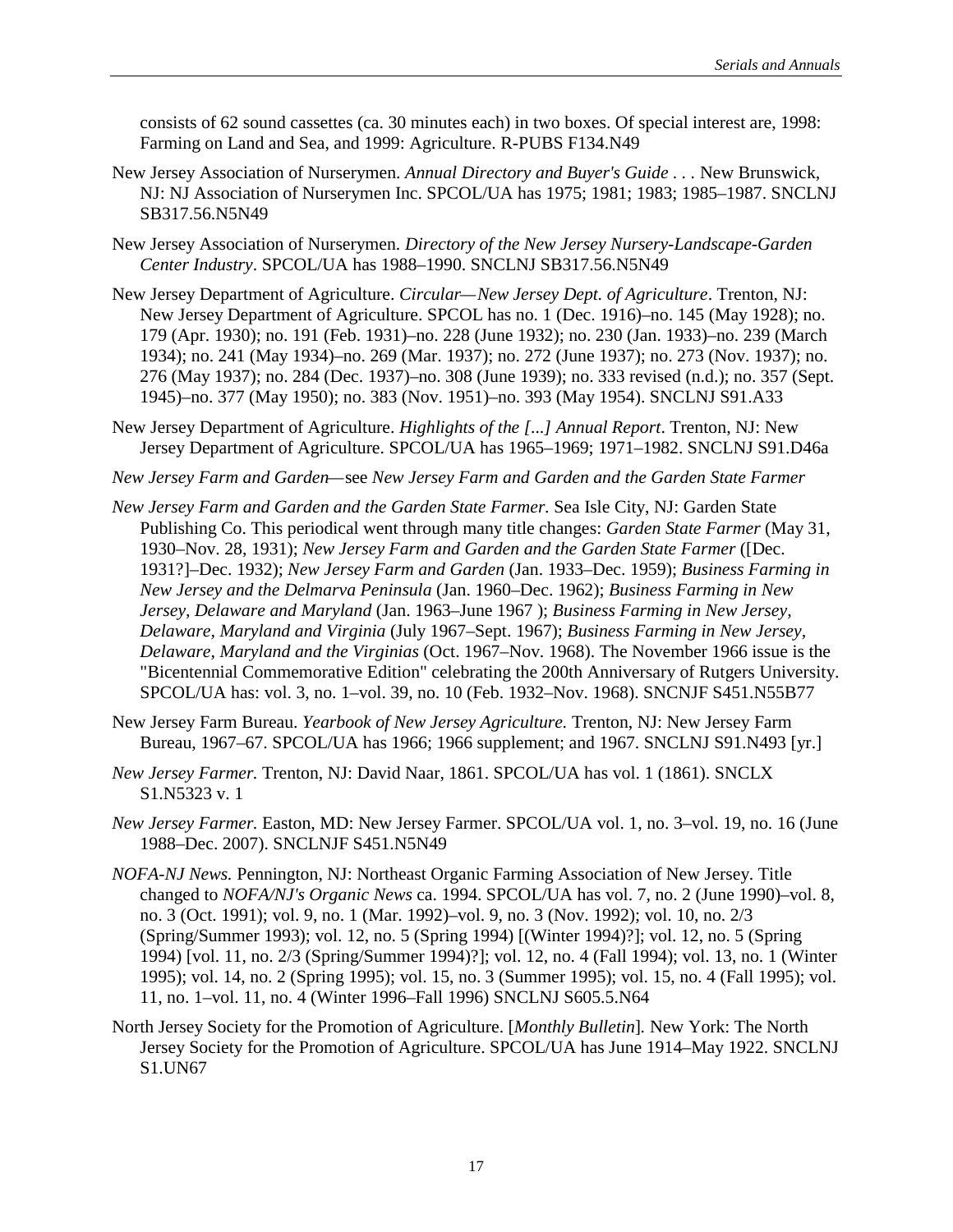consists of 62 sound cassettes (ca. 30 minutes each) in two boxes. Of special interest are, 1998: Farming on Land and Sea, and 1999: Agriculture. R-PUBS F134.N49

New Jersey Association of Nurserymen. *Annual Directory and Buyer's Guide* . . . New Brunswick, NJ: NJ Association of Nurserymen Inc. SPCOL/UA has 1975; 1981; 1983; 1985–1987. SNCLNJ SB317.56.N5N49

New Jersey Association of Nurserymen. *Directory of the New Jersey Nursery-Landscape-Garden Center Industry*. SPCOL/UA has 1988–1990. SNCLNJ SB317.56.N5N49

New Jersey Department of Agriculture. *Circular—New Jersey Dept. of Agriculture*. Trenton, NJ: New Jersey Department of Agriculture. SPCOL has no. 1 (Dec. 1916)–no. 145 (May 1928); no. 179 (Apr. 1930); no. 191 (Feb. 1931)–no. 228 (June 1932); no. 230 (Jan. 1933)–no. 239 (March 1934); no. 241 (May 1934)–no. 269 (Mar. 1937); no. 272 (June 1937); no. 273 (Nov. 1937); no. 276 (May 1937); no. 284 (Dec. 1937)–no. 308 (June 1939); no. 333 revised (n.d.); no. 357 (Sept. 1945)–no. 377 (May 1950); no. 383 (Nov. 1951)–no. 393 (May 1954). SNCLNJ S91.A33

New Jersey Department of Agriculture. *Highlights of the [...] Annual Report*. Trenton, NJ: New Jersey Department of Agriculture. SPCOL/UA has 1965–1969; 1971–1982. SNCLNJ S91.D46a

*New Jersey Farm and Garden*—see *New Jersey Farm and Garden and the Garden State Farmer*

*New Jersey Farm and Garden and the Garden State Farmer.* Sea Isle City, NJ: Garden State Publishing Co. This periodical went through many title changes: *Garden State Farmer* (May 31, 1930–Nov. 28, 1931); *New Jersey Farm and Garden and the Garden State Farmer* ([Dec. 1931?]–Dec. 1932); *New Jersey Farm and Garden* (Jan. 1933–Dec. 1959); *Business Farming in New Jersey and the Delmarva Peninsula* (Jan. 1960–Dec. 1962); *Business Farming in New Jersey, Delaware and Maryland* (Jan. 1963–June 1967 ); *Business Farming in New Jersey, Delaware, Maryland and Virginia* (July 1967–Sept. 1967); *Business Farming in New Jersey, Delaware, Maryland and the Virginias* (Oct. 1967–Nov. 1968). The November 1966 issue is the "Bicentennial Commemorative Edition" celebrating the 200th Anniversary of Rutgers University. SPCOL/UA has: vol. 3, no. 1–vol. 39, no. 10 (Feb. 1932–Nov. 1968). SNCNJF S451.N55B77

New Jersey Farm Bureau. *Yearbook of New Jersey Agriculture.* Trenton, NJ: New Jersey Farm Bureau, 1967–67. SPCOL/UA has 1966; 1966 supplement; and 1967. SNCLNJ S91.N493 [yr.]

*New Jersey Farmer.* Trenton, NJ: David Naar, 1861. SPCOL/UA has vol. 1 (1861). SNCLX S1.N5323 v. 1

*New Jersey Farmer.* Easton, MD: New Jersey Farmer. SPCOL/UA vol. 1, no. 3–vol. 19, no. 16 (June 1988–Dec. 2007). SNCLNJF S451.N5N49

*NOFA-NJ News.* Pennington, NJ: Northeast Organic Farming Association of New Jersey. Title changed to *NOFA/NJ's Organic News* ca. 1994. SPCOL/UA has vol. 7, no. 2 (June 1990)–vol. 8, no. 3 (Oct. 1991); vol. 9, no. 1 (Mar. 1992)–vol. 9, no. 3 (Nov. 1992); vol. 10, no. 2/3 (Spring/Summer 1993); vol. 12, no. 5 (Spring 1994) [(Winter 1994)?]; vol. 12, no. 5 (Spring 1994) [vol. 11, no. 2/3 (Spring/Summer 1994)?]; vol. 12, no. 4 (Fall 1994); vol. 13, no. 1 (Winter 1995); vol. 14, no. 2 (Spring 1995); vol. 15, no. 3 (Summer 1995); vol. 15, no. 4 (Fall 1995); vol. 11, no. 1–vol. 11, no. 4 (Winter 1996–Fall 1996) SNCLNJ S605.5.N64

North Jersey Society for the Promotion of Agriculture. [*Monthly Bulletin*]. New York: The North Jersey Society for the Promotion of Agriculture. SPCOL/UA has June 1914–May 1922. SNCLNJ S1.UN67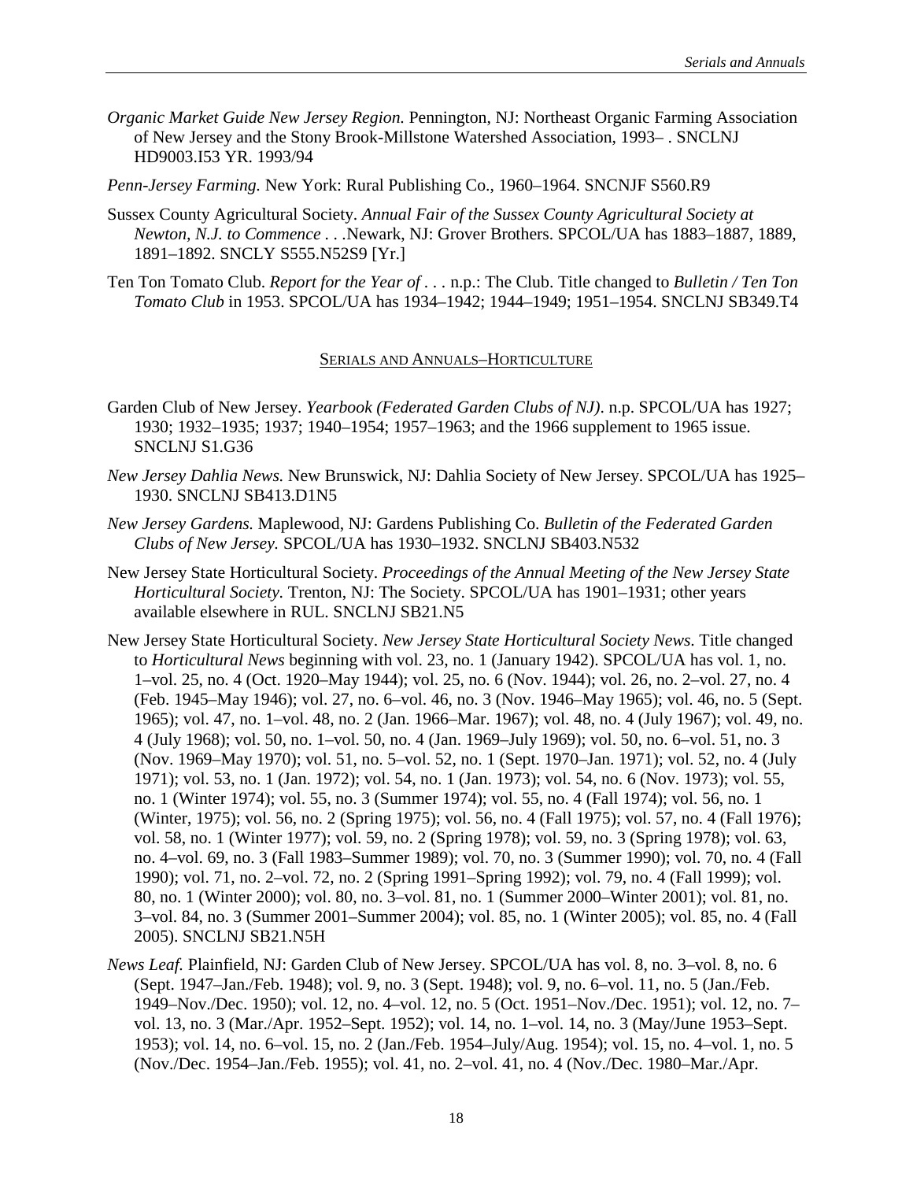*Organic Market Guide New Jersey Region.* Pennington, NJ: Northeast Organic Farming Association of New Jersey and the Stony Brook-Millstone Watershed Association, 1993– . SNCLNJ HD9003.I53 YR. 1993/94

*Penn-Jersey Farming.* New York: Rural Publishing Co., 1960–1964. SNCNJF S560.R9

Sussex County Agricultural Society. *Annual Fair of the Sussex County Agricultural Society at Newton, N.J. to Commence . . .*Newark, NJ: Grover Brothers. SPCOL/UA has 1883–1887, 1889, 1891–1892. SNCLY S555.N52S9 [Yr.]

Ten Ton Tomato Club. *Report for the Year of . . .* n.p.: The Club. Title changed to *Bulletin / Ten Ton Tomato Club* in 1953. SPCOL/UA has 1934–1942; 1944–1949; 1951–1954. SNCLNJ SB349.T4

## Serials and Annuals–Horticulture

Garden Club of New Jersey. *Yearbook (Federated Garden Clubs of NJ)*. n.p. SPCOL/UA has 1927; 1930; 1932–1935; 1937; 1940–1954; 1957–1963; and the 1966 supplement to 1965 issue. SNCLNJ S1.G36

*New Jersey Dahlia News.* New Brunswick, NJ: Dahlia Society of New Jersey. SPCOL/UA has 1925–1930. SNCLNJ SB413.D1N5

*New Jersey Gardens.* Maplewood, NJ: Gardens Publishing Co. *Bulletin of the Federated Garden Clubs of New Jersey.* SPCOL/UA has 1930–1932. SNCLNJ SB403.N532

New Jersey State Horticultural Society. *Proceedings of the Annual Meeting of the New Jersey State Horticultural Society.* Trenton, NJ: The Society. SPCOL/UA has 1901–1931; other years available elsewhere in RUL. SNCLNJ SB21.N5

New Jersey State Horticultural Society. *New Jersey State Horticultural Society News.* Title changed to *Horticultural News* beginning with vol. 23, no. 1 (January 1942). SPCOL/UA has vol. 1, no. 1–vol. 25, no. 4 (Oct. 1920–May 1944); vol. 25, no. 6 (Nov. 1944); vol. 26, no. 2–vol. 27, no. 4 (Feb. 1945–May 1946); vol. 27, no. 6–vol. 46, no. 3 (Nov. 1946–May 1965); vol. 46, no. 5 (Sept. 1965); vol. 47, no. 1–vol. 48, no. 2 (Jan. 1966–Mar. 1967); vol. 48, no. 4 (July 1967); vol. 49, no. 4 (July 1968); vol. 50, no. 1–vol. 50, no. 4 (Jan. 1969–July 1969); vol. 50, no. 6–vol. 51, no. 3 (Nov. 1969–May 1970); vol. 51, no. 5–vol. 52, no. 1 (Sept. 1970–Jan. 1971); vol. 52, no. 4 (July 1971); vol. 53, no. 1 (Jan. 1972); vol. 54, no. 1 (Jan. 1973); vol. 54, no. 6 (Nov. 1973); vol. 55, no. 1 (Winter 1974); vol. 55, no. 3 (Summer 1974); vol. 55, no. 4 (Fall 1974); vol. 56, no. 1 (Winter, 1975); vol. 56, no. 2 (Spring 1975); vol. 56, no. 4 (Fall 1975); vol. 57, no. 4 (Fall 1976); vol. 58, no. 1 (Winter 1977); vol. 59, no. 2 (Spring 1978); vol. 59, no. 3 (Spring 1978); vol. 63, no. 4–vol. 69, no. 3 (Fall 1983–Summer 1989); vol. 70, no. 3 (Summer 1990); vol. 70, no. 4 (Fall 1990); vol. 71, no. 2–vol. 72, no. 2 (Spring 1991–Spring 1992); vol. 79, no. 4 (Fall 1999); vol. 80, no. 1 (Winter 2000); vol. 80, no. 3–vol. 81, no. 1 (Summer 2000–Winter 2001); vol. 81, no. 3–vol. 84, no. 3 (Summer 2001–Summer 2004); vol. 85, no. 1 (Winter 2005); vol. 85, no. 4 (Fall 2005). SNCLNJ SB21.N5H

*News Leaf.* Plainfield, NJ: Garden Club of New Jersey. SPCOL/UA has vol. 8, no. 3–vol. 8, no. 6 (Sept. 1947–Jan./Feb. 1948); vol. 9, no. 3 (Sept. 1948); vol. 9, no. 6–vol. 11, no. 5 (Jan./Feb. 1949–Nov./Dec. 1950); vol. 12, no. 4–vol. 12, no. 5 (Oct. 1951–Nov./Dec. 1951); vol. 12, no. 7–vol. 13, no. 3 (Mar./Apr. 1952–Sept. 1952); vol. 14, no. 1–vol. 14, no. 3 (May/June 1953–Sept. 1953); vol. 14, no. 6–vol. 15, no. 2 (Jan./Feb. 1954–July/Aug. 1954); vol. 15, no. 4–vol. 1, no. 5 (Nov./Dec. 1954–Jan./Feb. 1955); vol. 41, no. 2–vol. 41, no. 4 (Nov./Dec. 1980–Mar./Apr.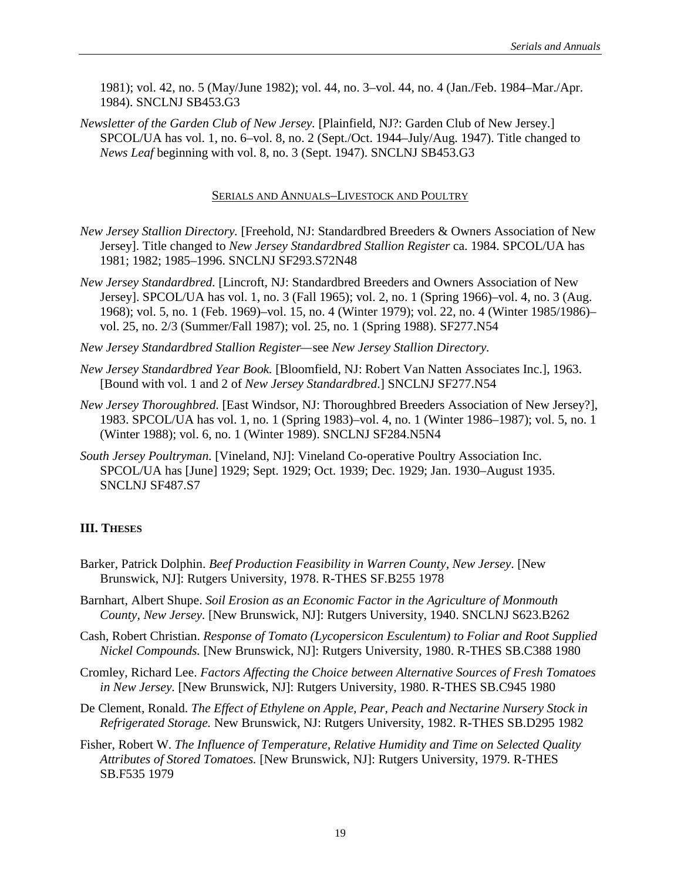1981); vol. 42, no. 5 (May/June 1982); vol. 44, no. 3–vol. 44, no. 4 (Jan./Feb. 1984–Mar./Apr. 1984). SNCLNJ SB453.G3

*Newsletter of the Garden Club of New Jersey.* [Plainfield, NJ?: Garden Club of New Jersey.] SPCOL/UA has vol. 1, no. 6–vol. 8, no. 2 (Sept./Oct. 1944–July/Aug. 1947). Title changed to *News Leaf* beginning with vol. 8, no. 3 (Sept. 1947). SNCLNJ SB453.G3

### SERIALS AND ANNUALS–LIVESTOCK AND POULTRY

*New Jersey Stallion Directory.* [Freehold, NJ: Standardbred Breeders & Owners Association of New Jersey]. Title changed to *New Jersey Standardbred Stallion Register* ca. 1984. SPCOL/UA has 1981; 1982; 1985–1996. SNCLNJ SF293.S72N48

*New Jersey Standardbred.* [Lincroft, NJ: Standardbred Breeders and Owners Association of New Jersey]. SPCOL/UA has vol. 1, no. 3 (Fall 1965); vol. 2, no. 1 (Spring 1966)–vol. 4, no. 3 (Aug. 1968); vol. 5, no. 1 (Feb. 1969)–vol. 15, no. 4 (Winter 1979); vol. 22, no. 4 (Winter 1985/1986)–vol. 25, no. 2/3 (Summer/Fall 1987); vol. 25, no. 1 (Spring 1988). SF277.N54

*New Jersey Standardbred Stallion Register*—see *New Jersey Stallion Directory.*

*New Jersey Standardbred Year Book.* [Bloomfield, NJ: Robert Van Natten Associates Inc.], 1963. [Bound with vol. 1 and 2 of *New Jersey Standardbred*.] SNCLNJ SF277.N54

*New Jersey Thoroughbred.* [East Windsor, NJ: Thoroughbred Breeders Association of New Jersey?], 1983. SPCOL/UA has vol. 1, no. 1 (Spring 1983)–vol. 4, no. 1 (Winter 1986–1987); vol. 5, no. 1 (Winter 1988); vol. 6, no. 1 (Winter 1989). SNCLNJ SF284.N5N4

*South Jersey Poultryman.* [Vineland, NJ]: Vineland Co-operative Poultry Association Inc. SPCOL/UA has [June] 1929; Sept. 1929; Oct. 1939; Dec. 1929; Jan. 1930–August 1935. SNCLNJ SF487.S7

## III. THESES

Barker, Patrick Dolphin. *Beef Production Feasibility in Warren County, New Jersey*. [New Brunswick, NJ]: Rutgers University, 1978. R-THES SF.B255 1978

Barnhart, Albert Shupe. *Soil Erosion as an Economic Factor in the Agriculture of Monmouth County, New Jersey.* [New Brunswick, NJ]: Rutgers University, 1940. SNCLNJ S623.B262

Cash, Robert Christian. *Response of Tomato (Lycopersicon Esculentum) to Foliar and Root Supplied Nickel Compounds.* [New Brunswick, NJ]: Rutgers University, 1980. R-THES SB.C388 1980

Cromley, Richard Lee. *Factors Affecting the Choice between Alternative Sources of Fresh Tomatoes in New Jersey.* [New Brunswick, NJ]: Rutgers University, 1980. R-THES SB.C945 1980

De Clement, Ronald. *The Effect of Ethylene on Apple, Pear, Peach and Nectarine Nursery Stock in Refrigerated Storage.* New Brunswick, NJ: Rutgers University, 1982. R-THES SB.D295 1982

Fisher, Robert W. *The Influence of Temperature, Relative Humidity and Time on Selected Quality Attributes of Stored Tomatoes.* [New Brunswick, NJ]: Rutgers University, 1979. R-THES SB.F535 1979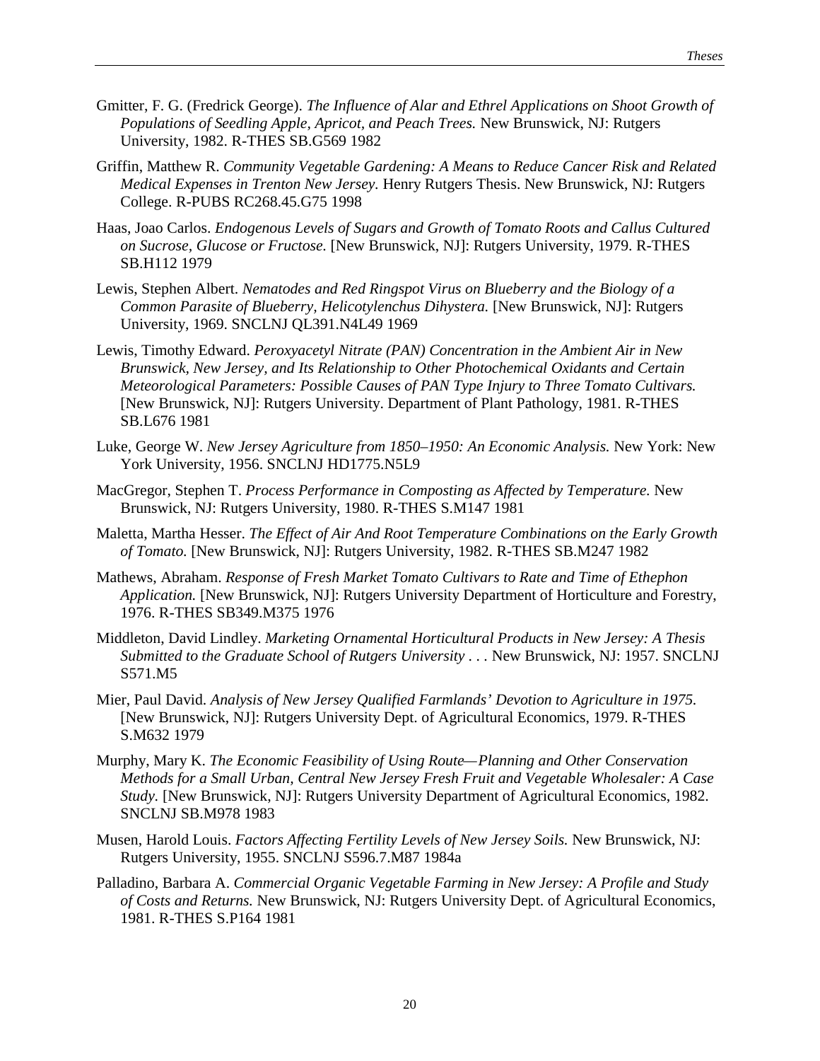Gmitter, F. G. (Fredrick George). *The Influence of Alar and Ethrel Applications on Shoot Growth of Populations of Seedling Apple, Apricot, and Peach Trees.* New Brunswick, NJ: Rutgers University, 1982. R-THES SB.G569 1982

Griffin, Matthew R. *Community Vegetable Gardening: A Means to Reduce Cancer Risk and Related Medical Expenses in Trenton New Jersey.* Henry Rutgers Thesis. New Brunswick, NJ: Rutgers College. R-PUBS RC268.45.G75 1998

Haas, Joao Carlos. *Endogenous Levels of Sugars and Growth of Tomato Roots and Callus Cultured on Sucrose, Glucose or Fructose.* [New Brunswick, NJ]: Rutgers University, 1979. R-THES SB.H112 1979

Lewis, Stephen Albert. *Nematodes and Red Ringspot Virus on Blueberry and the Biology of a Common Parasite of Blueberry, Helicotylenchus Dihystera.* [New Brunswick, NJ]: Rutgers University, 1969. SNCLNJ QL391.N4L49 1969

Lewis, Timothy Edward. *Peroxyacetyl Nitrate (PAN) Concentration in the Ambient Air in New Brunswick, New Jersey, and Its Relationship to Other Photochemical Oxidants and Certain Meteorological Parameters: Possible Causes of PAN Type Injury to Three Tomato Cultivars.* [New Brunswick, NJ]: Rutgers University. Department of Plant Pathology, 1981. R-THES SB.L676 1981

Luke, George W. *New Jersey Agriculture from 1850–1950: An Economic Analysis.* New York: New York University, 1956. SNCLNJ HD1775.N5L9

MacGregor, Stephen T. *Process Performance in Composting as Affected by Temperature.* New Brunswick, NJ: Rutgers University, 1980. R-THES S.M147 1981

Maletta, Martha Hesser. *The Effect of Air And Root Temperature Combinations on the Early Growth of Tomato.* [New Brunswick, NJ]: Rutgers University, 1982. R-THES SB.M247 1982

Mathews, Abraham. *Response of Fresh Market Tomato Cultivars to Rate and Time of Ethephon Application.* [New Brunswick, NJ]: Rutgers University Department of Horticulture and Forestry, 1976. R-THES SB349.M375 1976

Middleton, David Lindley. *Marketing Ornamental Horticultural Products in New Jersey: A Thesis Submitted to the Graduate School of Rutgers University . . .* New Brunswick, NJ: 1957. SNCLNJ S571.M5

Mier, Paul David. *Analysis of New Jersey Qualified Farmlands' Devotion to Agriculture in 1975.* [New Brunswick, NJ]: Rutgers University Dept. of Agricultural Economics, 1979. R-THES S.M632 1979

Murphy, Mary K. *The Economic Feasibility of Using Route—Planning and Other Conservation Methods for a Small Urban, Central New Jersey Fresh Fruit and Vegetable Wholesaler: A Case Study.* [New Brunswick, NJ]: Rutgers University Department of Agricultural Economics, 1982. SNCLNJ SB.M978 1983

Musen, Harold Louis. *Factors Affecting Fertility Levels of New Jersey Soils.* New Brunswick, NJ: Rutgers University, 1955. SNCLNJ S596.7.M87 1984a

Palladino, Barbara A. *Commercial Organic Vegetable Farming in New Jersey: A Profile and Study of Costs and Returns.* New Brunswick, NJ: Rutgers University Dept. of Agricultural Economics, 1981. R-THES S.P164 1981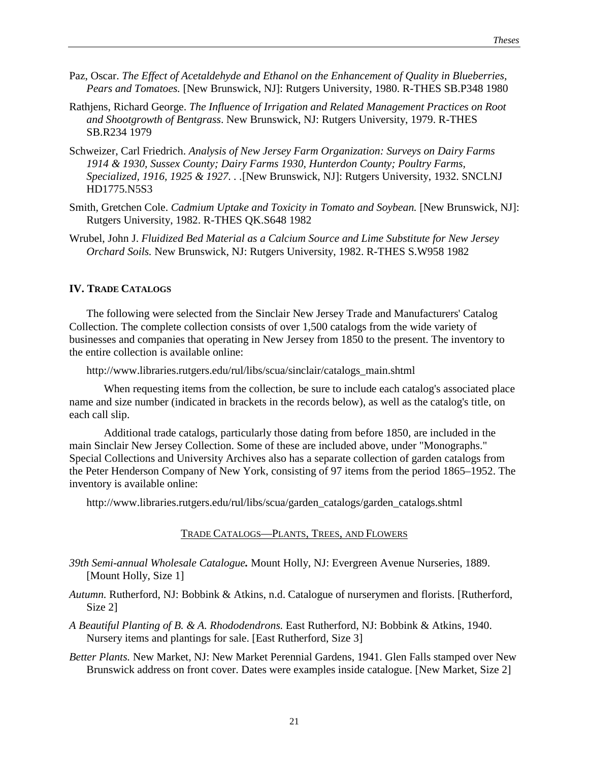Paz, Oscar. *The Effect of Acetaldehyde and Ethanol on the Enhancement of Quality in Blueberries, Pears and Tomatoes.* [New Brunswick, NJ]: Rutgers University, 1980. R-THES SB.P348 1980

Rathjens, Richard George. *The Influence of Irrigation and Related Management Practices on Root and Shootgrowth of Bentgrass*. New Brunswick, NJ: Rutgers University, 1979. R-THES SB.R234 1979

Schweizer, Carl Friedrich. *Analysis of New Jersey Farm Organization: Surveys on Dairy Farms 1914 & 1930, Sussex County; Dairy Farms 1930, Hunterdon County; Poultry Farms, Specialized, 1916, 1925 & 1927. . .*[New Brunswick, NJ]: Rutgers University, 1932. SNCLNJ HD1775.N5S3

Smith, Gretchen Cole. *Cadmium Uptake and Toxicity in Tomato and Soybean.* [New Brunswick, NJ]: Rutgers University, 1982. R-THES QK.S648 1982

Wrubel, John J. *Fluidized Bed Material as a Calcium Source and Lime Substitute for New Jersey Orchard Soils.* New Brunswick, NJ: Rutgers University, 1982. R-THES S.W958 1982

## IV. Trade Catalogs

The following were selected from the Sinclair New Jersey Trade and Manufacturers' Catalog Collection. The complete collection consists of over 1,500 catalogs from the wide variety of businesses and companies that operating in New Jersey from 1850 to the present. The inventory to the entire collection is available online:

http://www.libraries.rutgers.edu/rul/libs/scua/sinclair/catalogs_main.shtml

When requesting items from the collection, be sure to include each catalog's associated place name and size number (indicated in brackets in the records below), as well as the catalog's title, on each call slip.

Additional trade catalogs, particularly those dating from before 1850, are included in the main Sinclair New Jersey Collection. Some of these are included above, under "Monographs." Special Collections and University Archives also has a separate collection of garden catalogs from the Peter Henderson Company of New York, consisting of 97 items from the period 1865–1952. The inventory is available online:

http://www.libraries.rutgers.edu/rul/libs/scua/garden_catalogs/garden_catalogs.shtml

### Trade Catalogs—Plants, Trees, and Flowers

***39th Semi-annual Wholesale Catalogue.*** Mount Holly, NJ: Evergreen Avenue Nurseries, 1889. [Mount Holly, Size 1]

*Autumn.* Rutherford, NJ: Bobbink & Atkins, n.d. Catalogue of nurserymen and florists. [Rutherford, Size 2]

*A Beautiful Planting of B. & A. Rhododendrons.* East Rutherford, NJ: Bobbink & Atkins, 1940. Nursery items and plantings for sale. [East Rutherford, Size 3]

*Better Plants.* New Market, NJ: New Market Perennial Gardens, 1941. Glen Falls stamped over New Brunswick address on front cover. Dates were examples inside catalogue. [New Market, Size 2]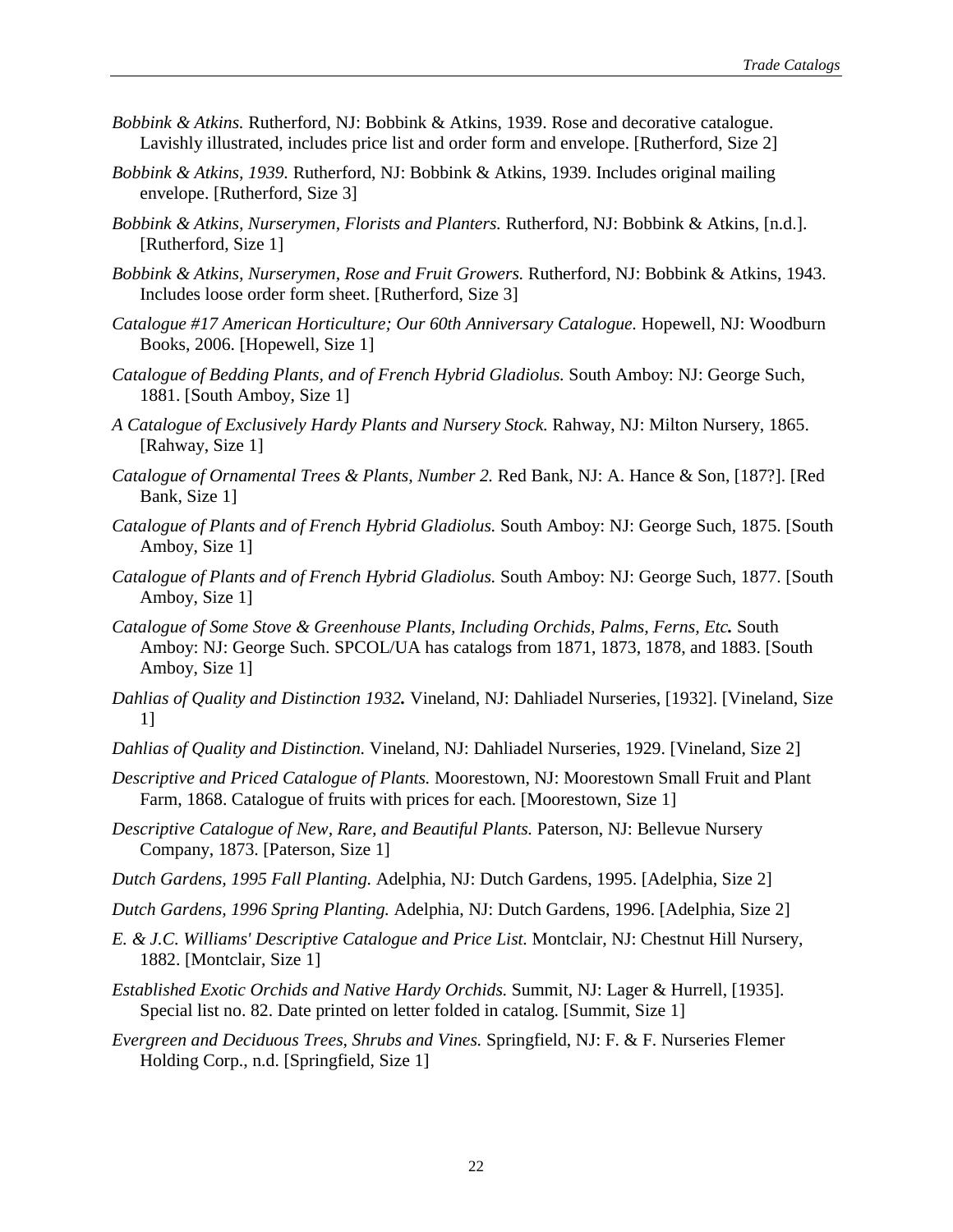*Bobbink & Atkins.* Rutherford, NJ: Bobbink & Atkins, 1939. Rose and decorative catalogue. Lavishly illustrated, includes price list and order form and envelope. [Rutherford, Size 2]

*Bobbink & Atkins, 1939.* Rutherford, NJ: Bobbink & Atkins, 1939. Includes original mailing envelope. [Rutherford, Size 3]

*Bobbink & Atkins, Nurserymen, Florists and Planters.* Rutherford, NJ: Bobbink & Atkins, [n.d.]. [Rutherford, Size 1]

*Bobbink & Atkins, Nurserymen, Rose and Fruit Growers.* Rutherford, NJ: Bobbink & Atkins, 1943. Includes loose order form sheet. [Rutherford, Size 3]

*Catalogue #17 American Horticulture; Our 60th Anniversary Catalogue.* Hopewell, NJ: Woodburn Books, 2006. [Hopewell, Size 1]

*Catalogue of Bedding Plants, and of French Hybrid Gladiolus.* South Amboy: NJ: George Such, 1881. [South Amboy, Size 1]

*A Catalogue of Exclusively Hardy Plants and Nursery Stock.* Rahway, NJ: Milton Nursery, 1865. [Rahway, Size 1]

*Catalogue of Ornamental Trees & Plants, Number 2.* Red Bank, NJ: A. Hance & Son, [187?]. [Red Bank, Size 1]

*Catalogue of Plants and of French Hybrid Gladiolus.* South Amboy: NJ: George Such, 1875. [South Amboy, Size 1]

*Catalogue of Plants and of French Hybrid Gladiolus.* South Amboy: NJ: George Such, 1877. [South Amboy, Size 1]

*Catalogue of Some Stove & Greenhouse Plants, Including Orchids, Palms, Ferns, Etc.* South Amboy: NJ: George Such. SPCOL/UA has catalogs from 1871, 1873, 1878, and 1883. [South Amboy, Size 1]

*Dahlias of Quality and Distinction 1932.* Vineland, NJ: Dahliadel Nurseries, [1932]. [Vineland, Size 1]

*Dahlias of Quality and Distinction.* Vineland, NJ: Dahliadel Nurseries, 1929. [Vineland, Size 2]

*Descriptive and Priced Catalogue of Plants.* Moorestown, NJ: Moorestown Small Fruit and Plant Farm, 1868. Catalogue of fruits with prices for each. [Moorestown, Size 1]

*Descriptive Catalogue of New, Rare, and Beautiful Plants.* Paterson, NJ: Bellevue Nursery Company, 1873. [Paterson, Size 1]

*Dutch Gardens, 1995 Fall Planting.* Adelphia, NJ: Dutch Gardens, 1995. [Adelphia, Size 2]

*Dutch Gardens, 1996 Spring Planting.* Adelphia, NJ: Dutch Gardens, 1996. [Adelphia, Size 2]

*E. & J.C. Williams' Descriptive Catalogue and Price List.* Montclair, NJ: Chestnut Hill Nursery, 1882. [Montclair, Size 1]

*Established Exotic Orchids and Native Hardy Orchids.* Summit, NJ: Lager & Hurrell, [1935]. Special list no. 82. Date printed on letter folded in catalog. [Summit, Size 1]

*Evergreen and Deciduous Trees, Shrubs and Vines.* Springfield, NJ: F. & F. Nurseries Flemer Holding Corp., n.d. [Springfield, Size 1]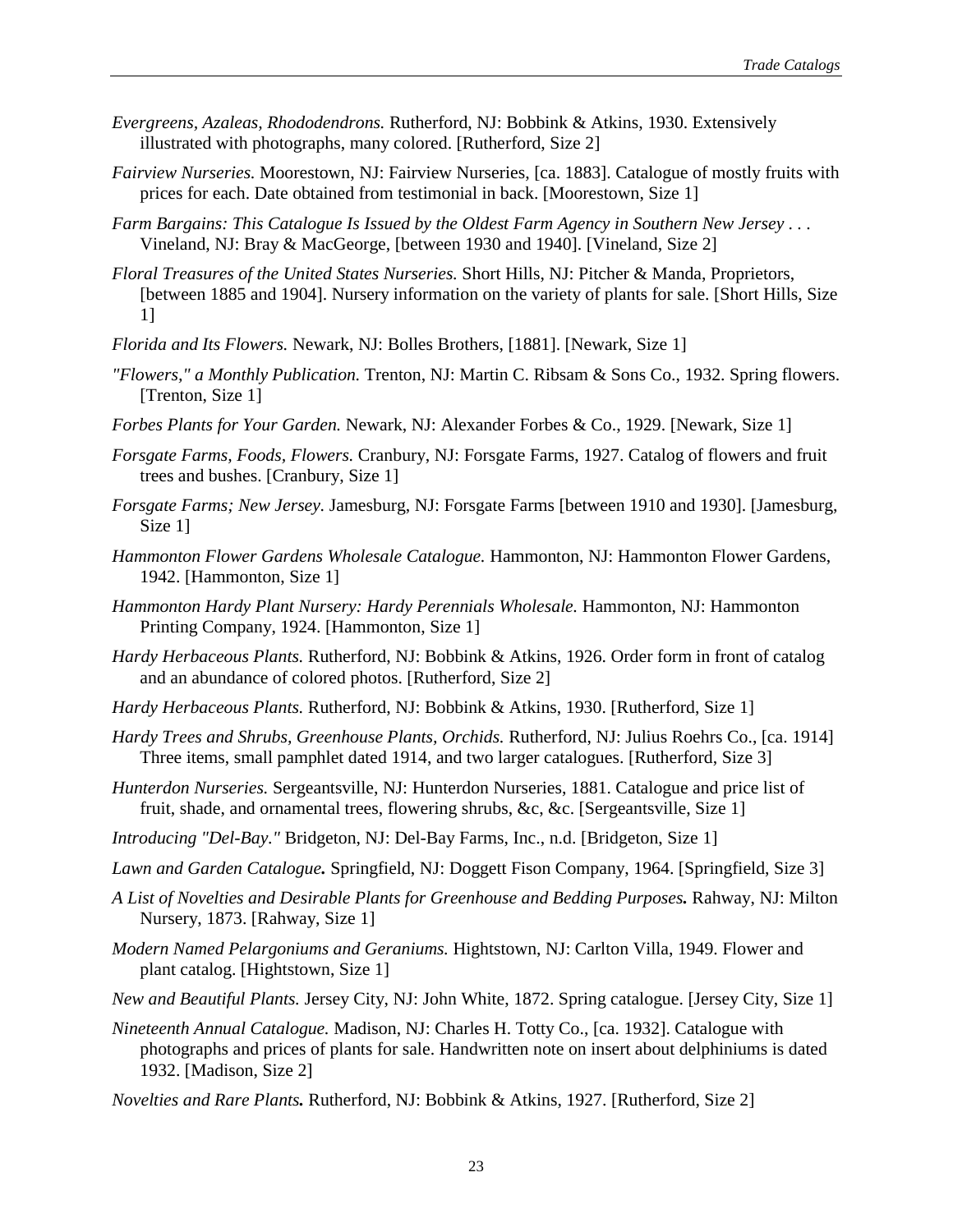*Evergreens, Azaleas, Rhododendrons.* Rutherford, NJ: Bobbink & Atkins, 1930. Extensively illustrated with photographs, many colored. [Rutherford, Size 2]

*Fairview Nurseries.* Moorestown, NJ: Fairview Nurseries, [ca. 1883]. Catalogue of mostly fruits with prices for each. Date obtained from testimonial in back. [Moorestown, Size 1]

*Farm Bargains: This Catalogue Is Issued by the Oldest Farm Agency in Southern New Jersey . . .* Vineland, NJ: Bray & MacGeorge, [between 1930 and 1940]. [Vineland, Size 2]

*Floral Treasures of the United States Nurseries.* Short Hills, NJ: Pitcher & Manda, Proprietors, [between 1885 and 1904]. Nursery information on the variety of plants for sale. [Short Hills, Size 1]

*Florida and Its Flowers.* Newark, NJ: Bolles Brothers, [1881]. [Newark, Size 1]

*"Flowers," a Monthly Publication.* Trenton, NJ: Martin C. Ribsam & Sons Co., 1932. Spring flowers. [Trenton, Size 1]

*Forbes Plants for Your Garden.* Newark, NJ: Alexander Forbes & Co., 1929. [Newark, Size 1]

*Forsgate Farms, Foods, Flowers.* Cranbury, NJ: Forsgate Farms, 1927. Catalog of flowers and fruit trees and bushes. [Cranbury, Size 1]

*Forsgate Farms; New Jersey.* Jamesburg, NJ: Forsgate Farms [between 1910 and 1930]. [Jamesburg, Size 1]

*Hammonton Flower Gardens Wholesale Catalogue.* Hammonton, NJ: Hammonton Flower Gardens, 1942. [Hammonton, Size 1]

*Hammonton Hardy Plant Nursery: Hardy Perennials Wholesale.* Hammonton, NJ: Hammonton Printing Company, 1924. [Hammonton, Size 1]

*Hardy Herbaceous Plants.* Rutherford, NJ: Bobbink & Atkins, 1926. Order form in front of catalog and an abundance of colored photos. [Rutherford, Size 2]

*Hardy Herbaceous Plants.* Rutherford, NJ: Bobbink & Atkins, 1930. [Rutherford, Size 1]

*Hardy Trees and Shrubs, Greenhouse Plants, Orchids.* Rutherford, NJ: Julius Roehrs Co., [ca. 1914] Three items, small pamphlet dated 1914, and two larger catalogues. [Rutherford, Size 3]

*Hunterdon Nurseries.* Sergeantsville, NJ: Hunterdon Nurseries, 1881. Catalogue and price list of fruit, shade, and ornamental trees, flowering shrubs, &c, &c. [Sergeantsville, Size 1]

*Introducing "Del-Bay."* Bridgeton, NJ: Del-Bay Farms, Inc., n.d. [Bridgeton, Size 1]

*Lawn and Garden Catalogue.* Springfield, NJ: Doggett Fison Company, 1964. [Springfield, Size 3]

*A List of Novelties and Desirable Plants for Greenhouse and Bedding Purposes.* Rahway, NJ: Milton Nursery, 1873. [Rahway, Size 1]

*Modern Named Pelargoniums and Geraniums.* Hightstown, NJ: Carlton Villa, 1949. Flower and plant catalog. [Hightstown, Size 1]

*New and Beautiful Plants.* Jersey City, NJ: John White, 1872. Spring catalogue. [Jersey City, Size 1]

*Nineteenth Annual Catalogue.* Madison, NJ: Charles H. Totty Co., [ca. 1932]. Catalogue with photographs and prices of plants for sale. Handwritten note on insert about delphiniums is dated 1932. [Madison, Size 2]

*Novelties and Rare Plants.* Rutherford, NJ: Bobbink & Atkins, 1927. [Rutherford, Size 2]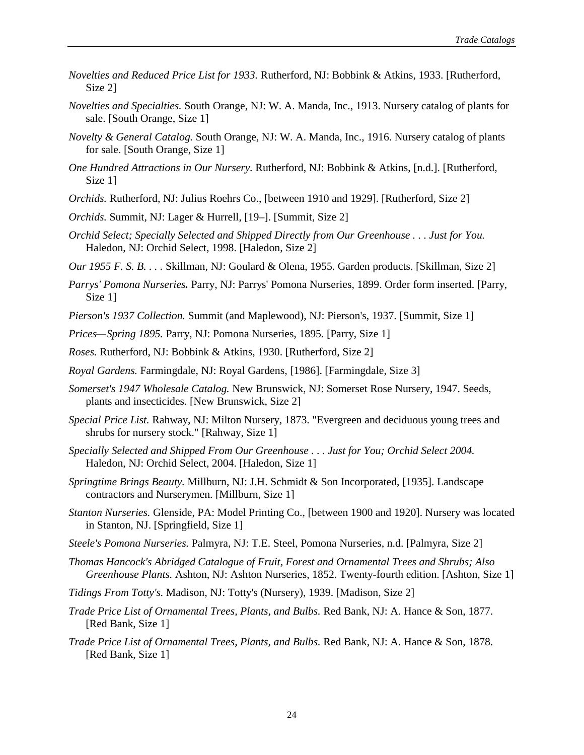*Novelties and Reduced Price List for 1933.* Rutherford, NJ: Bobbink & Atkins, 1933. [Rutherford, Size 2]

*Novelties and Specialties.* South Orange, NJ: W. A. Manda, Inc., 1913. Nursery catalog of plants for sale. [South Orange, Size 1]

*Novelty & General Catalog.* South Orange, NJ: W. A. Manda, Inc., 1916. Nursery catalog of plants for sale. [South Orange, Size 1]

*One Hundred Attractions in Our Nursery.* Rutherford, NJ: Bobbink & Atkins, [n.d.]. [Rutherford, Size 1]

*Orchids.* Rutherford, NJ: Julius Roehrs Co., [between 1910 and 1929]. [Rutherford, Size 2]

*Orchids.* Summit, NJ: Lager & Hurrell, [19–]. [Summit, Size 2]

*Orchid Select; Specially Selected and Shipped Directly from Our Greenhouse . . . Just for You.* Haledon, NJ: Orchid Select, 1998. [Haledon, Size 2]

*Our 1955 F. S. B. . . .* Skillman, NJ: Goulard & Olena, 1955. Garden products. [Skillman, Size 2]

*Parrys' Pomona Nurseries.* Parry, NJ: Parrys' Pomona Nurseries, 1899. Order form inserted. [Parry, Size 1]

*Pierson's 1937 Collection.* Summit (and Maplewood), NJ: Pierson's, 1937. [Summit, Size 1]

*Prices—Spring 1895.* Parry, NJ: Pomona Nurseries, 1895. [Parry, Size 1]

*Roses.* Rutherford, NJ: Bobbink & Atkins, 1930. [Rutherford, Size 2]

*Royal Gardens.* Farmingdale, NJ: Royal Gardens, [1986]. [Farmingdale, Size 3]

*Somerset's 1947 Wholesale Catalog.* New Brunswick, NJ: Somerset Rose Nursery, 1947. Seeds, plants and insecticides. [New Brunswick, Size 2]

*Special Price List.* Rahway, NJ: Milton Nursery, 1873. "Evergreen and deciduous young trees and shrubs for nursery stock." [Rahway, Size 1]

*Specially Selected and Shipped From Our Greenhouse . . . Just for You; Orchid Select 2004.* Haledon, NJ: Orchid Select, 2004. [Haledon, Size 1]

*Springtime Brings Beauty.* Millburn, NJ: J.H. Schmidt & Son Incorporated, [1935]. Landscape contractors and Nurserymen. [Millburn, Size 1]

*Stanton Nurseries.* Glenside, PA: Model Printing Co., [between 1900 and 1920]. Nursery was located in Stanton, NJ. [Springfield, Size 1]

*Steele's Pomona Nurseries.* Palmyra, NJ: T.E. Steel, Pomona Nurseries, n.d. [Palmyra, Size 2]

*Thomas Hancock's Abridged Catalogue of Fruit, Forest and Ornamental Trees and Shrubs; Also Greenhouse Plants.* Ashton, NJ: Ashton Nurseries, 1852. Twenty-fourth edition. [Ashton, Size 1]

*Tidings From Totty's.* Madison, NJ: Totty's (Nursery), 1939. [Madison, Size 2]

*Trade Price List of Ornamental Trees, Plants, and Bulbs.* Red Bank, NJ: A. Hance & Son, 1877. [Red Bank, Size 1]

*Trade Price List of Ornamental Trees, Plants, and Bulbs.* Red Bank, NJ: A. Hance & Son, 1878. [Red Bank, Size 1]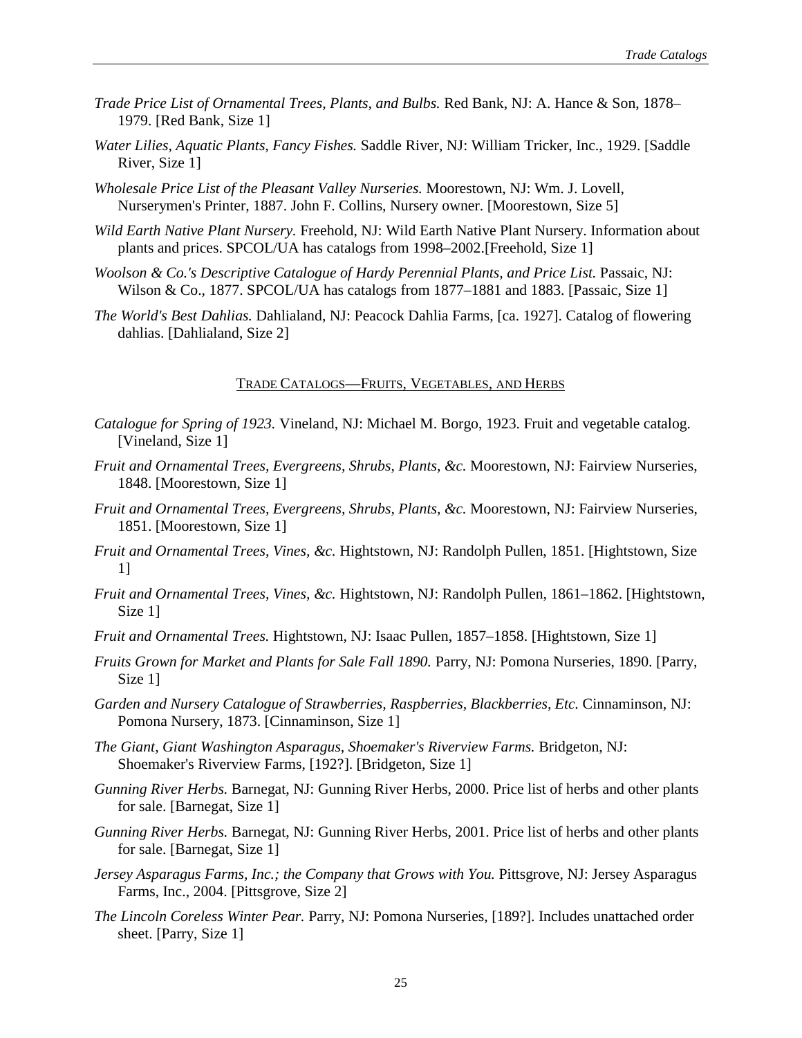*Trade Price List of Ornamental Trees, Plants, and Bulbs.* Red Bank, NJ: A. Hance & Son, 1878–1979. [Red Bank, Size 1]

*Water Lilies, Aquatic Plants, Fancy Fishes.* Saddle River, NJ: William Tricker, Inc., 1929. [Saddle River, Size 1]

*Wholesale Price List of the Pleasant Valley Nurseries.* Moorestown, NJ: Wm. J. Lovell, Nurserymen's Printer, 1887. John F. Collins, Nursery owner. [Moorestown, Size 5]

*Wild Earth Native Plant Nursery.* Freehold, NJ: Wild Earth Native Plant Nursery. Information about plants and prices. SPCOL/UA has catalogs from 1998–2002.[Freehold, Size 1]

*Woolson & Co.'s Descriptive Catalogue of Hardy Perennial Plants, and Price List.* Passaic, NJ: Wilson & Co., 1877. SPCOL/UA has catalogs from 1877–1881 and 1883. [Passaic, Size 1]

*The World's Best Dahlias.* Dahlialand, NJ: Peacock Dahlia Farms, [ca. 1927]. Catalog of flowering dahlias. [Dahlialand, Size 2]

## Trade Catalogs—Fruits, Vegetables, and Herbs

*Catalogue for Spring of 1923.* Vineland, NJ: Michael M. Borgo, 1923. Fruit and vegetable catalog. [Vineland, Size 1]

*Fruit and Ornamental Trees, Evergreens, Shrubs, Plants, &c.* Moorestown, NJ: Fairview Nurseries, 1848. [Moorestown, Size 1]

*Fruit and Ornamental Trees, Evergreens, Shrubs, Plants, &c.* Moorestown, NJ: Fairview Nurseries, 1851. [Moorestown, Size 1]

*Fruit and Ornamental Trees, Vines, &c.* Hightstown, NJ: Randolph Pullen, 1851. [Hightstown, Size 1]

*Fruit and Ornamental Trees, Vines, &c.* Hightstown, NJ: Randolph Pullen, 1861–1862. [Hightstown, Size 1]

*Fruit and Ornamental Trees.* Hightstown, NJ: Isaac Pullen, 1857–1858. [Hightstown, Size 1]

*Fruits Grown for Market and Plants for Sale Fall 1890.* Parry, NJ: Pomona Nurseries, 1890. [Parry, Size 1]

*Garden and Nursery Catalogue of Strawberries, Raspberries, Blackberries, Etc.* Cinnaminson, NJ: Pomona Nursery, 1873. [Cinnaminson, Size 1]

*The Giant, Giant Washington Asparagus, Shoemaker's Riverview Farms.* Bridgeton, NJ: Shoemaker's Riverview Farms, [192?]. [Bridgeton, Size 1]

*Gunning River Herbs.* Barnegat, NJ: Gunning River Herbs, 2000. Price list of herbs and other plants for sale. [Barnegat, Size 1]

*Gunning River Herbs.* Barnegat, NJ: Gunning River Herbs, 2001. Price list of herbs and other plants for sale. [Barnegat, Size 1]

*Jersey Asparagus Farms, Inc.; the Company that Grows with You.* Pittsgrove, NJ: Jersey Asparagus Farms, Inc., 2004. [Pittsgrove, Size 2]

*The Lincoln Coreless Winter Pear.* Parry, NJ: Pomona Nurseries, [189?]. Includes unattached order sheet. [Parry, Size 1]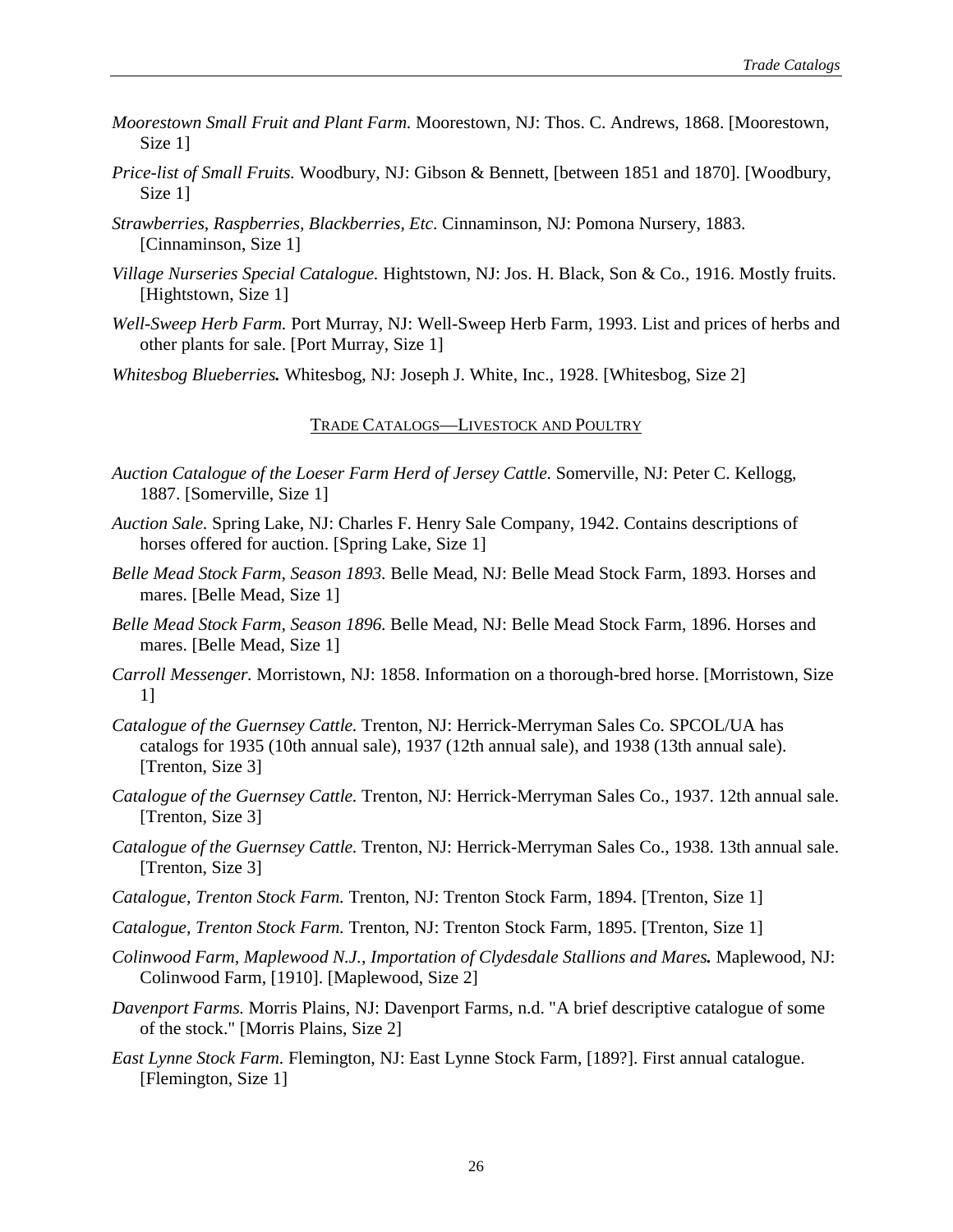*Moorestown Small Fruit and Plant Farm.* Moorestown, NJ: Thos. C. Andrews, 1868. [Moorestown, Size 1]

*Price-list of Small Fruits.* Woodbury, NJ: Gibson & Bennett, [between 1851 and 1870]. [Woodbury, Size 1]

*Strawberries, Raspberries, Blackberries, Etc.* Cinnaminson, NJ: Pomona Nursery, 1883. [Cinnaminson, Size 1]

*Village Nurseries Special Catalogue.* Hightstown, NJ: Jos. H. Black, Son & Co., 1916. Mostly fruits. [Hightstown, Size 1]

*Well-Sweep Herb Farm.* Port Murray, NJ: Well-Sweep Herb Farm, 1993. List and prices of herbs and other plants for sale. [Port Murray, Size 1]

*Whitesbog Blueberries.* Whitesbog, NJ: Joseph J. White, Inc., 1928. [Whitesbog, Size 2]

## TRADE CATALOGS—LIVESTOCK AND POULTRY

*Auction Catalogue of the Loeser Farm Herd of Jersey Cattle.* Somerville, NJ: Peter C. Kellogg, 1887. [Somerville, Size 1]

*Auction Sale.* Spring Lake, NJ: Charles F. Henry Sale Company, 1942. Contains descriptions of horses offered for auction. [Spring Lake, Size 1]

*Belle Mead Stock Farm, Season 1893.* Belle Mead, NJ: Belle Mead Stock Farm, 1893. Horses and mares. [Belle Mead, Size 1]

*Belle Mead Stock Farm, Season 1896.* Belle Mead, NJ: Belle Mead Stock Farm, 1896. Horses and mares. [Belle Mead, Size 1]

*Carroll Messenger.* Morristown, NJ: 1858. Information on a thorough-bred horse. [Morristown, Size 1]

*Catalogue of the Guernsey Cattle.* Trenton, NJ: Herrick-Merryman Sales Co. SPCOL/UA has catalogs for 1935 (10th annual sale), 1937 (12th annual sale), and 1938 (13th annual sale). [Trenton, Size 3]

*Catalogue of the Guernsey Cattle.* Trenton, NJ: Herrick-Merryman Sales Co., 1937. 12th annual sale. [Trenton, Size 3]

*Catalogue of the Guernsey Cattle.* Trenton, NJ: Herrick-Merryman Sales Co., 1938. 13th annual sale. [Trenton, Size 3]

*Catalogue, Trenton Stock Farm.* Trenton, NJ: Trenton Stock Farm, 1894. [Trenton, Size 1]

*Catalogue, Trenton Stock Farm.* Trenton, NJ: Trenton Stock Farm, 1895. [Trenton, Size 1]

*Colinwood Farm, Maplewood N.J., Importation of Clydesdale Stallions and Mares.* Maplewood, NJ: Colinwood Farm, [1910]. [Maplewood, Size 2]

*Davenport Farms.* Morris Plains, NJ: Davenport Farms, n.d. "A brief descriptive catalogue of some of the stock." [Morris Plains, Size 2]

*East Lynne Stock Farm.* Flemington, NJ: East Lynne Stock Farm, [189?]. First annual catalogue. [Flemington, Size 1]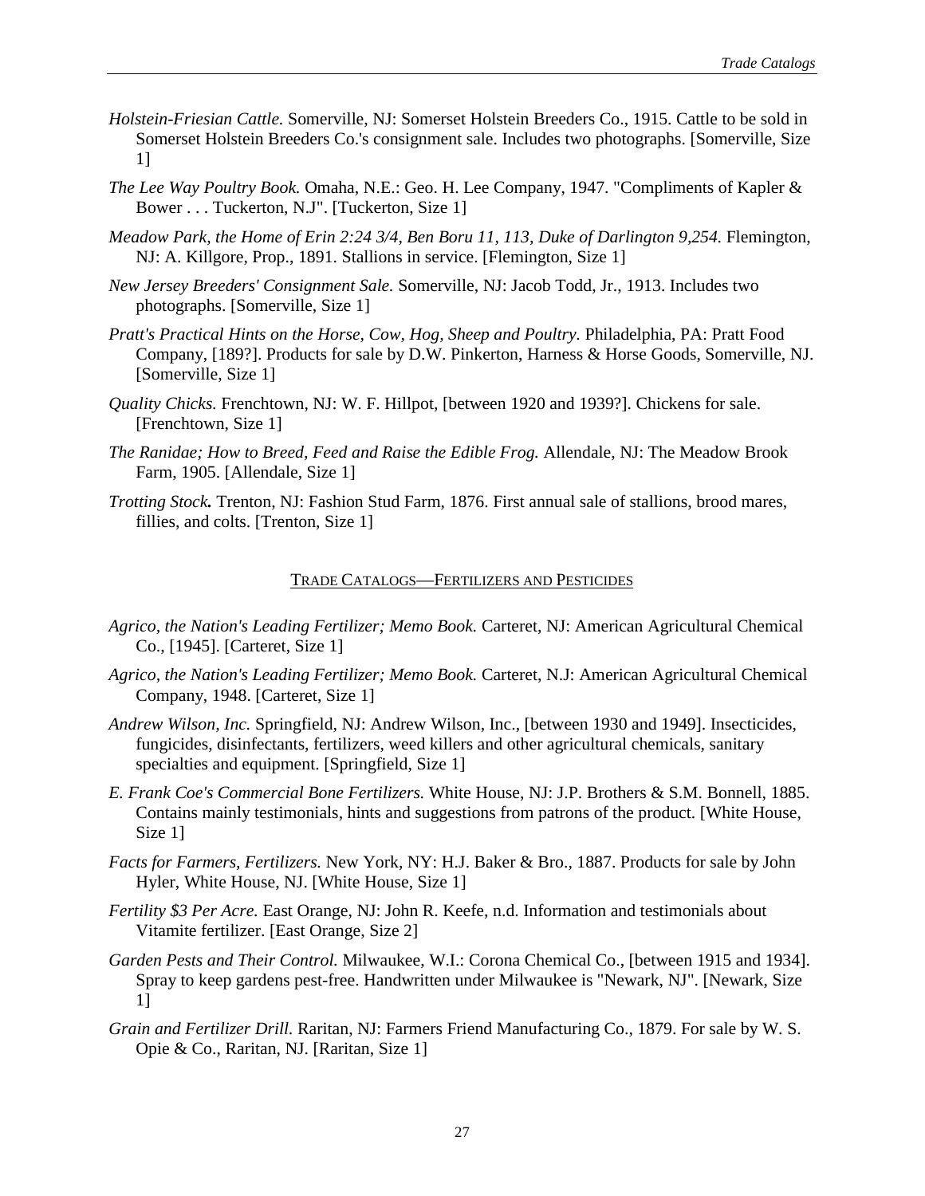*Holstein-Friesian Cattle.* Somerville, NJ: Somerset Holstein Breeders Co., 1915. Cattle to be sold in Somerset Holstein Breeders Co.'s consignment sale. Includes two photographs. [Somerville, Size 1]

*The Lee Way Poultry Book.* Omaha, N.E.: Geo. H. Lee Company, 1947. "Compliments of Kapler & Bower . . . Tuckerton, N.J". [Tuckerton, Size 1]

*Meadow Park, the Home of Erin 2:24 3/4, Ben Boru 11, 113, Duke of Darlington 9,254.* Flemington, NJ: A. Killgore, Prop., 1891. Stallions in service. [Flemington, Size 1]

*New Jersey Breeders' Consignment Sale.* Somerville, NJ: Jacob Todd, Jr., 1913. Includes two photographs. [Somerville, Size 1]

*Pratt's Practical Hints on the Horse, Cow, Hog, Sheep and Poultry.* Philadelphia, PA: Pratt Food Company, [189?]. Products for sale by D.W. Pinkerton, Harness & Horse Goods, Somerville, NJ. [Somerville, Size 1]

*Quality Chicks.* Frenchtown, NJ: W. F. Hillpot, [between 1920 and 1939?]. Chickens for sale. [Frenchtown, Size 1]

*The Ranidae; How to Breed, Feed and Raise the Edible Frog.* Allendale, NJ: The Meadow Brook Farm, 1905. [Allendale, Size 1]

***Trotting Stock.*** Trenton, NJ: Fashion Stud Farm, 1876. First annual sale of stallions, brood mares, fillies, and colts. [Trenton, Size 1]

## Trade Catalogs—Fertilizers and Pesticides

*Agrico, the Nation's Leading Fertilizer; Memo Book.* Carteret, NJ: American Agricultural Chemical Co., [1945]. [Carteret, Size 1]

*Agrico, the Nation's Leading Fertilizer; Memo Book.* Carteret, N.J: American Agricultural Chemical Company, 1948. [Carteret, Size 1]

*Andrew Wilson, Inc.* Springfield, NJ: Andrew Wilson, Inc., [between 1930 and 1949]. Insecticides, fungicides, disinfectants, fertilizers, weed killers and other agricultural chemicals, sanitary specialties and equipment. [Springfield, Size 1]

*E. Frank Coe's Commercial Bone Fertilizers.* White House, NJ: J.P. Brothers & S.M. Bonnell, 1885. Contains mainly testimonials, hints and suggestions from patrons of the product. [White House, Size 1]

*Facts for Farmers, Fertilizers.* New York, NY: H.J. Baker & Bro., 1887. Products for sale by John Hyler, White House, NJ. [White House, Size 1]

*Fertility $3 Per Acre.* East Orange, NJ: John R. Keefe, n.d. Information and testimonials about Vitamite fertilizer. [East Orange, Size 2]

*Garden Pests and Their Control.* Milwaukee, W.I.: Corona Chemical Co., [between 1915 and 1934]. Spray to keep gardens pest-free. Handwritten under Milwaukee is "Newark, NJ". [Newark, Size 1]

*Grain and Fertilizer Drill.* Raritan, NJ: Farmers Friend Manufacturing Co., 1879. For sale by W. S. Opie & Co., Raritan, NJ. [Raritan, Size 1]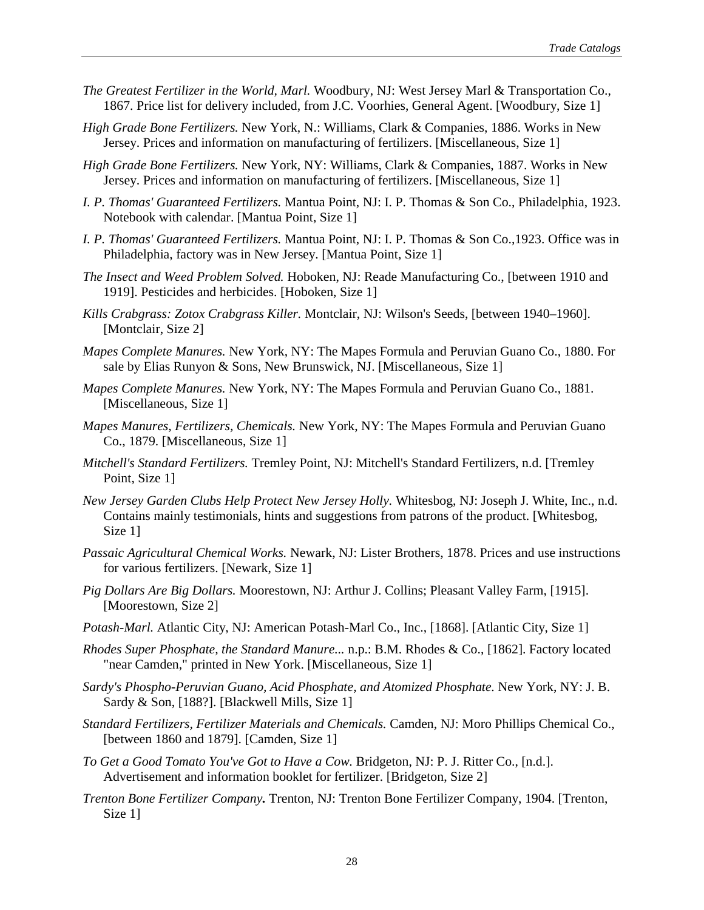*The Greatest Fertilizer in the World, Marl.* Woodbury, NJ: West Jersey Marl & Transportation Co., 1867. Price list for delivery included, from J.C. Voorhies, General Agent. [Woodbury, Size 1]

*High Grade Bone Fertilizers.* New York, N.: Williams, Clark & Companies, 1886. Works in New Jersey. Prices and information on manufacturing of fertilizers. [Miscellaneous, Size 1]

*High Grade Bone Fertilizers.* New York, NY: Williams, Clark & Companies, 1887. Works in New Jersey. Prices and information on manufacturing of fertilizers. [Miscellaneous, Size 1]

*I. P. Thomas' Guaranteed Fertilizers.* Mantua Point, NJ: I. P. Thomas & Son Co., Philadelphia, 1923. Notebook with calendar. [Mantua Point, Size 1]

*I. P. Thomas' Guaranteed Fertilizers.* Mantua Point, NJ: I. P. Thomas & Son Co.,1923. Office was in Philadelphia, factory was in New Jersey. [Mantua Point, Size 1]

*The Insect and Weed Problem Solved.* Hoboken, NJ: Reade Manufacturing Co., [between 1910 and 1919]. Pesticides and herbicides. [Hoboken, Size 1]

*Kills Crabgrass: Zotox Crabgrass Killer.* Montclair, NJ: Wilson's Seeds, [between 1940–1960]. [Montclair, Size 2]

*Mapes Complete Manures.* New York, NY: The Mapes Formula and Peruvian Guano Co., 1880. For sale by Elias Runyon & Sons, New Brunswick, NJ. [Miscellaneous, Size 1]

*Mapes Complete Manures.* New York, NY: The Mapes Formula and Peruvian Guano Co., 1881. [Miscellaneous, Size 1]

*Mapes Manures, Fertilizers, Chemicals.* New York, NY: The Mapes Formula and Peruvian Guano Co., 1879. [Miscellaneous, Size 1]

*Mitchell's Standard Fertilizers.* Tremley Point, NJ: Mitchell's Standard Fertilizers, n.d. [Tremley Point, Size 1]

*New Jersey Garden Clubs Help Protect New Jersey Holly.* Whitesbog, NJ: Joseph J. White, Inc., n.d. Contains mainly testimonials, hints and suggestions from patrons of the product. [Whitesbog, Size 1]

*Passaic Agricultural Chemical Works.* Newark, NJ: Lister Brothers, 1878. Prices and use instructions for various fertilizers. [Newark, Size 1]

*Pig Dollars Are Big Dollars.* Moorestown, NJ: Arthur J. Collins; Pleasant Valley Farm, [1915]. [Moorestown, Size 2]

*Potash-Marl.* Atlantic City, NJ: American Potash-Marl Co., Inc., [1868]. [Atlantic City, Size 1]

*Rhodes Super Phosphate, the Standard Manure...* n.p.: B.M. Rhodes & Co., [1862]. Factory located "near Camden," printed in New York. [Miscellaneous, Size 1]

*Sardy's Phospho-Peruvian Guano, Acid Phosphate, and Atomized Phosphate.* New York, NY: J. B. Sardy & Son, [188?]. [Blackwell Mills, Size 1]

*Standard Fertilizers, Fertilizer Materials and Chemicals.* Camden, NJ: Moro Phillips Chemical Co., [between 1860 and 1879]. [Camden, Size 1]

*To Get a Good Tomato You've Got to Have a Cow.* Bridgeton, NJ: P. J. Ritter Co., [n.d.]. Advertisement and information booklet for fertilizer. [Bridgeton, Size 2]

***Trenton Bone Fertilizer Company.*** Trenton, NJ: Trenton Bone Fertilizer Company, 1904. [Trenton, Size 1]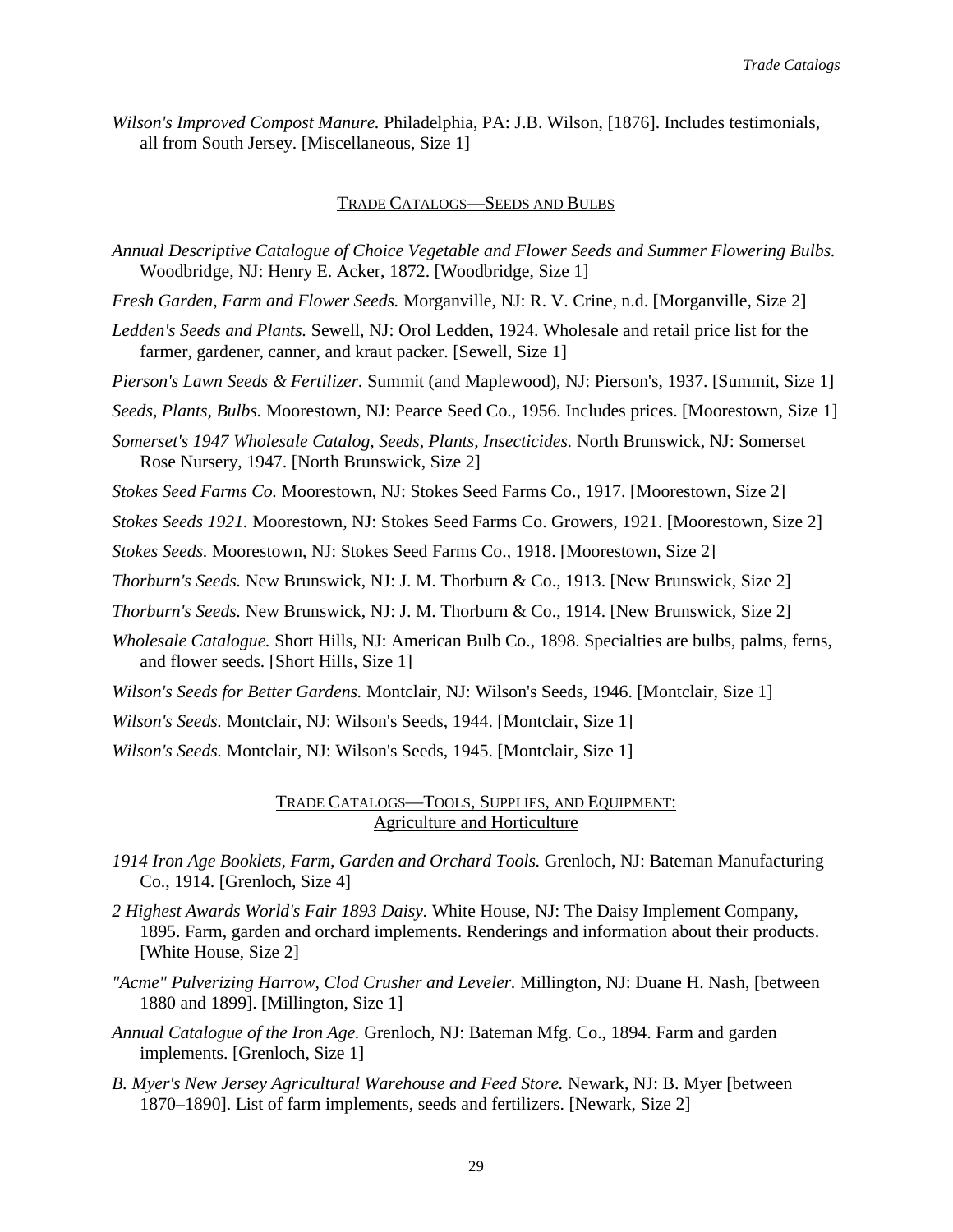*Wilson's Improved Compost Manure.* Philadelphia, PA: J.B. Wilson, [1876]. Includes testimonials, all from South Jersey. [Miscellaneous, Size 1]

## TRADE CATALOGS—SEEDS AND BULBS

*Annual Descriptive Catalogue of Choice Vegetable and Flower Seeds and Summer Flowering Bulbs.* Woodbridge, NJ: Henry E. Acker, 1872. [Woodbridge, Size 1]

*Fresh Garden, Farm and Flower Seeds.* Morganville, NJ: R. V. Crine, n.d. [Morganville, Size 2]

*Ledden's Seeds and Plants.* Sewell, NJ: Orol Ledden, 1924. Wholesale and retail price list for the farmer, gardener, canner, and kraut packer. [Sewell, Size 1]

*Pierson's Lawn Seeds & Fertilizer.* Summit (and Maplewood), NJ: Pierson's, 1937. [Summit, Size 1]

*Seeds, Plants, Bulbs.* Moorestown, NJ: Pearce Seed Co., 1956. Includes prices. [Moorestown, Size 1]

*Somerset's 1947 Wholesale Catalog, Seeds, Plants, Insecticides.* North Brunswick, NJ: Somerset Rose Nursery, 1947. [North Brunswick, Size 2]

*Stokes Seed Farms Co.* Moorestown, NJ: Stokes Seed Farms Co., 1917. [Moorestown, Size 2]

*Stokes Seeds 1921.* Moorestown, NJ: Stokes Seed Farms Co. Growers, 1921. [Moorestown, Size 2]

*Stokes Seeds.* Moorestown, NJ: Stokes Seed Farms Co., 1918. [Moorestown, Size 2]

*Thorburn's Seeds.* New Brunswick, NJ: J. M. Thorburn & Co., 1913. [New Brunswick, Size 2]

*Thorburn's Seeds.* New Brunswick, NJ: J. M. Thorburn & Co., 1914. [New Brunswick, Size 2]

*Wholesale Catalogue.* Short Hills, NJ: American Bulb Co., 1898. Specialties are bulbs, palms, ferns, and flower seeds. [Short Hills, Size 1]

*Wilson's Seeds for Better Gardens.* Montclair, NJ: Wilson's Seeds, 1946. [Montclair, Size 1]

*Wilson's Seeds.* Montclair, NJ: Wilson's Seeds, 1944. [Montclair, Size 1]

*Wilson's Seeds.* Montclair, NJ: Wilson's Seeds, 1945. [Montclair, Size 1]

## TRADE CATALOGS—TOOLS, SUPPLIES, AND EQUIPMENT: Agriculture and Horticulture

*1914 Iron Age Booklets, Farm, Garden and Orchard Tools.* Grenloch, NJ: Bateman Manufacturing Co., 1914. [Grenloch, Size 4]

*2 Highest Awards World's Fair 1893 Daisy.* White House, NJ: The Daisy Implement Company, 1895. Farm, garden and orchard implements. Renderings and information about their products. [White House, Size 2]

*"Acme" Pulverizing Harrow, Clod Crusher and Leveler.* Millington, NJ: Duane H. Nash, [between 1880 and 1899]. [Millington, Size 1]

*Annual Catalogue of the Iron Age.* Grenloch, NJ: Bateman Mfg. Co., 1894. Farm and garden implements. [Grenloch, Size 1]

*B. Myer's New Jersey Agricultural Warehouse and Feed Store.* Newark, NJ: B. Myer [between 1870–1890]. List of farm implements, seeds and fertilizers. [Newark, Size 2]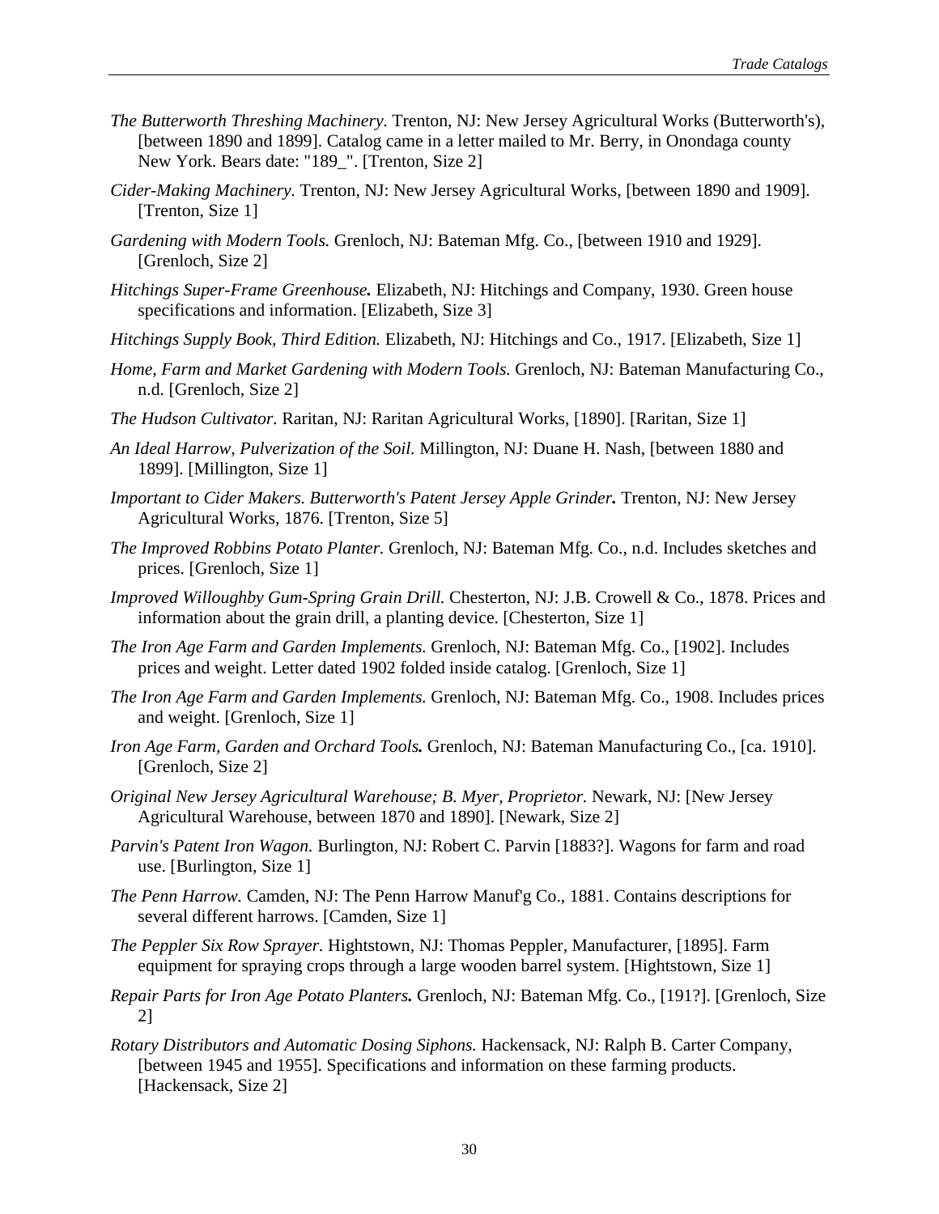*The Butterworth Threshing Machinery.* Trenton, NJ: New Jersey Agricultural Works (Butterworth's), [between 1890 and 1899]. Catalog came in a letter mailed to Mr. Berry, in Onondaga county New York. Bears date: "189_". [Trenton, Size 2]

*Cider-Making Machinery.* Trenton, NJ: New Jersey Agricultural Works, [between 1890 and 1909]. [Trenton, Size 1]

*Gardening with Modern Tools.* Grenloch, NJ: Bateman Mfg. Co., [between 1910 and 1929]. [Grenloch, Size 2]

*Hitchings Super-Frame Greenhouse.* Elizabeth, NJ: Hitchings and Company, 1930. Green house specifications and information. [Elizabeth, Size 3]

*Hitchings Supply Book, Third Edition.* Elizabeth, NJ: Hitchings and Co., 1917. [Elizabeth, Size 1]

*Home, Farm and Market Gardening with Modern Tools.* Grenloch, NJ: Bateman Manufacturing Co., n.d. [Grenloch, Size 2]

*The Hudson Cultivator.* Raritan, NJ: Raritan Agricultural Works, [1890]. [Raritan, Size 1]

*An Ideal Harrow, Pulverization of the Soil.* Millington, NJ: Duane H. Nash, [between 1880 and 1899]. [Millington, Size 1]

*Important to Cider Makers. Butterworth's Patent Jersey Apple Grinder.* Trenton, NJ: New Jersey Agricultural Works, 1876. [Trenton, Size 5]

*The Improved Robbins Potato Planter.* Grenloch, NJ: Bateman Mfg. Co., n.d. Includes sketches and prices. [Grenloch, Size 1]

*Improved Willoughby Gum-Spring Grain Drill.* Chesterton, NJ: J.B. Crowell & Co., 1878. Prices and information about the grain drill, a planting device. [Chesterton, Size 1]

*The Iron Age Farm and Garden Implements.* Grenloch, NJ: Bateman Mfg. Co., [1902]. Includes prices and weight. Letter dated 1902 folded inside catalog. [Grenloch, Size 1]

*The Iron Age Farm and Garden Implements.* Grenloch, NJ: Bateman Mfg. Co., 1908. Includes prices and weight. [Grenloch, Size 1]

*Iron Age Farm, Garden and Orchard Tools.* Grenloch, NJ: Bateman Manufacturing Co., [ca. 1910]. [Grenloch, Size 2]

*Original New Jersey Agricultural Warehouse; B. Myer, Proprietor.* Newark, NJ: [New Jersey Agricultural Warehouse, between 1870 and 1890]. [Newark, Size 2]

*Parvin's Patent Iron Wagon.* Burlington, NJ: Robert C. Parvin [1883?]. Wagons for farm and road use. [Burlington, Size 1]

*The Penn Harrow.* Camden, NJ: The Penn Harrow Manuf'g Co., 1881. Contains descriptions for several different harrows. [Camden, Size 1]

*The Peppler Six Row Sprayer.* Hightstown, NJ: Thomas Peppler, Manufacturer, [1895]. Farm equipment for spraying crops through a large wooden barrel system. [Hightstown, Size 1]

*Repair Parts for Iron Age Potato Planters.* Grenloch, NJ: Bateman Mfg. Co., [191?]. [Grenloch, Size 2]

*Rotary Distributors and Automatic Dosing Siphons.* Hackensack, NJ: Ralph B. Carter Company, [between 1945 and 1955]. Specifications and information on these farming products. [Hackensack, Size 2]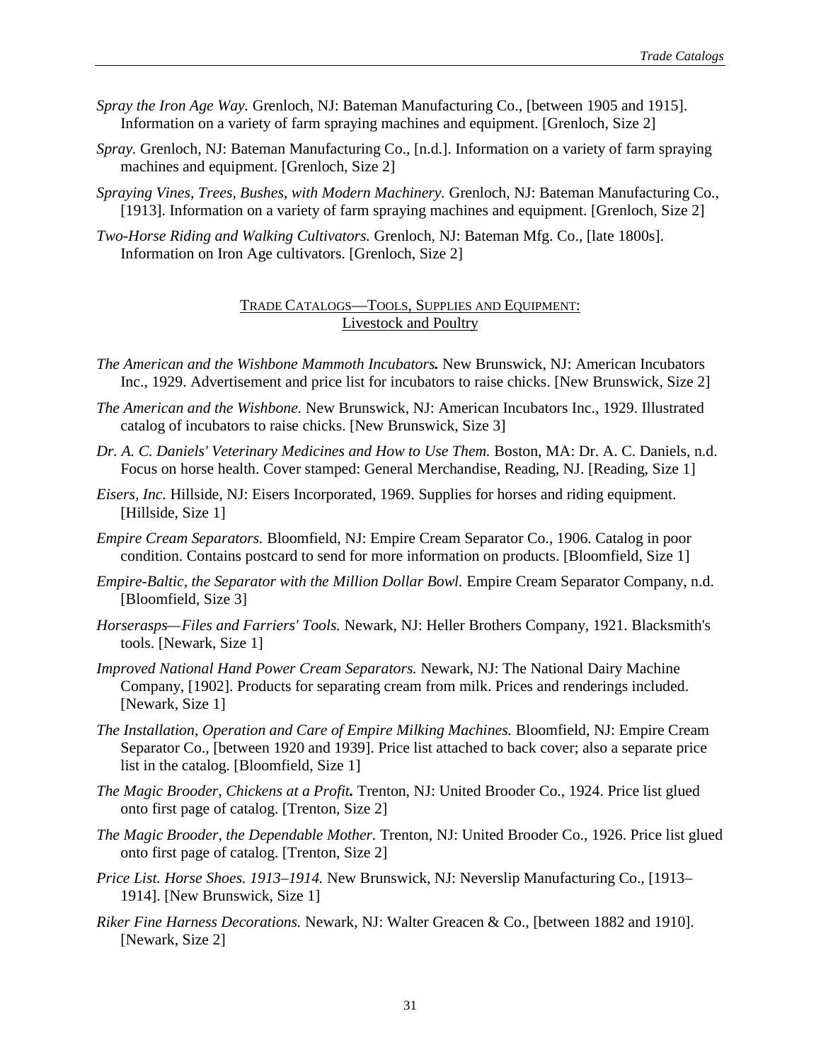*Spray the Iron Age Way.* Grenloch, NJ: Bateman Manufacturing Co., [between 1905 and 1915]. Information on a variety of farm spraying machines and equipment. [Grenloch, Size 2]

*Spray.* Grenloch, NJ: Bateman Manufacturing Co., [n.d.]. Information on a variety of farm spraying machines and equipment. [Grenloch, Size 2]

*Spraying Vines, Trees, Bushes, with Modern Machinery.* Grenloch, NJ: Bateman Manufacturing Co., [1913]. Information on a variety of farm spraying machines and equipment. [Grenloch, Size 2]

*Two-Horse Riding and Walking Cultivators.* Grenloch, NJ: Bateman Mfg. Co., [late 1800s]. Information on Iron Age cultivators. [Grenloch, Size 2]

## TRADE CATALOGS—TOOLS, SUPPLIES AND EQUIPMENT: Livestock and Poultry

*The American and the Wishbone Mammoth Incubators.* New Brunswick, NJ: American Incubators Inc., 1929. Advertisement and price list for incubators to raise chicks. [New Brunswick, Size 2]

*The American and the Wishbone.* New Brunswick, NJ: American Incubators Inc., 1929. Illustrated catalog of incubators to raise chicks. [New Brunswick, Size 3]

*Dr. A. C. Daniels' Veterinary Medicines and How to Use Them.* Boston, MA: Dr. A. C. Daniels, n.d. Focus on horse health. Cover stamped: General Merchandise, Reading, NJ. [Reading, Size 1]

*Eisers, Inc.* Hillside, NJ: Eisers Incorporated, 1969. Supplies for horses and riding equipment. [Hillside, Size 1]

*Empire Cream Separators.* Bloomfield, NJ: Empire Cream Separator Co., 1906. Catalog in poor condition. Contains postcard to send for more information on products. [Bloomfield, Size 1]

*Empire-Baltic, the Separator with the Million Dollar Bowl.* Empire Cream Separator Company, n.d. [Bloomfield, Size 3]

*Horserasps—Files and Farriers' Tools.* Newark, NJ: Heller Brothers Company, 1921. Blacksmith's tools. [Newark, Size 1]

*Improved National Hand Power Cream Separators.* Newark, NJ: The National Dairy Machine Company, [1902]. Products for separating cream from milk. Prices and renderings included. [Newark, Size 1]

*The Installation, Operation and Care of Empire Milking Machines.* Bloomfield, NJ: Empire Cream Separator Co., [between 1920 and 1939]. Price list attached to back cover; also a separate price list in the catalog. [Bloomfield, Size 1]

*The Magic Brooder, Chickens at a Profit.* Trenton, NJ: United Brooder Co., 1924. Price list glued onto first page of catalog. [Trenton, Size 2]

*The Magic Brooder, the Dependable Mother.* Trenton, NJ: United Brooder Co., 1926. Price list glued onto first page of catalog. [Trenton, Size 2]

*Price List. Horse Shoes. 1913–1914.* New Brunswick, NJ: Neverslip Manufacturing Co., [1913–1914]. [New Brunswick, Size 1]

*Riker Fine Harness Decorations.* Newark, NJ: Walter Greacen & Co., [between 1882 and 1910]. [Newark, Size 2]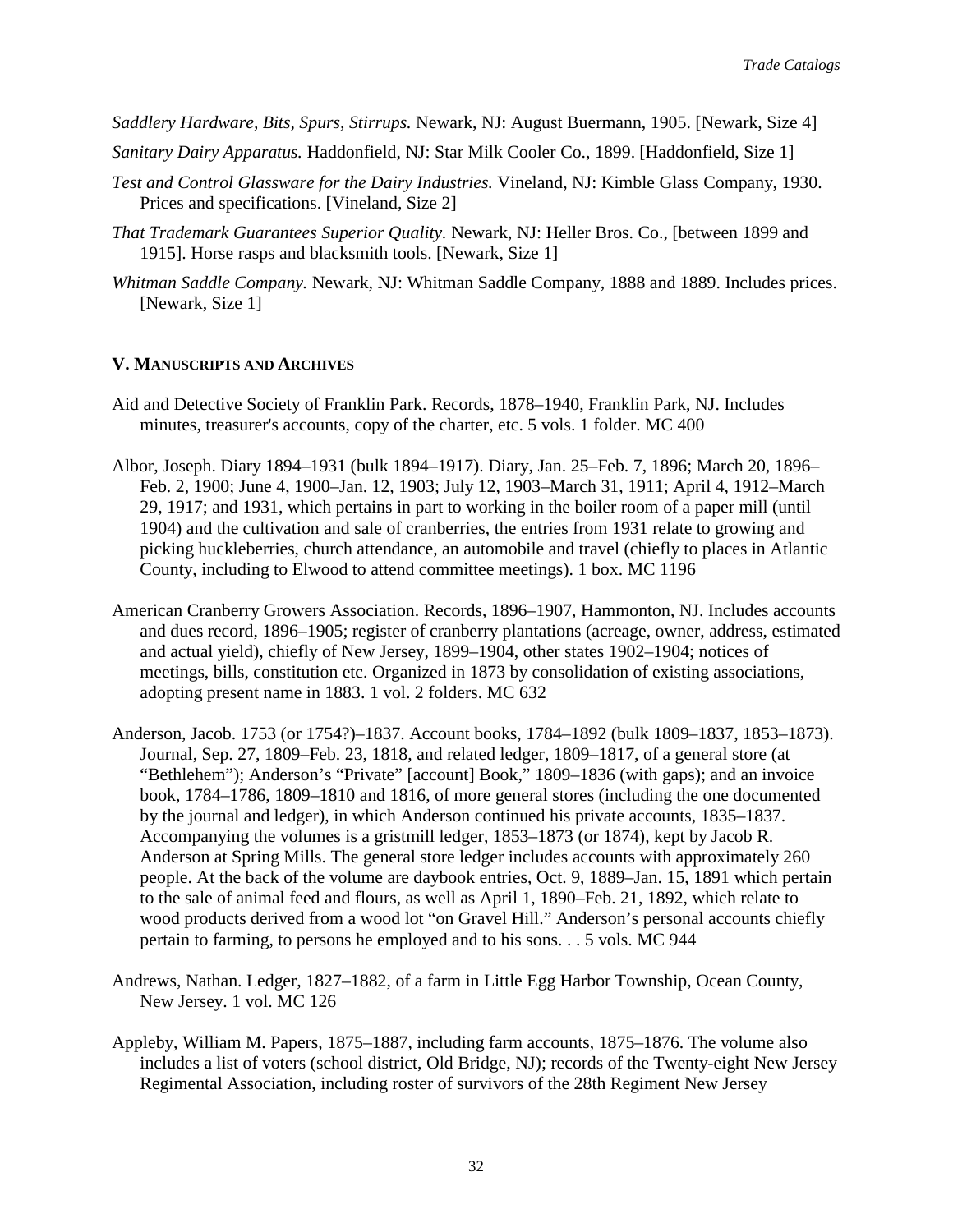*Saddlery Hardware, Bits, Spurs, Stirrups.* Newark, NJ: August Buermann, 1905. [Newark, Size 4]

*Sanitary Dairy Apparatus.* Haddonfield, NJ: Star Milk Cooler Co., 1899. [Haddonfield, Size 1]

*Test and Control Glassware for the Dairy Industries.* Vineland, NJ: Kimble Glass Company, 1930. Prices and specifications. [Vineland, Size 2]

*That Trademark Guarantees Superior Quality.* Newark, NJ: Heller Bros. Co., [between 1899 and 1915]. Horse rasps and blacksmith tools. [Newark, Size 1]

*Whitman Saddle Company.* Newark, NJ: Whitman Saddle Company, 1888 and 1889. Includes prices. [Newark, Size 1]

## V. Manuscripts and Archives

Aid and Detective Society of Franklin Park. Records, 1878–1940, Franklin Park, NJ. Includes minutes, treasurer's accounts, copy of the charter, etc. 5 vols. 1 folder. MC 400

Albor, Joseph. Diary 1894–1931 (bulk 1894–1917). Diary, Jan. 25–Feb. 7, 1896; March 20, 1896–Feb. 2, 1900; June 4, 1900–Jan. 12, 1903; July 12, 1903–March 31, 1911; April 4, 1912–March 29, 1917; and 1931, which pertains in part to working in the boiler room of a paper mill (until 1904) and the cultivation and sale of cranberries, the entries from 1931 relate to growing and picking huckleberries, church attendance, an automobile and travel (chiefly to places in Atlantic County, including to Elwood to attend committee meetings). 1 box. MC 1196

American Cranberry Growers Association. Records, 1896–1907, Hammonton, NJ. Includes accounts and dues record, 1896–1905; register of cranberry plantations (acreage, owner, address, estimated and actual yield), chiefly of New Jersey, 1899–1904, other states 1902–1904; notices of meetings, bills, constitution etc. Organized in 1873 by consolidation of existing associations, adopting present name in 1883. 1 vol. 2 folders. MC 632

Anderson, Jacob. 1753 (or 1754?)–1837. Account books, 1784–1892 (bulk 1809–1837, 1853–1873). Journal, Sep. 27, 1809–Feb. 23, 1818, and related ledger, 1809–1817, of a general store (at "Bethlehem"); Anderson's "Private" [account] Book," 1809–1836 (with gaps); and an invoice book, 1784–1786, 1809–1810 and 1816, of more general stores (including the one documented by the journal and ledger), in which Anderson continued his private accounts, 1835–1837. Accompanying the volumes is a gristmill ledger, 1853–1873 (or 1874), kept by Jacob R. Anderson at Spring Mills. The general store ledger includes accounts with approximately 260 people. At the back of the volume are daybook entries, Oct. 9, 1889–Jan. 15, 1891 which pertain to the sale of animal feed and flours, as well as April 1, 1890–Feb. 21, 1892, which relate to wood products derived from a wood lot "on Gravel Hill." Anderson's personal accounts chiefly pertain to farming, to persons he employed and to his sons. . . 5 vols. MC 944

Andrews, Nathan. Ledger, 1827–1882, of a farm in Little Egg Harbor Township, Ocean County, New Jersey. 1 vol. MC 126

Appleby, William M. Papers, 1875–1887, including farm accounts, 1875–1876. The volume also includes a list of voters (school district, Old Bridge, NJ); records of the Twenty-eight New Jersey Regimental Association, including roster of survivors of the 28th Regiment New Jersey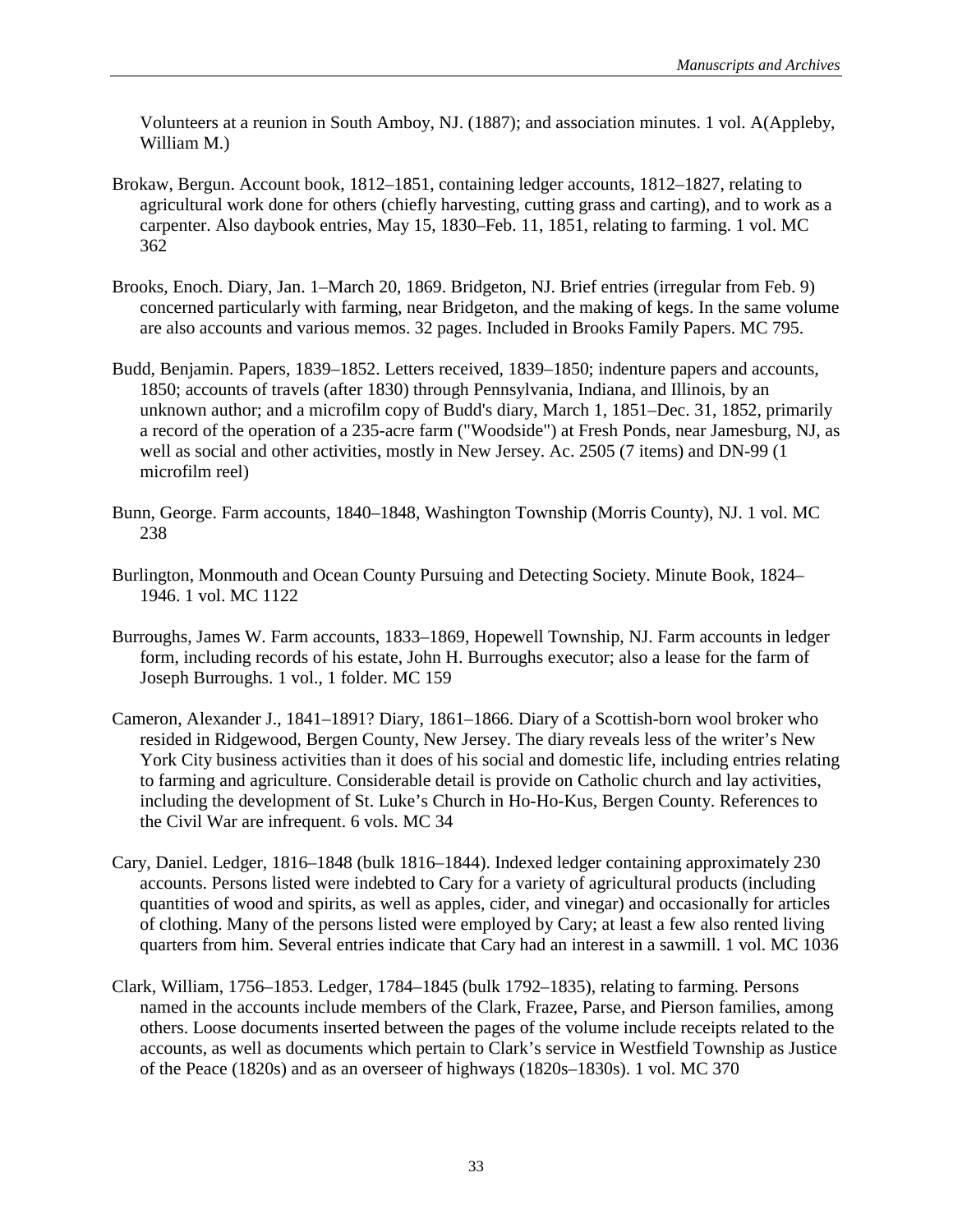Volunteers at a reunion in South Amboy, NJ. (1887); and association minutes. 1 vol. A(Appleby, William M.)

Brokaw, Bergun. Account book, 1812–1851, containing ledger accounts, 1812–1827, relating to agricultural work done for others (chiefly harvesting, cutting grass and carting), and to work as a carpenter. Also daybook entries, May 15, 1830–Feb. 11, 1851, relating to farming. 1 vol. MC 362

Brooks, Enoch. Diary, Jan. 1–March 20, 1869. Bridgeton, NJ. Brief entries (irregular from Feb. 9) concerned particularly with farming, near Bridgeton, and the making of kegs. In the same volume are also accounts and various memos. 32 pages. Included in Brooks Family Papers. MC 795.

Budd, Benjamin. Papers, 1839–1852. Letters received, 1839–1850; indenture papers and accounts, 1850; accounts of travels (after 1830) through Pennsylvania, Indiana, and Illinois, by an unknown author; and a microfilm copy of Budd's diary, March 1, 1851–Dec. 31, 1852, primarily a record of the operation of a 235-acre farm ("Woodside") at Fresh Ponds, near Jamesburg, NJ, as well as social and other activities, mostly in New Jersey. Ac. 2505 (7 items) and DN-99 (1 microfilm reel)

Bunn, George. Farm accounts, 1840–1848, Washington Township (Morris County), NJ. 1 vol. MC 238

Burlington, Monmouth and Ocean County Pursuing and Detecting Society. Minute Book, 1824–1946. 1 vol. MC 1122

Burroughs, James W. Farm accounts, 1833–1869, Hopewell Township, NJ. Farm accounts in ledger form, including records of his estate, John H. Burroughs executor; also a lease for the farm of Joseph Burroughs. 1 vol., 1 folder. MC 159

Cameron, Alexander J., 1841–1891? Diary, 1861–1866. Diary of a Scottish-born wool broker who resided in Ridgewood, Bergen County, New Jersey. The diary reveals less of the writer's New York City business activities than it does of his social and domestic life, including entries relating to farming and agriculture. Considerable detail is provide on Catholic church and lay activities, including the development of St. Luke's Church in Ho-Ho-Kus, Bergen County. References to the Civil War are infrequent. 6 vols. MC 34

Cary, Daniel. Ledger, 1816–1848 (bulk 1816–1844). Indexed ledger containing approximately 230 accounts. Persons listed were indebted to Cary for a variety of agricultural products (including quantities of wood and spirits, as well as apples, cider, and vinegar) and occasionally for articles of clothing. Many of the persons listed were employed by Cary; at least a few also rented living quarters from him. Several entries indicate that Cary had an interest in a sawmill. 1 vol. MC 1036

Clark, William, 1756–1853. Ledger, 1784–1845 (bulk 1792–1835), relating to farming. Persons named in the accounts include members of the Clark, Frazee, Parse, and Pierson families, among others. Loose documents inserted between the pages of the volume include receipts related to the accounts, as well as documents which pertain to Clark's service in Westfield Township as Justice of the Peace (1820s) and as an overseer of highways (1820s–1830s). 1 vol. MC 370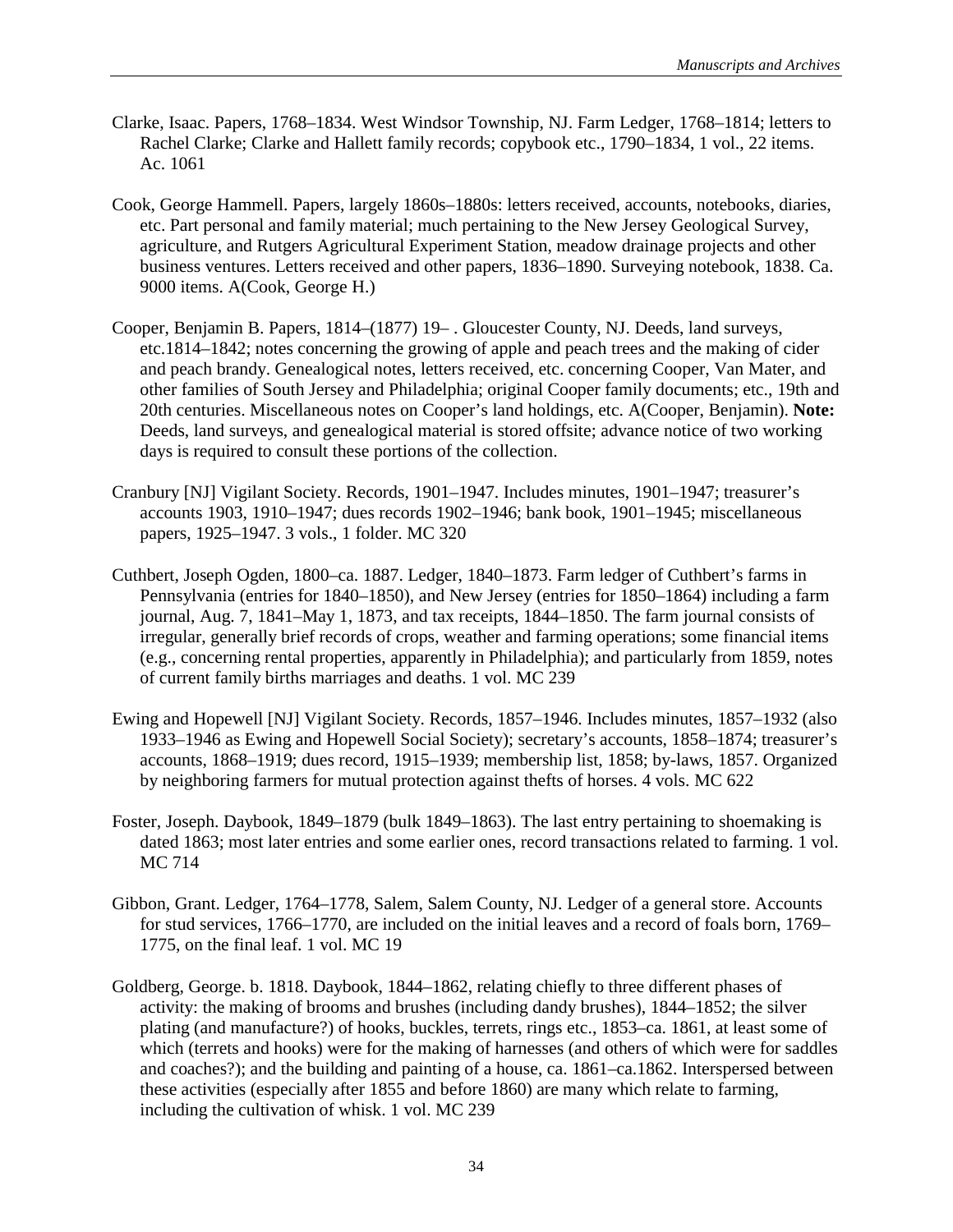Clarke, Isaac. Papers, 1768–1834. West Windsor Township, NJ. Farm Ledger, 1768–1814; letters to Rachel Clarke; Clarke and Hallett family records; copybook etc., 1790–1834, 1 vol., 22 items. Ac. 1061

Cook, George Hammell. Papers, largely 1860s–1880s: letters received, accounts, notebooks, diaries, etc. Part personal and family material; much pertaining to the New Jersey Geological Survey, agriculture, and Rutgers Agricultural Experiment Station, meadow drainage projects and other business ventures. Letters received and other papers, 1836–1890. Surveying notebook, 1838. Ca. 9000 items. A(Cook, George H.)

Cooper, Benjamin B. Papers, 1814–(1877) 19– . Gloucester County, NJ. Deeds, land surveys, etc.1814–1842; notes concerning the growing of apple and peach trees and the making of cider and peach brandy. Genealogical notes, letters received, etc. concerning Cooper, Van Mater, and other families of South Jersey and Philadelphia; original Cooper family documents; etc., 19th and 20th centuries. Miscellaneous notes on Cooper's land holdings, etc. A(Cooper, Benjamin). **Note:** Deeds, land surveys, and genealogical material is stored offsite; advance notice of two working days is required to consult these portions of the collection.

Cranbury [NJ] Vigilant Society. Records, 1901–1947. Includes minutes, 1901–1947; treasurer's accounts 1903, 1910–1947; dues records 1902–1946; bank book, 1901–1945; miscellaneous papers, 1925–1947. 3 vols., 1 folder. MC 320

Cuthbert, Joseph Ogden, 1800–ca. 1887. Ledger, 1840–1873. Farm ledger of Cuthbert's farms in Pennsylvania (entries for 1840–1850), and New Jersey (entries for 1850–1864) including a farm journal, Aug. 7, 1841–May 1, 1873, and tax receipts, 1844–1850. The farm journal consists of irregular, generally brief records of crops, weather and farming operations; some financial items (e.g., concerning rental properties, apparently in Philadelphia); and particularly from 1859, notes of current family births marriages and deaths. 1 vol. MC 239

Ewing and Hopewell [NJ] Vigilant Society. Records, 1857–1946. Includes minutes, 1857–1932 (also 1933–1946 as Ewing and Hopewell Social Society); secretary's accounts, 1858–1874; treasurer's accounts, 1868–1919; dues record, 1915–1939; membership list, 1858; by-laws, 1857. Organized by neighboring farmers for mutual protection against thefts of horses. 4 vols. MC 622

Foster, Joseph. Daybook, 1849–1879 (bulk 1849–1863). The last entry pertaining to shoemaking is dated 1863; most later entries and some earlier ones, record transactions related to farming. 1 vol. MC 714

Gibbon, Grant. Ledger, 1764–1778, Salem, Salem County, NJ. Ledger of a general store. Accounts for stud services, 1766–1770, are included on the initial leaves and a record of foals born, 1769–1775, on the final leaf. 1 vol. MC 19

Goldberg, George. b. 1818. Daybook, 1844–1862, relating chiefly to three different phases of activity: the making of brooms and brushes (including dandy brushes), 1844–1852; the silver plating (and manufacture?) of hooks, buckles, terrets, rings etc., 1853–ca. 1861, at least some of which (terrets and hooks) were for the making of harnesses (and others of which were for saddles and coaches?); and the building and painting of a house, ca. 1861–ca.1862. Interspersed between these activities (especially after 1855 and before 1860) are many which relate to farming, including the cultivation of whisk. 1 vol. MC 239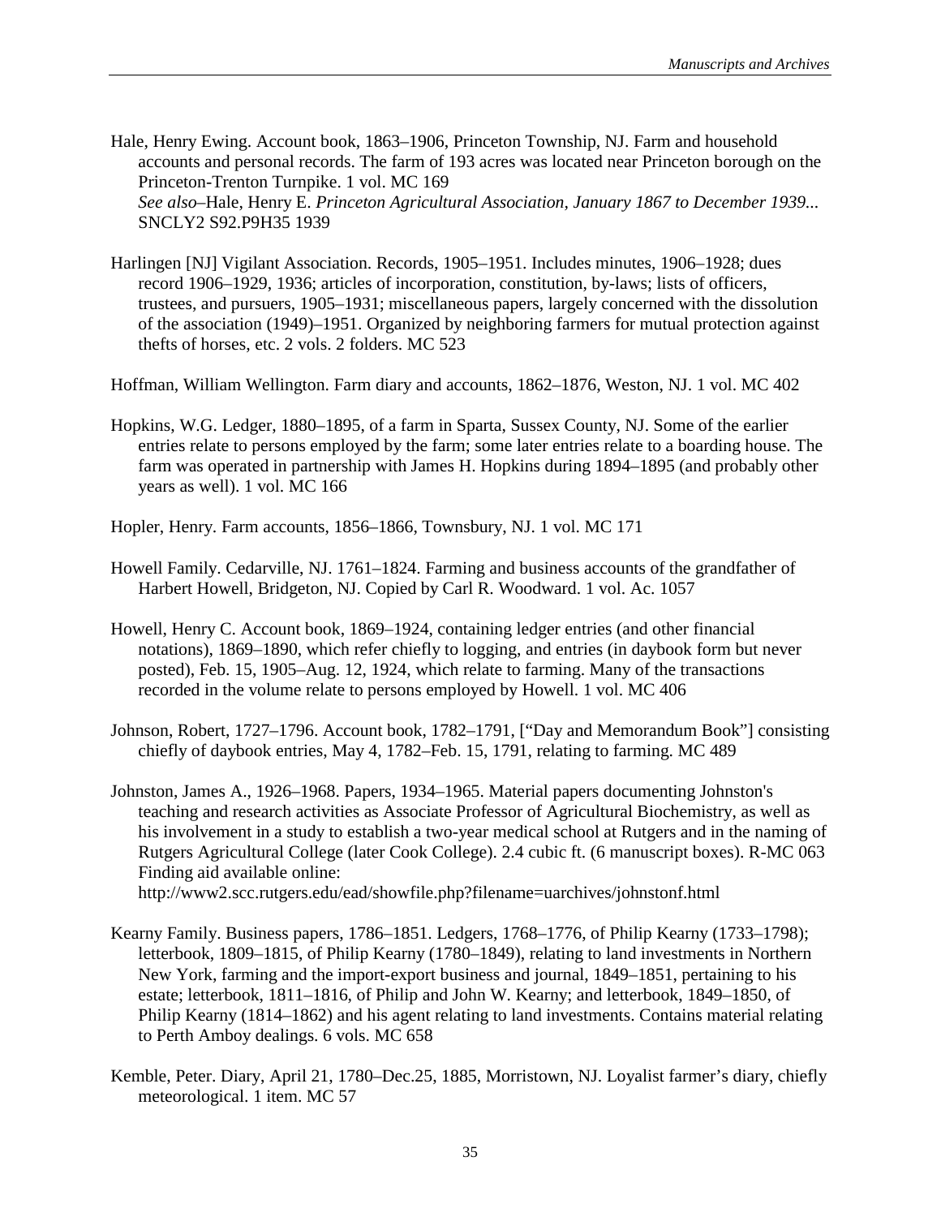Hale, Henry Ewing. Account book, 1863–1906, Princeton Township, NJ. Farm and household accounts and personal records. The farm of 193 acres was located near Princeton borough on the Princeton-Trenton Turnpike. 1 vol. MC 169
*See also*–Hale, Henry E. *Princeton Agricultural Association, January 1867 to December 1939...* SNCLY2 S92.P9H35 1939

Harlingen [NJ] Vigilant Association. Records, 1905–1951. Includes minutes, 1906–1928; dues record 1906–1929, 1936; articles of incorporation, constitution, by-laws; lists of officers, trustees, and pursuers, 1905–1931; miscellaneous papers, largely concerned with the dissolution of the association (1949)–1951. Organized by neighboring farmers for mutual protection against thefts of horses, etc. 2 vols. 2 folders. MC 523

Hoffman, William Wellington. Farm diary and accounts, 1862–1876, Weston, NJ. 1 vol. MC 402

Hopkins, W.G. Ledger, 1880–1895, of a farm in Sparta, Sussex County, NJ. Some of the earlier entries relate to persons employed by the farm; some later entries relate to a boarding house. The farm was operated in partnership with James H. Hopkins during 1894–1895 (and probably other years as well). 1 vol. MC 166

Hopler, Henry. Farm accounts, 1856–1866, Townsbury, NJ. 1 vol. MC 171

Howell Family. Cedarville, NJ. 1761–1824. Farming and business accounts of the grandfather of Harbert Howell, Bridgeton, NJ. Copied by Carl R. Woodward. 1 vol. Ac. 1057

Howell, Henry C. Account book, 1869–1924, containing ledger entries (and other financial notations), 1869–1890, which refer chiefly to logging, and entries (in daybook form but never posted), Feb. 15, 1905–Aug. 12, 1924, which relate to farming. Many of the transactions recorded in the volume relate to persons employed by Howell. 1 vol. MC 406

Johnson, Robert, 1727–1796. Account book, 1782–1791, ["Day and Memorandum Book"] consisting chiefly of daybook entries, May 4, 1782–Feb. 15, 1791, relating to farming. MC 489

Johnston, James A., 1926–1968. Papers, 1934–1965. Material papers documenting Johnston's teaching and research activities as Associate Professor of Agricultural Biochemistry, as well as his involvement in a study to establish a two-year medical school at Rutgers and in the naming of Rutgers Agricultural College (later Cook College). 2.4 cubic ft. (6 manuscript boxes). R-MC 063
Finding aid available online:
http://www2.scc.rutgers.edu/ead/showfile.php?filename=uarchives/johnstonf.html

Kearny Family. Business papers, 1786–1851. Ledgers, 1768–1776, of Philip Kearny (1733–1798); letterbook, 1809–1815, of Philip Kearny (1780–1849), relating to land investments in Northern New York, farming and the import-export business and journal, 1849–1851, pertaining to his estate; letterbook, 1811–1816, of Philip and John W. Kearny; and letterbook, 1849–1850, of Philip Kearny (1814–1862) and his agent relating to land investments. Contains material relating to Perth Amboy dealings. 6 vols. MC 658

Kemble, Peter. Diary, April 21, 1780–Dec.25, 1885, Morristown, NJ. Loyalist farmer's diary, chiefly meteorological. 1 item. MC 57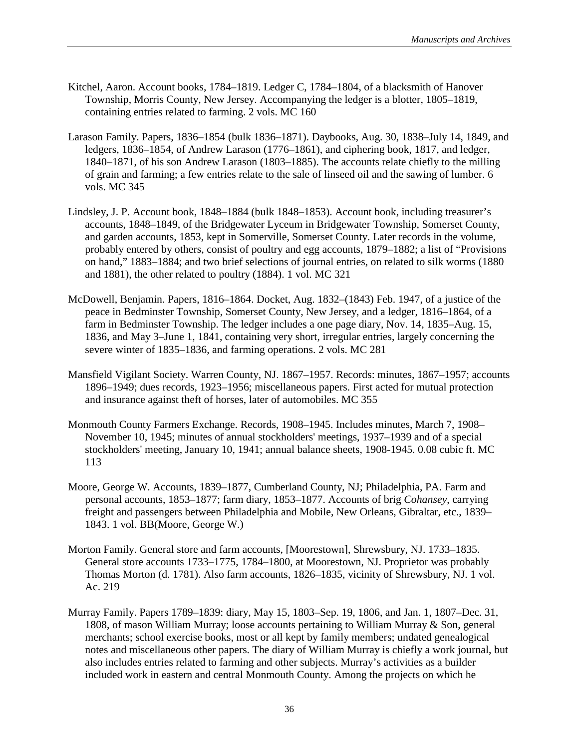Kitchel, Aaron. Account books, 1784–1819. Ledger C, 1784–1804, of a blacksmith of Hanover Township, Morris County, New Jersey. Accompanying the ledger is a blotter, 1805–1819, containing entries related to farming. 2 vols. MC 160

Larason Family. Papers, 1836–1854 (bulk 1836–1871). Daybooks, Aug. 30, 1838–July 14, 1849, and ledgers, 1836–1854, of Andrew Larason (1776–1861), and ciphering book, 1817, and ledger, 1840–1871, of his son Andrew Larason (1803–1885). The accounts relate chiefly to the milling of grain and farming; a few entries relate to the sale of linseed oil and the sawing of lumber. 6 vols. MC 345

Lindsley, J. P. Account book, 1848–1884 (bulk 1848–1853). Account book, including treasurer's accounts, 1848–1849, of the Bridgewater Lyceum in Bridgewater Township, Somerset County, and garden accounts, 1853, kept in Somerville, Somerset County. Later records in the volume, probably entered by others, consist of poultry and egg accounts, 1879–1882; a list of "Provisions on hand," 1883–1884; and two brief selections of journal entries, on related to silk worms (1880 and 1881), the other related to poultry (1884). 1 vol. MC 321

McDowell, Benjamin. Papers, 1816–1864. Docket, Aug. 1832–(1843) Feb. 1947, of a justice of the peace in Bedminster Township, Somerset County, New Jersey, and a ledger, 1816–1864, of a farm in Bedminster Township. The ledger includes a one page diary, Nov. 14, 1835–Aug. 15, 1836, and May 3–June 1, 1841, containing very short, irregular entries, largely concerning the severe winter of 1835–1836, and farming operations. 2 vols. MC 281

Mansfield Vigilant Society. Warren County, NJ. 1867–1957. Records: minutes, 1867–1957; accounts 1896–1949; dues records, 1923–1956; miscellaneous papers. First acted for mutual protection and insurance against theft of horses, later of automobiles. MC 355

Monmouth County Farmers Exchange. Records, 1908–1945. Includes minutes, March 7, 1908–November 10, 1945; minutes of annual stockholders' meetings, 1937–1939 and of a special stockholders' meeting, January 10, 1941; annual balance sheets, 1908-1945. 0.08 cubic ft. MC 113

Moore, George W. Accounts, 1839–1877, Cumberland County, NJ; Philadelphia, PA. Farm and personal accounts, 1853–1877; farm diary, 1853–1877. Accounts of brig *Cohansey*, carrying freight and passengers between Philadelphia and Mobile, New Orleans, Gibraltar, etc., 1839–1843. 1 vol. BB(Moore, George W.)

Morton Family. General store and farm accounts, [Moorestown], Shrewsbury, NJ. 1733–1835. General store accounts 1733–1775, 1784–1800, at Moorestown, NJ. Proprietor was probably Thomas Morton (d. 1781). Also farm accounts, 1826–1835, vicinity of Shrewsbury, NJ. 1 vol. Ac. 219

Murray Family. Papers 1789–1839: diary, May 15, 1803–Sep. 19, 1806, and Jan. 1, 1807–Dec. 31, 1808, of mason William Murray; loose accounts pertaining to William Murray & Son, general merchants; school exercise books, most or all kept by family members; undated genealogical notes and miscellaneous other papers. The diary of William Murray is chiefly a work journal, but also includes entries related to farming and other subjects. Murray's activities as a builder included work in eastern and central Monmouth County. Among the projects on which he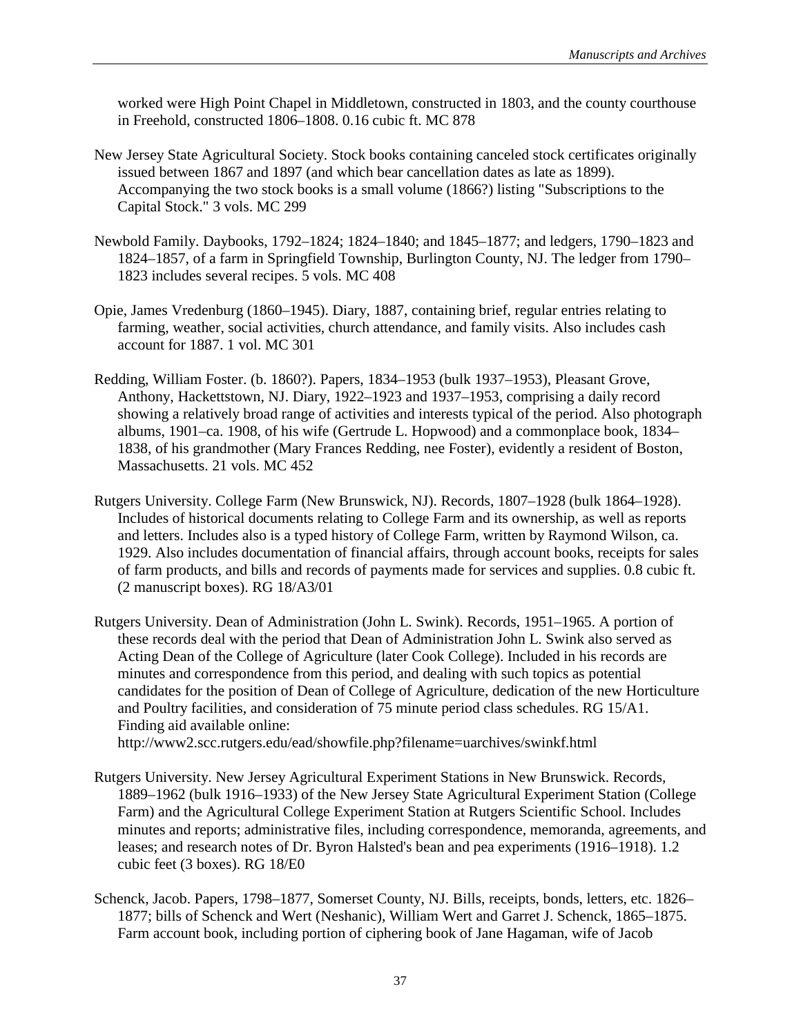worked were High Point Chapel in Middletown, constructed in 1803, and the county courthouse in Freehold, constructed 1806–1808. 0.16 cubic ft. MC 878

New Jersey State Agricultural Society. Stock books containing canceled stock certificates originally issued between 1867 and 1897 (and which bear cancellation dates as late as 1899). Accompanying the two stock books is a small volume (1866?) listing "Subscriptions to the Capital Stock." 3 vols. MC 299

Newbold Family. Daybooks, 1792–1824; 1824–1840; and 1845–1877; and ledgers, 1790–1823 and 1824–1857, of a farm in Springfield Township, Burlington County, NJ. The ledger from 1790–1823 includes several recipes. 5 vols. MC 408

Opie, James Vredenburg (1860–1945). Diary, 1887, containing brief, regular entries relating to farming, weather, social activities, church attendance, and family visits. Also includes cash account for 1887. 1 vol. MC 301

Redding, William Foster. (b. 1860?). Papers, 1834–1953 (bulk 1937–1953), Pleasant Grove, Anthony, Hackettstown, NJ. Diary, 1922–1923 and 1937–1953, comprising a daily record showing a relatively broad range of activities and interests typical of the period. Also photograph albums, 1901–ca. 1908, of his wife (Gertrude L. Hopwood) and a commonplace book, 1834–1838, of his grandmother (Mary Frances Redding, nee Foster), evidently a resident of Boston, Massachusetts. 21 vols. MC 452

Rutgers University. College Farm (New Brunswick, NJ). Records, 1807–1928 (bulk 1864–1928). Includes of historical documents relating to College Farm and its ownership, as well as reports and letters. Includes also is a typed history of College Farm, written by Raymond Wilson, ca. 1929. Also includes documentation of financial affairs, through account books, receipts for sales of farm products, and bills and records of payments made for services and supplies. 0.8 cubic ft. (2 manuscript boxes). RG 18/A3/01

Rutgers University. Dean of Administration (John L. Swink). Records, 1951–1965. A portion of these records deal with the period that Dean of Administration John L. Swink also served as Acting Dean of the College of Agriculture (later Cook College). Included in his records are minutes and correspondence from this period, and dealing with such topics as potential candidates for the position of Dean of College of Agriculture, dedication of the new Horticulture and Poultry facilities, and consideration of 75 minute period class schedules. RG 15/A1. Finding aid available online:
http://www2.scc.rutgers.edu/ead/showfile.php?filename=uarchives/swinkf.html

Rutgers University. New Jersey Agricultural Experiment Stations in New Brunswick. Records, 1889–1962 (bulk 1916–1933) of the New Jersey State Agricultural Experiment Station (College Farm) and the Agricultural College Experiment Station at Rutgers Scientific School. Includes minutes and reports; administrative files, including correspondence, memoranda, agreements, and leases; and research notes of Dr. Byron Halsted's bean and pea experiments (1916–1918). 1.2 cubic feet (3 boxes). RG 18/E0

Schenck, Jacob. Papers, 1798–1877, Somerset County, NJ. Bills, receipts, bonds, letters, etc. 1826–1877; bills of Schenck and Wert (Neshanic), William Wert and Garret J. Schenck, 1865–1875. Farm account book, including portion of ciphering book of Jane Hagaman, wife of Jacob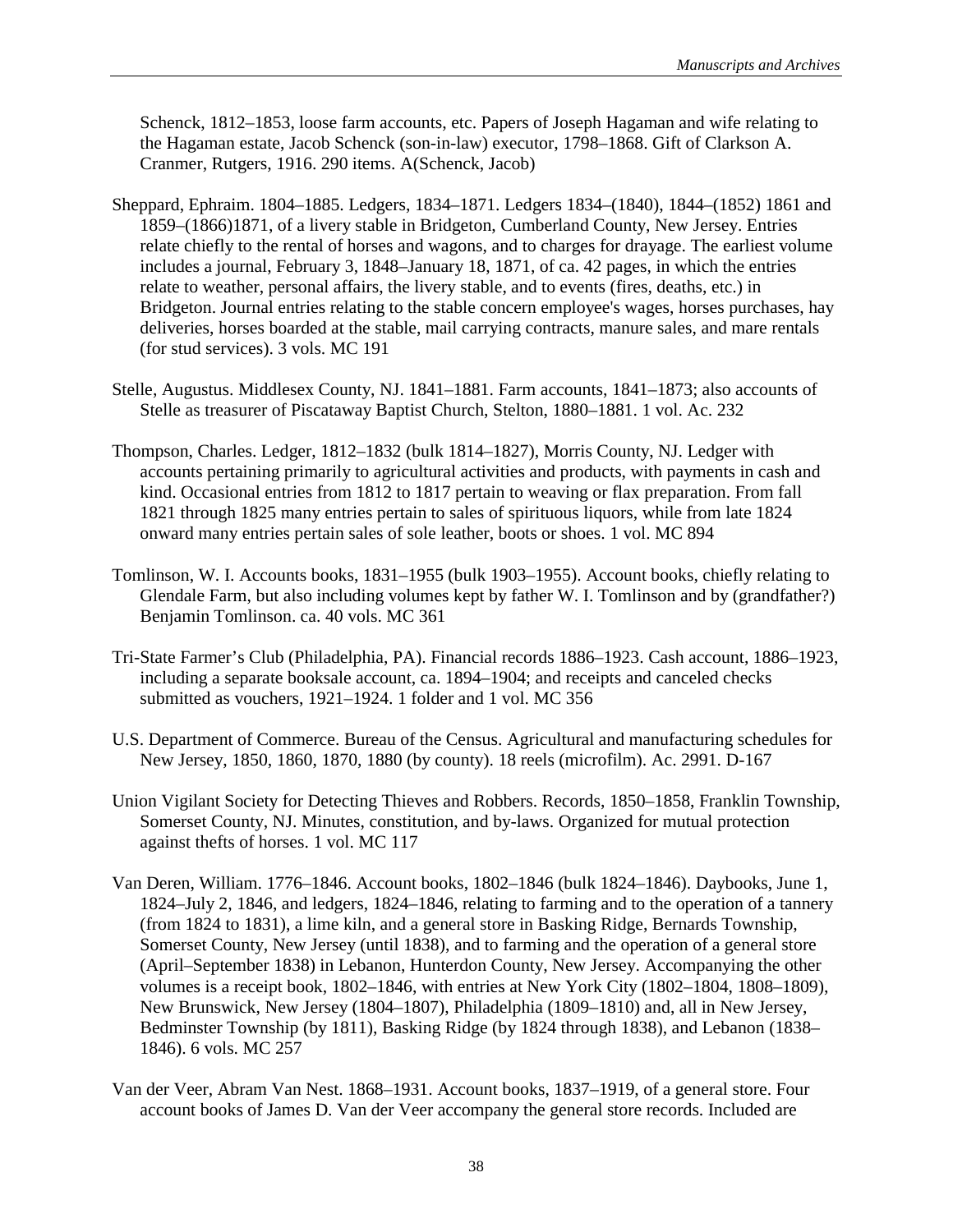Schenck, 1812–1853, loose farm accounts, etc. Papers of Joseph Hagaman and wife relating to the Hagaman estate, Jacob Schenck (son-in-law) executor, 1798–1868. Gift of Clarkson A. Cranmer, Rutgers, 1916. 290 items. A(Schenck, Jacob)

Sheppard, Ephraim. 1804–1885. Ledgers, 1834–1871. Ledgers 1834–(1840), 1844–(1852) 1861 and 1859–(1866)1871, of a livery stable in Bridgeton, Cumberland County, New Jersey. Entries relate chiefly to the rental of horses and wagons, and to charges for drayage. The earliest volume includes a journal, February 3, 1848–January 18, 1871, of ca. 42 pages, in which the entries relate to weather, personal affairs, the livery stable, and to events (fires, deaths, etc.) in Bridgeton. Journal entries relating to the stable concern employee's wages, horses purchases, hay deliveries, horses boarded at the stable, mail carrying contracts, manure sales, and mare rentals (for stud services). 3 vols. MC 191

Stelle, Augustus. Middlesex County, NJ. 1841–1881. Farm accounts, 1841–1873; also accounts of Stelle as treasurer of Piscataway Baptist Church, Stelton, 1880–1881. 1 vol. Ac. 232

Thompson, Charles. Ledger, 1812–1832 (bulk 1814–1827), Morris County, NJ. Ledger with accounts pertaining primarily to agricultural activities and products, with payments in cash and kind. Occasional entries from 1812 to 1817 pertain to weaving or flax preparation. From fall 1821 through 1825 many entries pertain to sales of spirituous liquors, while from late 1824 onward many entries pertain sales of sole leather, boots or shoes. 1 vol. MC 894

Tomlinson, W. I. Accounts books, 1831–1955 (bulk 1903–1955). Account books, chiefly relating to Glendale Farm, but also including volumes kept by father W. I. Tomlinson and by (grandfather?) Benjamin Tomlinson. ca. 40 vols. MC 361

Tri-State Farmer's Club (Philadelphia, PA). Financial records 1886–1923. Cash account, 1886–1923, including a separate booksale account, ca. 1894–1904; and receipts and canceled checks submitted as vouchers, 1921–1924. 1 folder and 1 vol. MC 356

U.S. Department of Commerce. Bureau of the Census. Agricultural and manufacturing schedules for New Jersey, 1850, 1860, 1870, 1880 (by county). 18 reels (microfilm). Ac. 2991. D-167

Union Vigilant Society for Detecting Thieves and Robbers. Records, 1850–1858, Franklin Township, Somerset County, NJ. Minutes, constitution, and by-laws. Organized for mutual protection against thefts of horses. 1 vol. MC 117

Van Deren, William. 1776–1846. Account books, 1802–1846 (bulk 1824–1846). Daybooks, June 1, 1824–July 2, 1846, and ledgers, 1824–1846, relating to farming and to the operation of a tannery (from 1824 to 1831), a lime kiln, and a general store in Basking Ridge, Bernards Township, Somerset County, New Jersey (until 1838), and to farming and the operation of a general store (April–September 1838) in Lebanon, Hunterdon County, New Jersey. Accompanying the other volumes is a receipt book, 1802–1846, with entries at New York City (1802–1804, 1808–1809), New Brunswick, New Jersey (1804–1807), Philadelphia (1809–1810) and, all in New Jersey, Bedminster Township (by 1811), Basking Ridge (by 1824 through 1838), and Lebanon (1838–1846). 6 vols. MC 257

Van der Veer, Abram Van Nest. 1868–1931. Account books, 1837–1919, of a general store. Four account books of James D. Van der Veer accompany the general store records. Included are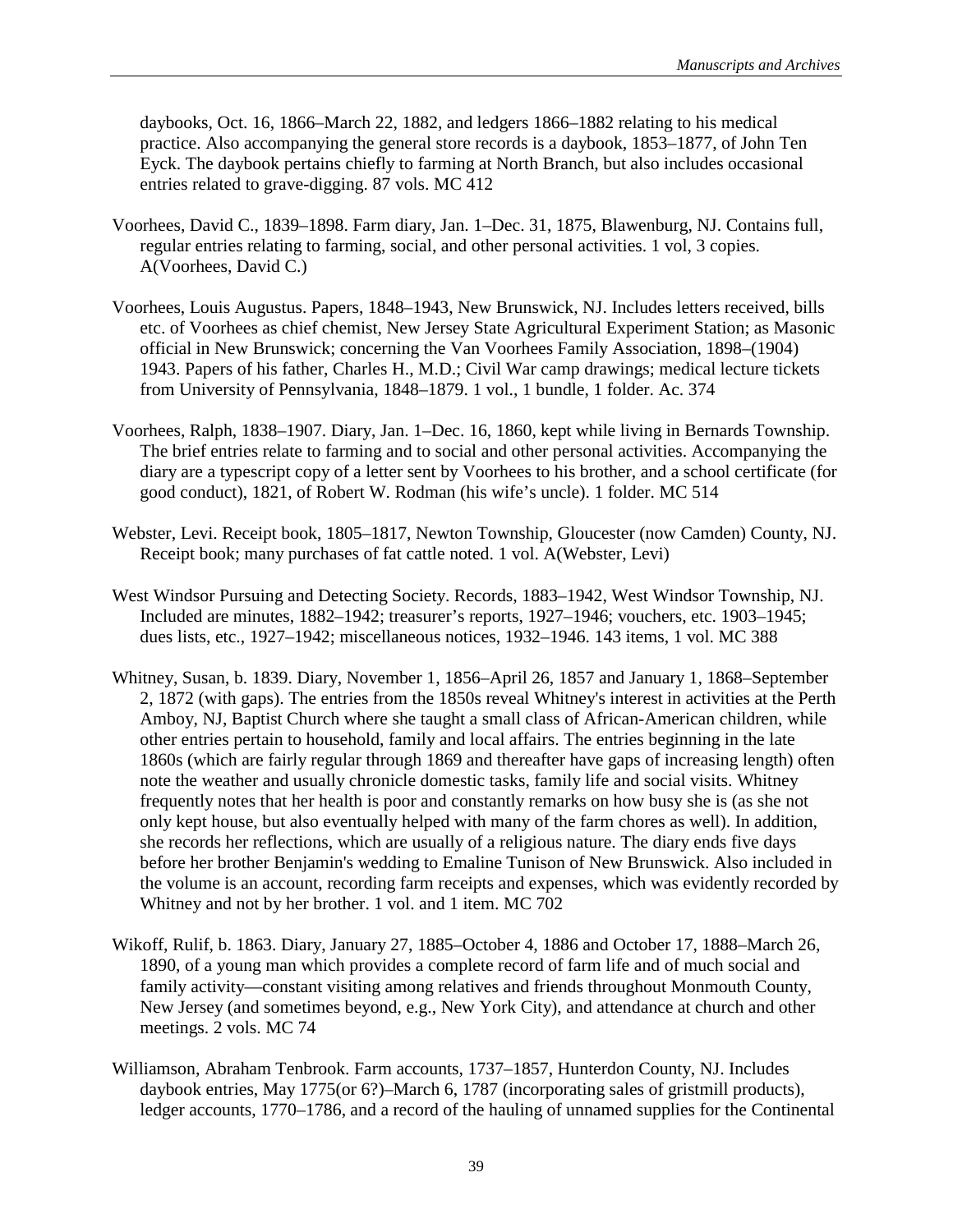daybooks, Oct. 16, 1866–March 22, 1882, and ledgers 1866–1882 relating to his medical practice. Also accompanying the general store records is a daybook, 1853–1877, of John Ten Eyck. The daybook pertains chiefly to farming at North Branch, but also includes occasional entries related to grave-digging. 87 vols. MC 412

Voorhees, David C., 1839–1898. Farm diary, Jan. 1–Dec. 31, 1875, Blawenburg, NJ. Contains full, regular entries relating to farming, social, and other personal activities. 1 vol, 3 copies. A(Voorhees, David C.)

Voorhees, Louis Augustus. Papers, 1848–1943, New Brunswick, NJ. Includes letters received, bills etc. of Voorhees as chief chemist, New Jersey State Agricultural Experiment Station; as Masonic official in New Brunswick; concerning the Van Voorhees Family Association, 1898–(1904) 1943. Papers of his father, Charles H., M.D.; Civil War camp drawings; medical lecture tickets from University of Pennsylvania, 1848–1879. 1 vol., 1 bundle, 1 folder. Ac. 374

Voorhees, Ralph, 1838–1907. Diary, Jan. 1–Dec. 16, 1860, kept while living in Bernards Township. The brief entries relate to farming and to social and other personal activities. Accompanying the diary are a typescript copy of a letter sent by Voorhees to his brother, and a school certificate (for good conduct), 1821, of Robert W. Rodman (his wife's uncle). 1 folder. MC 514

Webster, Levi. Receipt book, 1805–1817, Newton Township, Gloucester (now Camden) County, NJ. Receipt book; many purchases of fat cattle noted. 1 vol. A(Webster, Levi)

West Windsor Pursuing and Detecting Society. Records, 1883–1942, West Windsor Township, NJ. Included are minutes, 1882–1942; treasurer's reports, 1927–1946; vouchers, etc. 1903–1945; dues lists, etc., 1927–1942; miscellaneous notices, 1932–1946. 143 items, 1 vol. MC 388

Whitney, Susan, b. 1839. Diary, November 1, 1856–April 26, 1857 and January 1, 1868–September 2, 1872 (with gaps). The entries from the 1850s reveal Whitney's interest in activities at the Perth Amboy, NJ, Baptist Church where she taught a small class of African-American children, while other entries pertain to household, family and local affairs. The entries beginning in the late 1860s (which are fairly regular through 1869 and thereafter have gaps of increasing length) often note the weather and usually chronicle domestic tasks, family life and social visits. Whitney frequently notes that her health is poor and constantly remarks on how busy she is (as she not only kept house, but also eventually helped with many of the farm chores as well). In addition, she records her reflections, which are usually of a religious nature. The diary ends five days before her brother Benjamin's wedding to Emaline Tunison of New Brunswick. Also included in the volume is an account, recording farm receipts and expenses, which was evidently recorded by Whitney and not by her brother. 1 vol. and 1 item. MC 702

Wikoff, Rulif, b. 1863. Diary, January 27, 1885–October 4, 1886 and October 17, 1888–March 26, 1890, of a young man which provides a complete record of farm life and of much social and family activity—constant visiting among relatives and friends throughout Monmouth County, New Jersey (and sometimes beyond, e.g., New York City), and attendance at church and other meetings. 2 vols. MC 74

Williamson, Abraham Tenbrook. Farm accounts, 1737–1857, Hunterdon County, NJ. Includes daybook entries, May 1775(or 6?)–March 6, 1787 (incorporating sales of gristmill products), ledger accounts, 1770–1786, and a record of the hauling of unnamed supplies for the Continental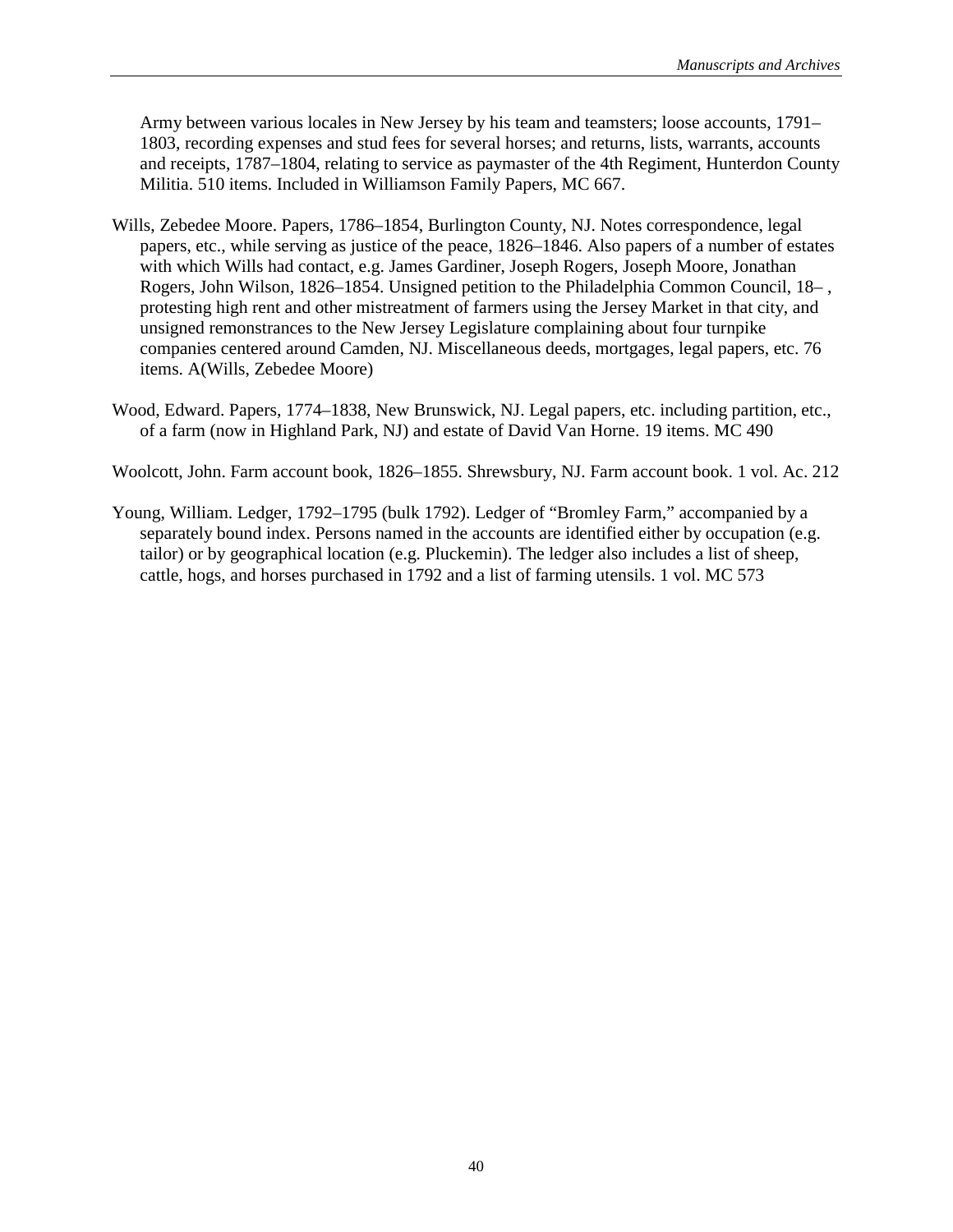Army between various locales in New Jersey by his team and teamsters; loose accounts, 1791–1803, recording expenses and stud fees for several horses; and returns, lists, warrants, accounts and receipts, 1787–1804, relating to service as paymaster of the 4th Regiment, Hunterdon County Militia. 510 items. Included in Williamson Family Papers, MC 667.

Wills, Zebedee Moore. Papers, 1786–1854, Burlington County, NJ. Notes correspondence, legal papers, etc., while serving as justice of the peace, 1826–1846. Also papers of a number of estates with which Wills had contact, e.g. James Gardiner, Joseph Rogers, Joseph Moore, Jonathan Rogers, John Wilson, 1826–1854. Unsigned petition to the Philadelphia Common Council, 18– , protesting high rent and other mistreatment of farmers using the Jersey Market in that city, and unsigned remonstrances to the New Jersey Legislature complaining about four turnpike companies centered around Camden, NJ. Miscellaneous deeds, mortgages, legal papers, etc. 76 items. A(Wills, Zebedee Moore)

Wood, Edward. Papers, 1774–1838, New Brunswick, NJ. Legal papers, etc. including partition, etc., of a farm (now in Highland Park, NJ) and estate of David Van Horne. 19 items. MC 490

Woolcott, John. Farm account book, 1826–1855. Shrewsbury, NJ. Farm account book. 1 vol. Ac. 212

Young, William. Ledger, 1792–1795 (bulk 1792). Ledger of “Bromley Farm,” accompanied by a separately bound index. Persons named in the accounts are identified either by occupation (e.g. tailor) or by geographical location (e.g. Pluckemin). The ledger also includes a list of sheep, cattle, hogs, and horses purchased in 1792 and a list of farming utensils. 1 vol. MC 573